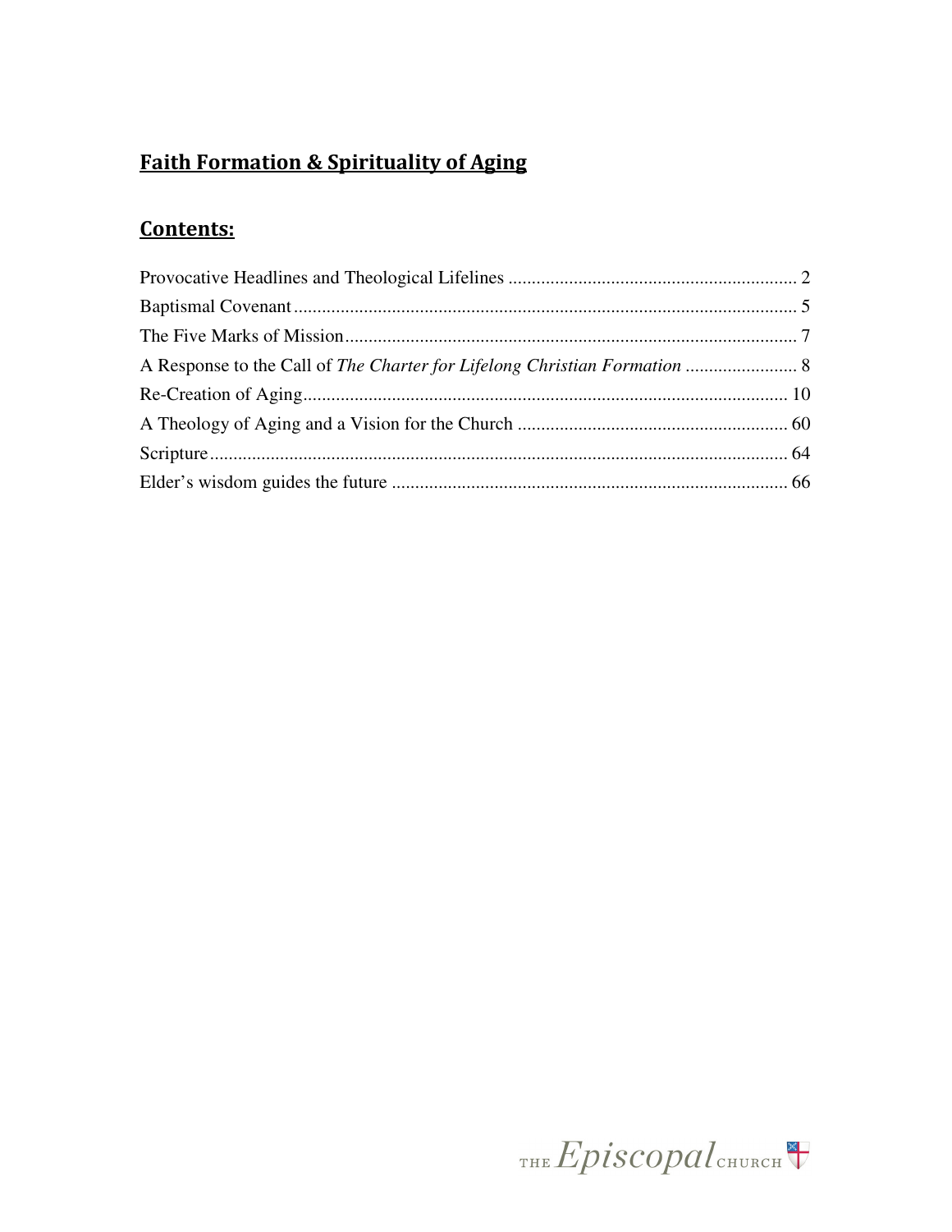# Faith Formation & Spirituality of Aging

## Contents:

Provocative Headlines and Theological Lifelines .............................................................. 2
Baptismal Covenant ........................................................................................................... 5
The Five Marks of Mission ................................................................................................. 7
A Response to the Call of *The Charter for Lifelong Christian Formation* ........................ 8
Re-Creation of Aging ........................................................................................................ 10
A Theology of Aging and a Vision for the Church ........................................................... 60
Scripture ............................................................................................................................ 64
Elder's wisdom guides the future ..................................................................................... 66

THE *Episcopal* CHURCH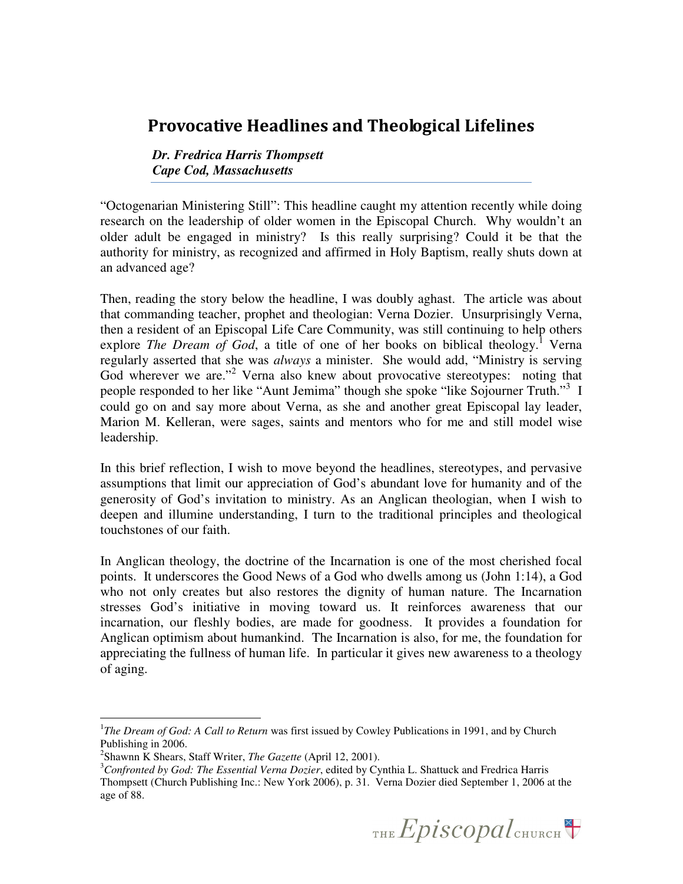## Provocative Headlines and Theological Lifelines

***Dr. Fredrica Harris Thompsett***
***Cape Cod, Massachusetts***

---

"Octogenarian Ministering Still": This headline caught my attention recently while doing research on the leadership of older women in the Episcopal Church. Why wouldn't an older adult be engaged in ministry? Is this really surprising? Could it be that the authority for ministry, as recognized and affirmed in Holy Baptism, really shuts down at an advanced age?

Then, reading the story below the headline, I was doubly aghast. The article was about that commanding teacher, prophet and theologian: Verna Dozier. Unsurprisingly Verna, then a resident of an Episcopal Life Care Community, was still continuing to help others explore *The Dream of God*, a title of one of her books on biblical theology.[1] Verna regularly asserted that she was *always* a minister. She would add, "Ministry is serving God wherever we are."[2] Verna also knew about provocative stereotypes: noting that people responded to her like "Aunt Jemima" though she spoke "like Sojourner Truth."[3] I could go on and say more about Verna, as she and another great Episcopal lay leader, Marion M. Kelleran, were sages, saints and mentors who for me and still model wise leadership.

In this brief reflection, I wish to move beyond the headlines, stereotypes, and pervasive assumptions that limit our appreciation of God's abundant love for humanity and of the generosity of God's invitation to ministry. As an Anglican theologian, when I wish to deepen and illumine understanding, I turn to the traditional principles and theological touchstones of our faith.

In Anglican theology, the doctrine of the Incarnation is one of the most cherished focal points. It underscores the Good News of a God who dwells among us (John 1:14), a God who not only creates but also restores the dignity of human nature. The Incarnation stresses God's initiative in moving toward us. It reinforces awareness that our incarnation, our fleshly bodies, are made for goodness. It provides a foundation for Anglican optimism about humankind. The Incarnation is also, for me, the foundation for appreciating the fullness of human life. In particular it gives new awareness to a theology of aging.

---

[1] *The Dream of God: A Call to Return* was first issued by Cowley Publications in 1991, and by Church Publishing in 2006.

[2] Shawnn K Shears, Staff Writer, *The Gazette* (April 12, 2001).

[3] *Confronted by God: The Essential Verna Dozier*, edited by Cynthia L. Shattuck and Fredrica Harris Thompsett (Church Publishing Inc.: New York 2006), p. 31. Verna Dozier died September 1, 2006 at the age of 88.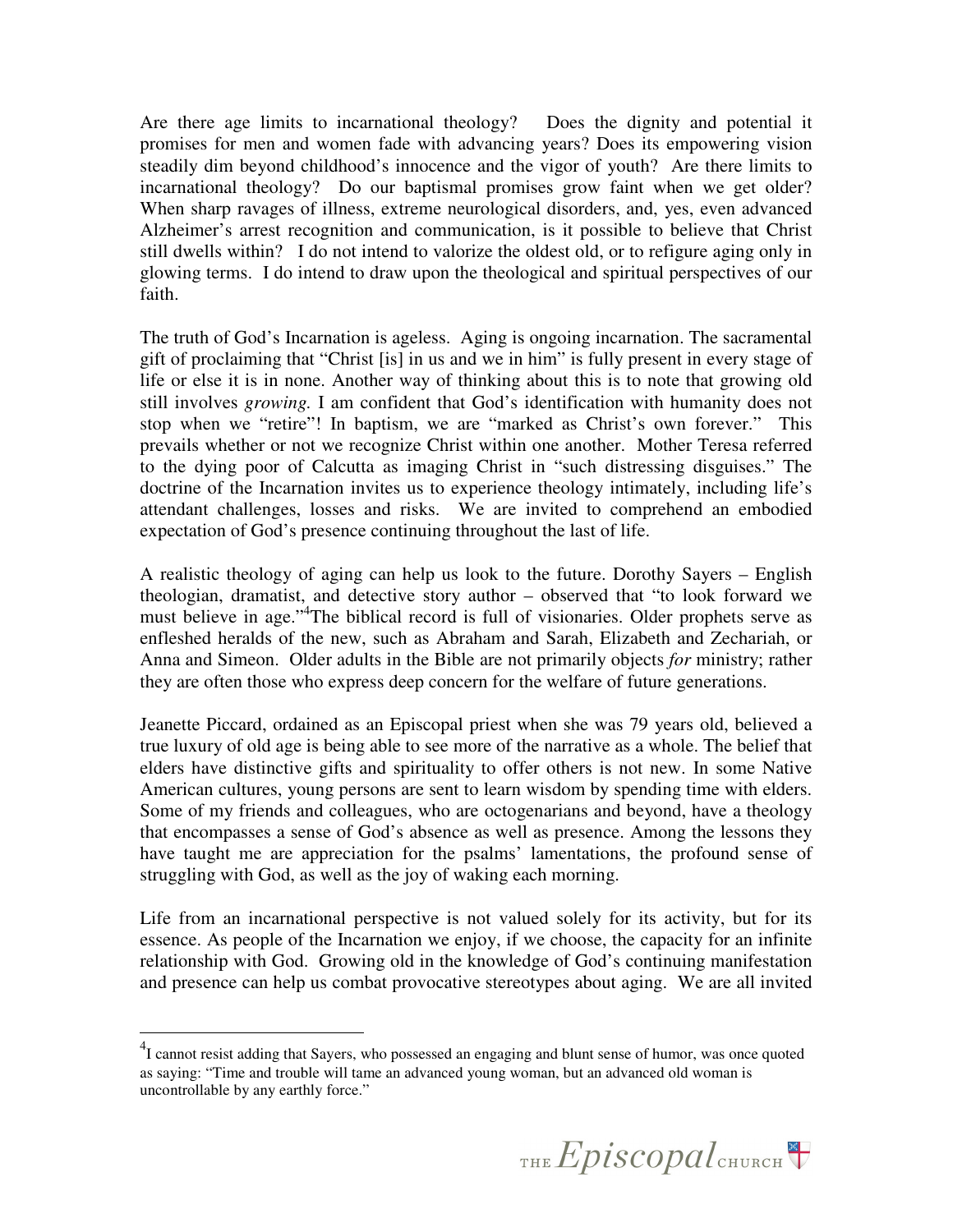Are there age limits to incarnational theology? Does the dignity and potential it promises for men and women fade with advancing years? Does its empowering vision steadily dim beyond childhood's innocence and the vigor of youth? Are there limits to incarnational theology? Do our baptismal promises grow faint when we get older? When sharp ravages of illness, extreme neurological disorders, and, yes, even advanced Alzheimer's arrest recognition and communication, is it possible to believe that Christ still dwells within? I do not intend to valorize the oldest old, or to refigure aging only in glowing terms. I do intend to draw upon the theological and spiritual perspectives of our faith.

The truth of God's Incarnation is ageless. Aging is ongoing incarnation. The sacramental gift of proclaiming that "Christ [is] in us and we in him" is fully present in every stage of life or else it is in none. Another way of thinking about this is to note that growing old still involves *growing.* I am confident that God's identification with humanity does not stop when we "retire"! In baptism, we are "marked as Christ's own forever." This prevails whether or not we recognize Christ within one another. Mother Teresa referred to the dying poor of Calcutta as imaging Christ in "such distressing disguises." The doctrine of the Incarnation invites us to experience theology intimately, including life's attendant challenges, losses and risks. We are invited to comprehend an embodied expectation of God's presence continuing throughout the last of life.

A realistic theology of aging can help us look to the future. Dorothy Sayers – English theologian, dramatist, and detective story author – observed that "to look forward we must believe in age."[4]The biblical record is full of visionaries. Older prophets serve as enfleshed heralds of the new, such as Abraham and Sarah, Elizabeth and Zechariah, or Anna and Simeon. Older adults in the Bible are not primarily objects *for* ministry; rather they are often those who express deep concern for the welfare of future generations.

Jeanette Piccard, ordained as an Episcopal priest when she was 79 years old, believed a true luxury of old age is being able to see more of the narrative as a whole. The belief that elders have distinctive gifts and spirituality to offer others is not new. In some Native American cultures, young persons are sent to learn wisdom by spending time with elders. Some of my friends and colleagues, who are octogenarians and beyond, have a theology that encompasses a sense of God's absence as well as presence. Among the lessons they have taught me are appreciation for the psalms' lamentations, the profound sense of struggling with God, as well as the joy of waking each morning.

Life from an incarnational perspective is not valued solely for its activity, but for its essence. As people of the Incarnation we enjoy, if we choose, the capacity for an infinite relationship with God. Growing old in the knowledge of God's continuing manifestation and presence can help us combat provocative stereotypes about aging. We are all invited

---

[4] I cannot resist adding that Sayers, who possessed an engaging and blunt sense of humor, was once quoted as saying: "Time and trouble will tame an advanced young woman, but an advanced old woman is uncontrollable by any earthly force."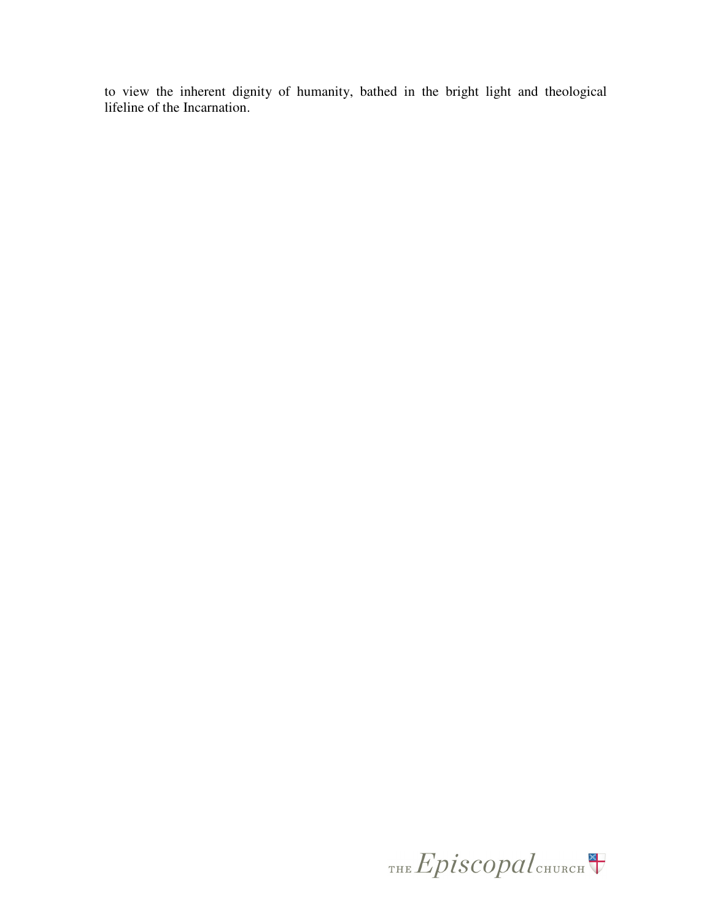to view the inherent dignity of humanity, bathed in the bright light and theological lifeline of the Incarnation.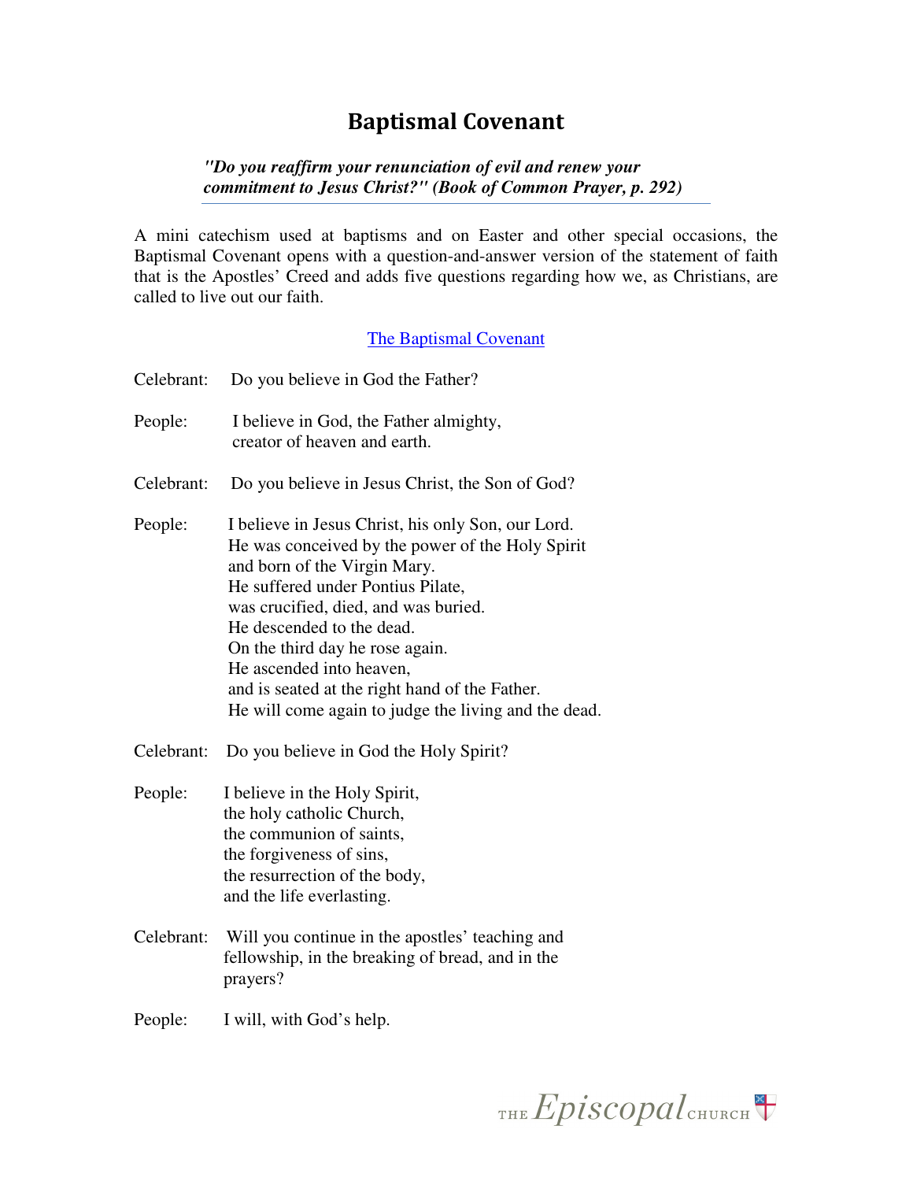# Baptismal Covenant

***"Do you reaffirm your renunciation of evil and renew your commitment to Jesus Christ?" (Book of Common Prayer, p. 292)***

A mini catechism used at baptisms and on Easter and other special occasions, the Baptismal Covenant opens with a question-and-answer version of the statement of faith that is the Apostles' Creed and adds five questions regarding how we, as Christians, are called to live out our faith.

The Baptismal Covenant

Celebrant: Do you believe in God the Father?

People: I believe in God, the Father almighty,
creator of heaven and earth.

Celebrant: Do you believe in Jesus Christ, the Son of God?

People: I believe in Jesus Christ, his only Son, our Lord.
He was conceived by the power of the Holy Spirit
and born of the Virgin Mary.
He suffered under Pontius Pilate,
was crucified, died, and was buried.
He descended to the dead.
On the third day he rose again.
He ascended into heaven,
and is seated at the right hand of the Father.
He will come again to judge the living and the dead.

Celebrant: Do you believe in God the Holy Spirit?

People: I believe in the Holy Spirit,
the holy catholic Church,
the communion of saints,
the forgiveness of sins,
the resurrection of the body,
and the life everlasting.

Celebrant: Will you continue in the apostles' teaching and fellowship, in the breaking of bread, and in the prayers?

People: I will, with God's help.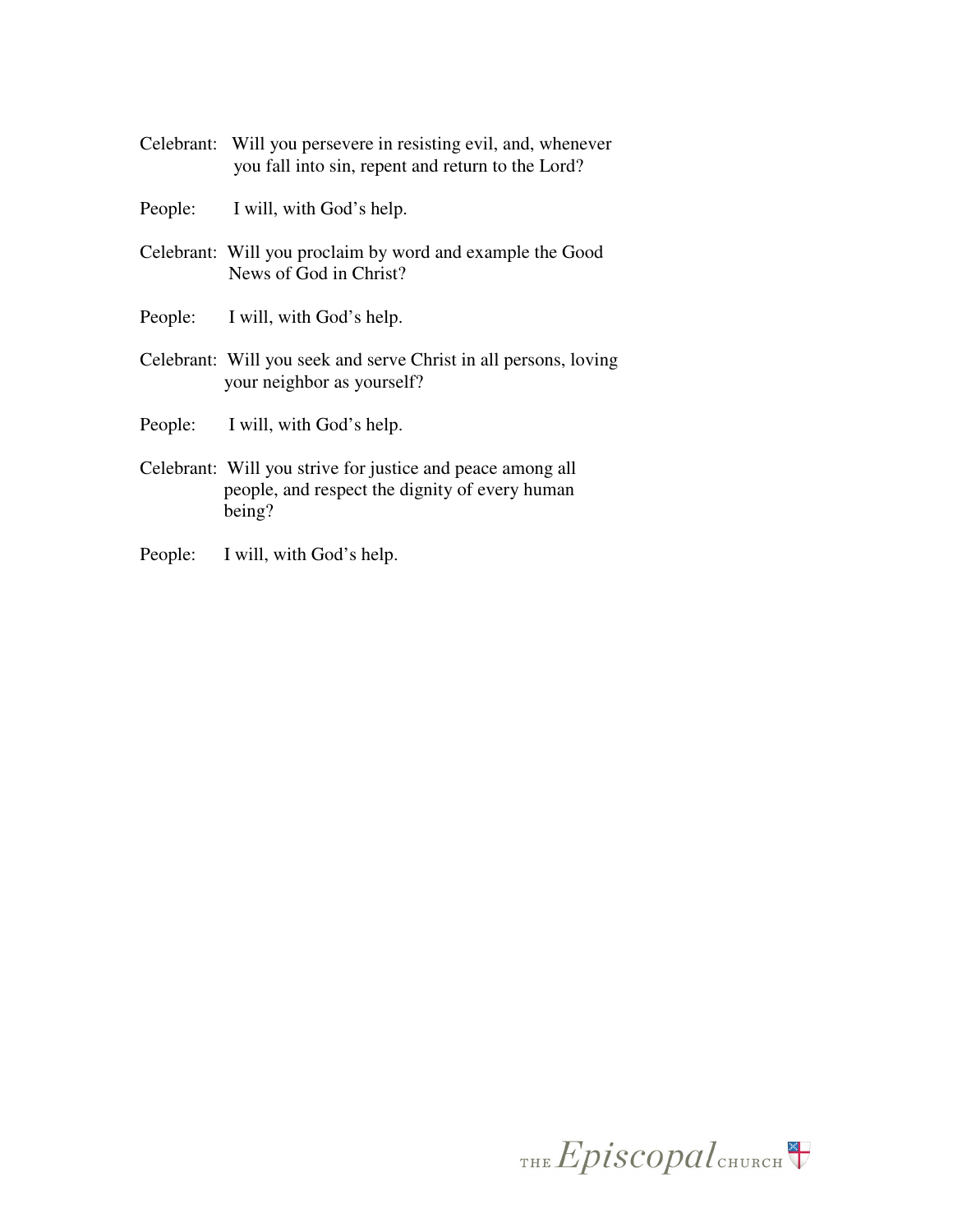Celebrant: Will you persevere in resisting evil, and, whenever you fall into sin, repent and return to the Lord?

People: I will, with God's help.

Celebrant: Will you proclaim by word and example the Good News of God in Christ?

People: I will, with God's help.

Celebrant: Will you seek and serve Christ in all persons, loving your neighbor as yourself?

People: I will, with God's help.

Celebrant: Will you strive for justice and peace among all people, and respect the dignity of every human being?

People: I will, with God's help.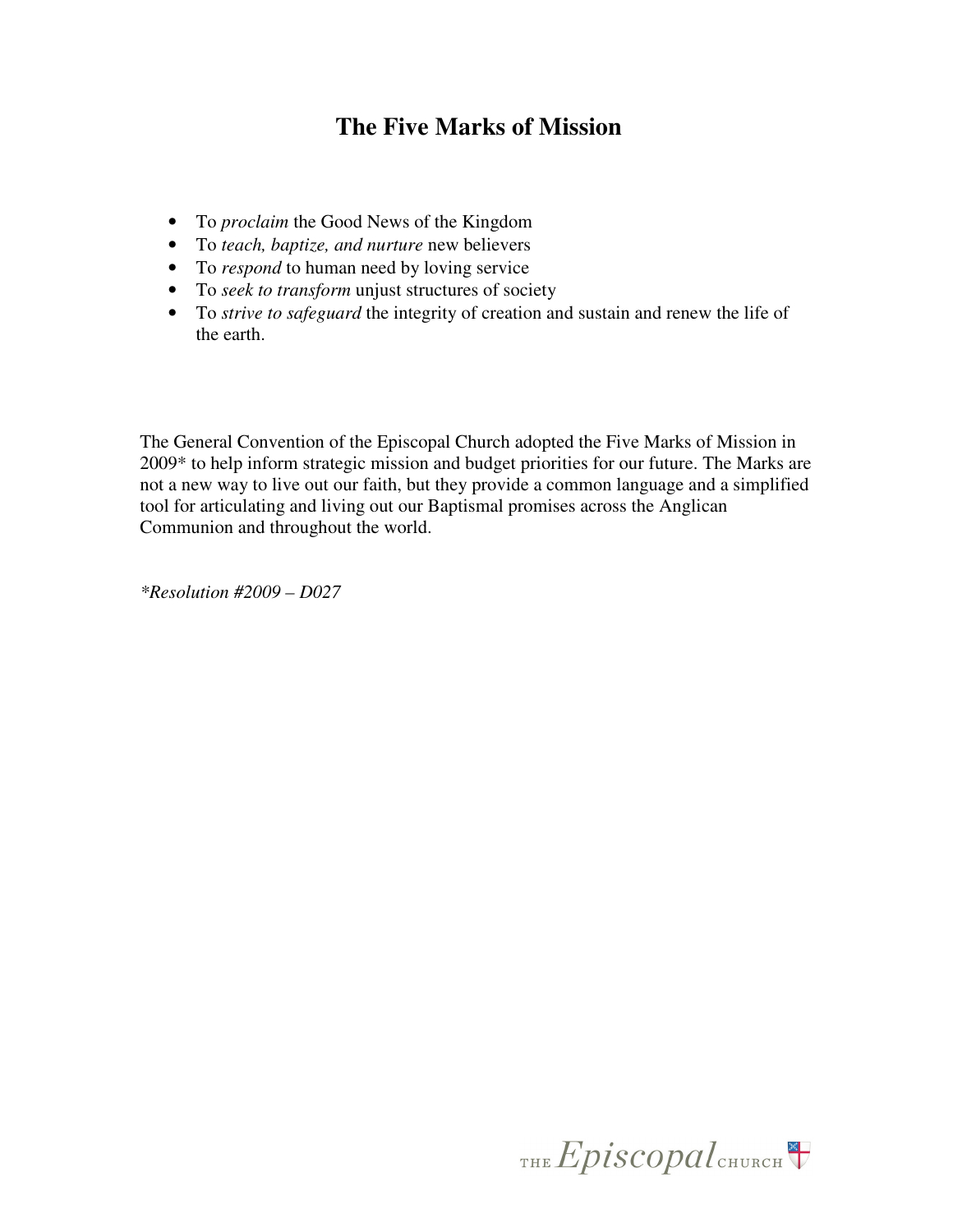# The Five Marks of Mission

- To *proclaim* the Good News of the Kingdom
- To *teach, baptize, and nurture* new believers
- To *respond* to human need by loving service
- To *seek to transform* unjust structures of society
- To *strive to safeguard* the integrity of creation and sustain and renew the life of the earth.

The General Convention of the Episcopal Church adopted the Five Marks of Mission in 2009* to help inform strategic mission and budget priorities for our future. The Marks are not a new way to live out our faith, but they provide a common language and a simplified tool for articulating and living out our Baptismal promises across the Anglican Communion and throughout the world.

*\*Resolution #2009 – D027*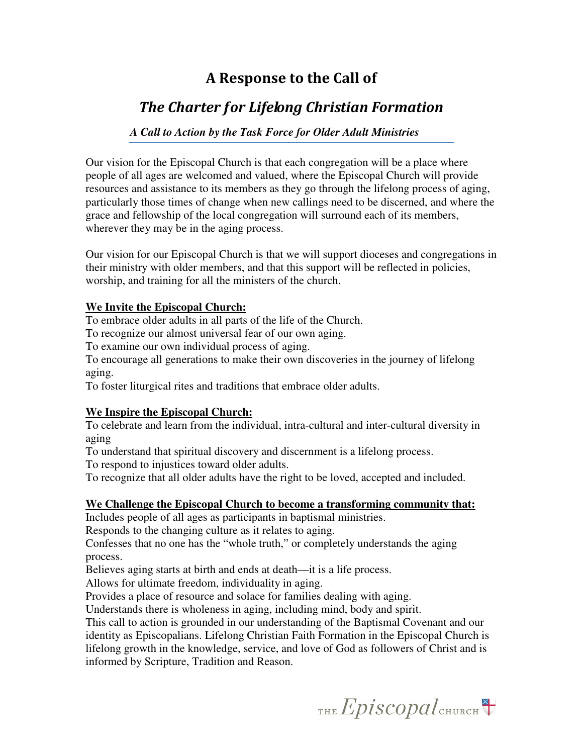# A Response to the Call of

## *The Charter for Lifelong Christian Formation*

***A Call to Action by the Task Force for Older Adult Ministries***

Our vision for the Episcopal Church is that each congregation will be a place where people of all ages are welcomed and valued, where the Episcopal Church will provide resources and assistance to its members as they go through the lifelong process of aging, particularly those times of change when new callings need to be discerned, and where the grace and fellowship of the local congregation will surround each of its members, wherever they may be in the aging process.

Our vision for our Episcopal Church is that we will support dioceses and congregations in their ministry with older members, and that this support will be reflected in policies, worship, and training for all the ministers of the church.

**We Invite the Episcopal Church:**

To embrace older adults in all parts of the life of the Church.
To recognize our almost universal fear of our own aging.
To examine our own individual process of aging.
To encourage all generations to make their own discoveries in the journey of lifelong aging.
To foster liturgical rites and traditions that embrace older adults.

**We Inspire the Episcopal Church:**

To celebrate and learn from the individual, intra-cultural and inter-cultural diversity in aging
To understand that spiritual discovery and discernment is a lifelong process.
To respond to injustices toward older adults.
To recognize that all older adults have the right to be loved, accepted and included.

**We Challenge the Episcopal Church to become a transforming community that:**

Includes people of all ages as participants in baptismal ministries.
Responds to the changing culture as it relates to aging.
Confesses that no one has the "whole truth," or completely understands the aging process.
Believes aging starts at birth and ends at death—it is a life process.
Allows for ultimate freedom, individuality in aging.
Provides a place of resource and solace for families dealing with aging.
Understands there is wholeness in aging, including mind, body and spirit.
This call to action is grounded in our understanding of the Baptismal Covenant and our identity as Episcopalians. Lifelong Christian Faith Formation in the Episcopal Church is lifelong growth in the knowledge, service, and love of God as followers of Christ and is informed by Scripture, Tradition and Reason.

THE *Episcopal* CHURCH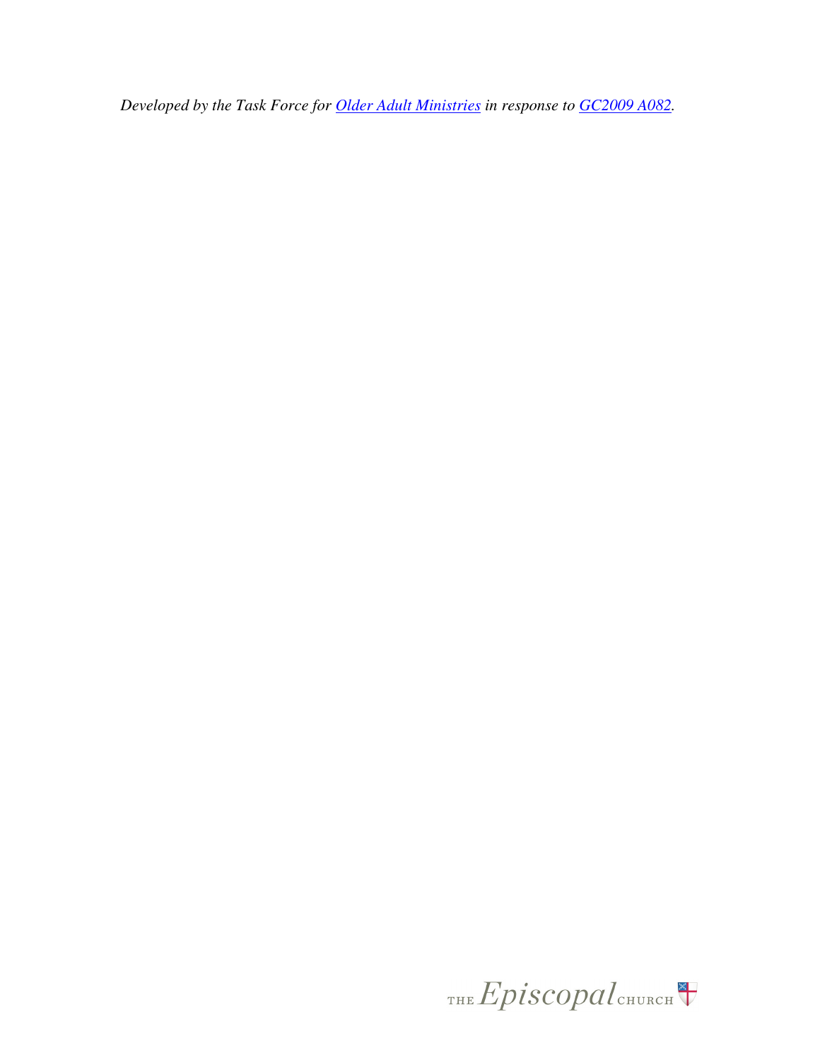*Developed by the Task Force for Older Adult Ministries in response to GC2009 A082.*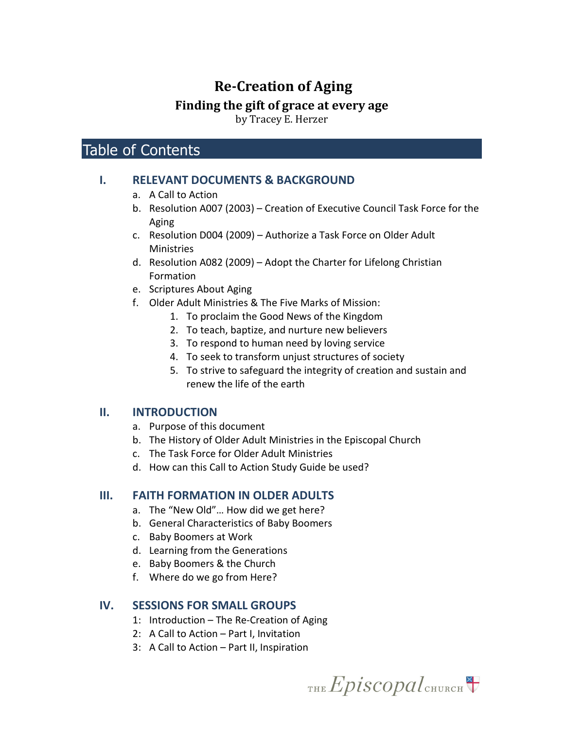# Re-Creation of Aging

## Finding the gift of grace at every age

by Tracey E. Herzer

## Table of Contents

### I. RELEVANT DOCUMENTS & BACKGROUND

a. A Call to Action
b. Resolution A007 (2003) – Creation of Executive Council Task Force for the Aging
c. Resolution D004 (2009) – Authorize a Task Force on Older Adult Ministries
d. Resolution A082 (2009) – Adopt the Charter for Lifelong Christian Formation
e. Scriptures About Aging
f. Older Adult Ministries & The Five Marks of Mission:
   1. To proclaim the Good News of the Kingdom
   2. To teach, baptize, and nurture new believers
   3. To respond to human need by loving service
   4. To seek to transform unjust structures of society
   5. To strive to safeguard the integrity of creation and sustain and renew the life of the earth

### II. INTRODUCTION

a. Purpose of this document
b. The History of Older Adult Ministries in the Episcopal Church
c. The Task Force for Older Adult Ministries
d. How can this Call to Action Study Guide be used?

### III. FAITH FORMATION IN OLDER ADULTS

a. The "New Old"… How did we get here?
b. General Characteristics of Baby Boomers
c. Baby Boomers at Work
d. Learning from the Generations
e. Baby Boomers & the Church
f. Where do we go from Here?

### IV. SESSIONS FOR SMALL GROUPS

1: Introduction – The Re-Creation of Aging
2: A Call to Action – Part I, Invitation
3: A Call to Action – Part II, Inspiration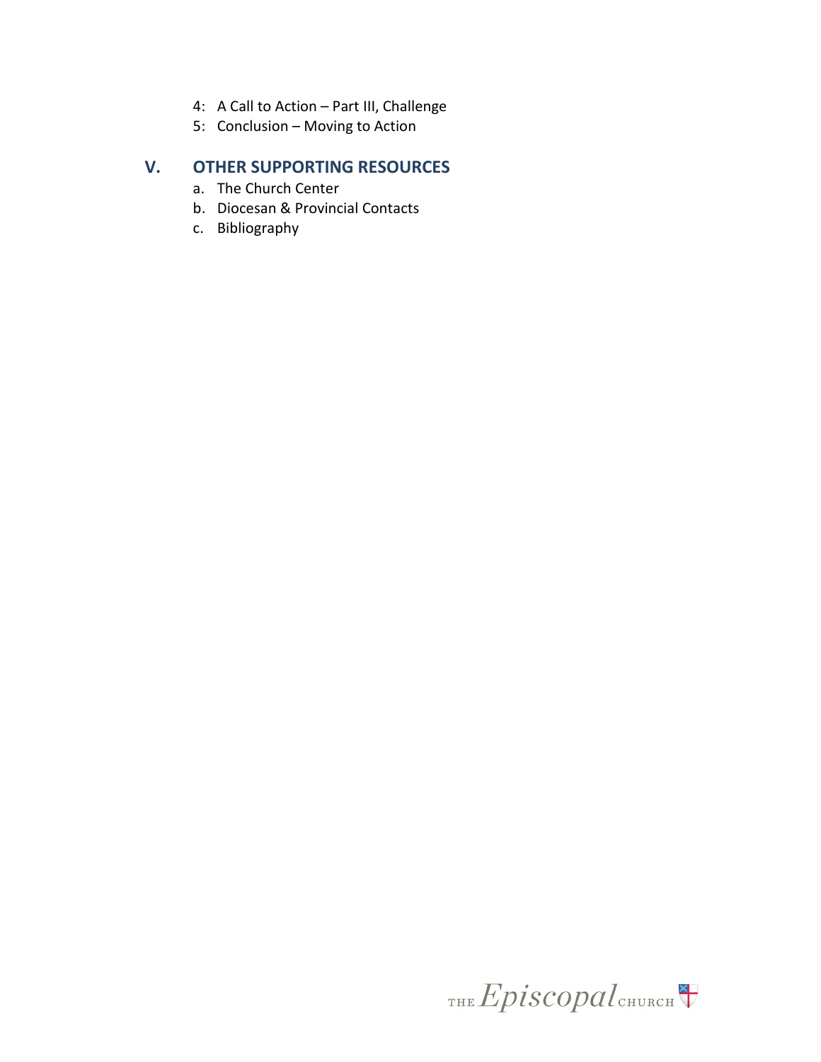4: A Call to Action – Part III, Challenge
5: Conclusion – Moving to Action

## V. OTHER SUPPORTING RESOURCES

a. The Church Center
b. Diocesan & Provincial Contacts
c. Bibliography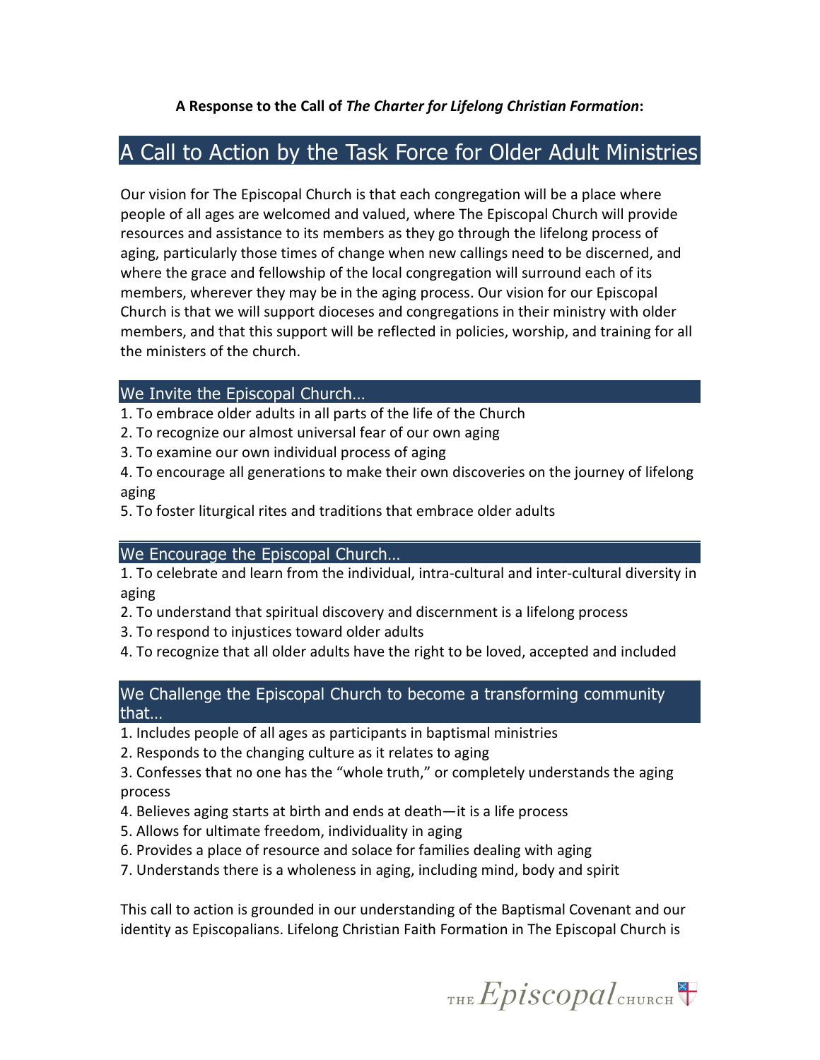**A Response to the Call of *The Charter for Lifelong Christian Formation*:**

## A Call to Action by the Task Force for Older Adult Ministries

Our vision for The Episcopal Church is that each congregation will be a place where people of all ages are welcomed and valued, where The Episcopal Church will provide resources and assistance to its members as they go through the lifelong process of aging, particularly those times of change when new callings need to be discerned, and where the grace and fellowship of the local congregation will surround each of its members, wherever they may be in the aging process. Our vision for our Episcopal Church is that we will support dioceses and congregations in their ministry with older members, and that this support will be reflected in policies, worship, and training for all the ministers of the church.

### We Invite the Episcopal Church…

1. To embrace older adults in all parts of the life of the Church
2. To recognize our almost universal fear of our own aging
3. To examine our own individual process of aging
4. To encourage all generations to make their own discoveries on the journey of lifelong aging
5. To foster liturgical rites and traditions that embrace older adults

### We Encourage the Episcopal Church…

1. To celebrate and learn from the individual, intra-cultural and inter-cultural diversity in aging
2. To understand that spiritual discovery and discernment is a lifelong process
3. To respond to injustices toward older adults
4. To recognize that all older adults have the right to be loved, accepted and included

### We Challenge the Episcopal Church to become a transforming community that…

1. Includes people of all ages as participants in baptismal ministries
2. Responds to the changing culture as it relates to aging
3. Confesses that no one has the "whole truth," or completely understands the aging process
4. Believes aging starts at birth and ends at death—it is a life process
5. Allows for ultimate freedom, individuality in aging
6. Provides a place of resource and solace for families dealing with aging
7. Understands there is a wholeness in aging, including mind, body and spirit

This call to action is grounded in our understanding of the Baptismal Covenant and our identity as Episcopalians. Lifelong Christian Faith Formation in The Episcopal Church is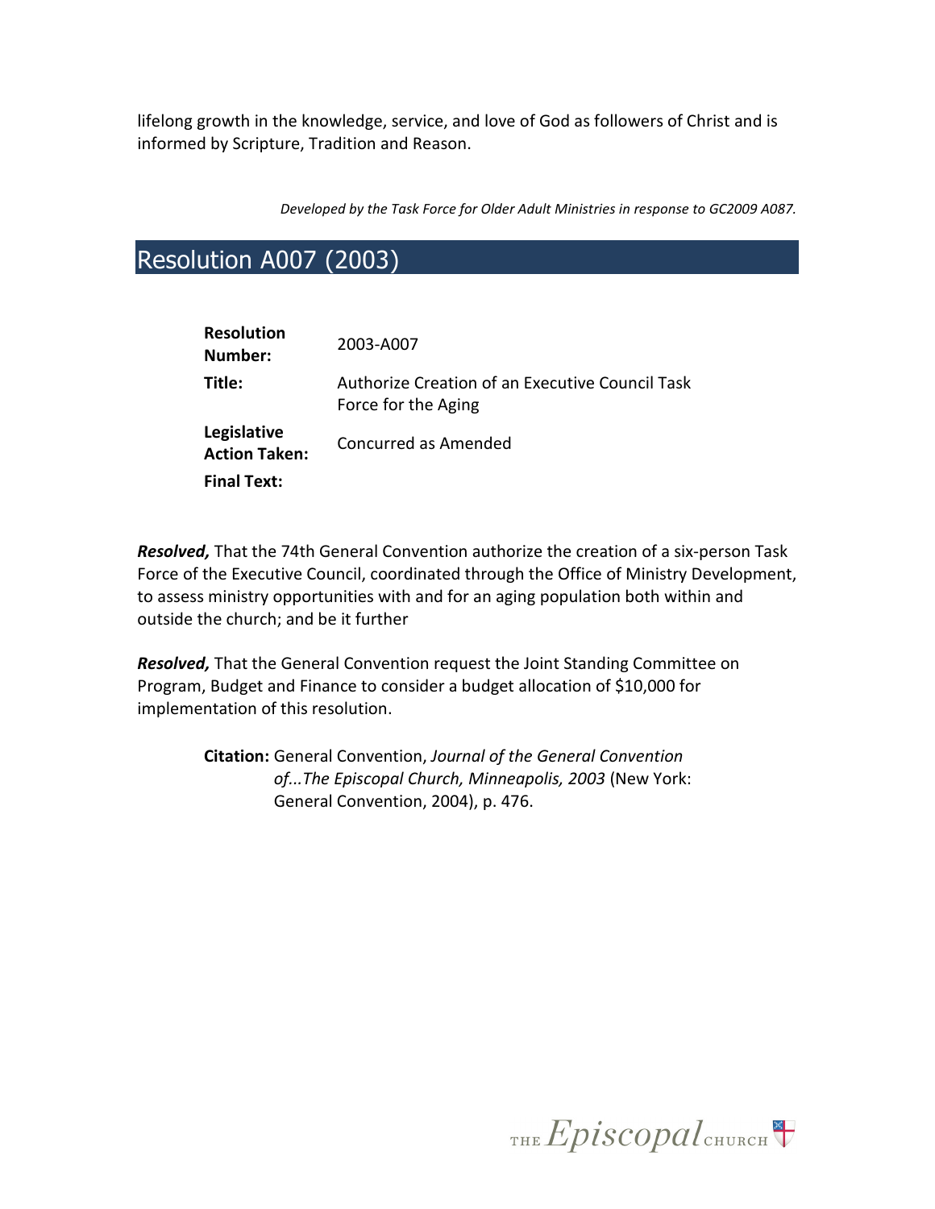lifelong growth in the knowledge, service, and love of God as followers of Christ and is informed by Scripture, Tradition and Reason.

*Developed by the Task Force for Older Adult Ministries in response to GC2009 A087.*

## Resolution A007 (2003)

| | |
|---|---|
| **Resolution Number:** | 2003-A007 |
| **Title:** | Authorize Creation of an Executive Council Task Force for the Aging |
| **Legislative Action Taken:** | Concurred as Amended |
| **Final Text:** | |

***Resolved,*** That the 74th General Convention authorize the creation of a six-person Task Force of the Executive Council, coordinated through the Office of Ministry Development, to assess ministry opportunities with and for an aging population both within and outside the church; and be it further

***Resolved,*** That the General Convention request the Joint Standing Committee on Program, Budget and Finance to consider a budget allocation of $10,000 for implementation of this resolution.

**Citation:** General Convention, *Journal of the General Convention of...The Episcopal Church, Minneapolis, 2003* (New York: General Convention, 2004), p. 476.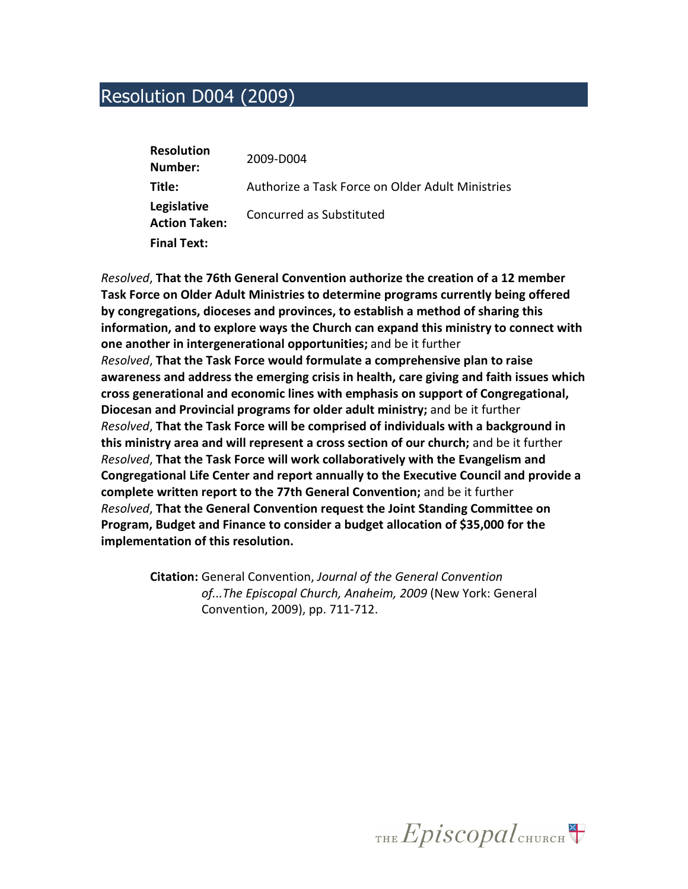# Resolution D004 (2009)

| | |
|---|---|
| **Resolution Number:** | 2009-D004 |
| **Title:** | Authorize a Task Force on Older Adult Ministries |
| **Legislative Action Taken:** | Concurred as Substituted |
| **Final Text:** | |

*Resolved*, **That the 76th General Convention authorize the creation of a 12 member Task Force on Older Adult Ministries to determine programs currently being offered by congregations, dioceses and provinces, to establish a method of sharing this information, and to explore ways the Church can expand this ministry to connect with one another in intergenerational opportunities;** and be it further

*Resolved*, **That the Task Force would formulate a comprehensive plan to raise awareness and address the emerging crisis in health, care giving and faith issues which cross generational and economic lines with emphasis on support of Congregational, Diocesan and Provincial programs for older adult ministry;** and be it further

*Resolved*, **That the Task Force will be comprised of individuals with a background in this ministry area and will represent a cross section of our church;** and be it further

*Resolved*, **That the Task Force will work collaboratively with the Evangelism and Congregational Life Center and report annually to the Executive Council and provide a complete written report to the 77th General Convention;** and be it further

*Resolved*, **That the General Convention request the Joint Standing Committee on Program, Budget and Finance to consider a budget allocation of $35,000 for the implementation of this resolution.**

**Citation:** General Convention, *Journal of the General Convention of...The Episcopal Church, Anaheim, 2009* (New York: General Convention, 2009), pp. 711-712.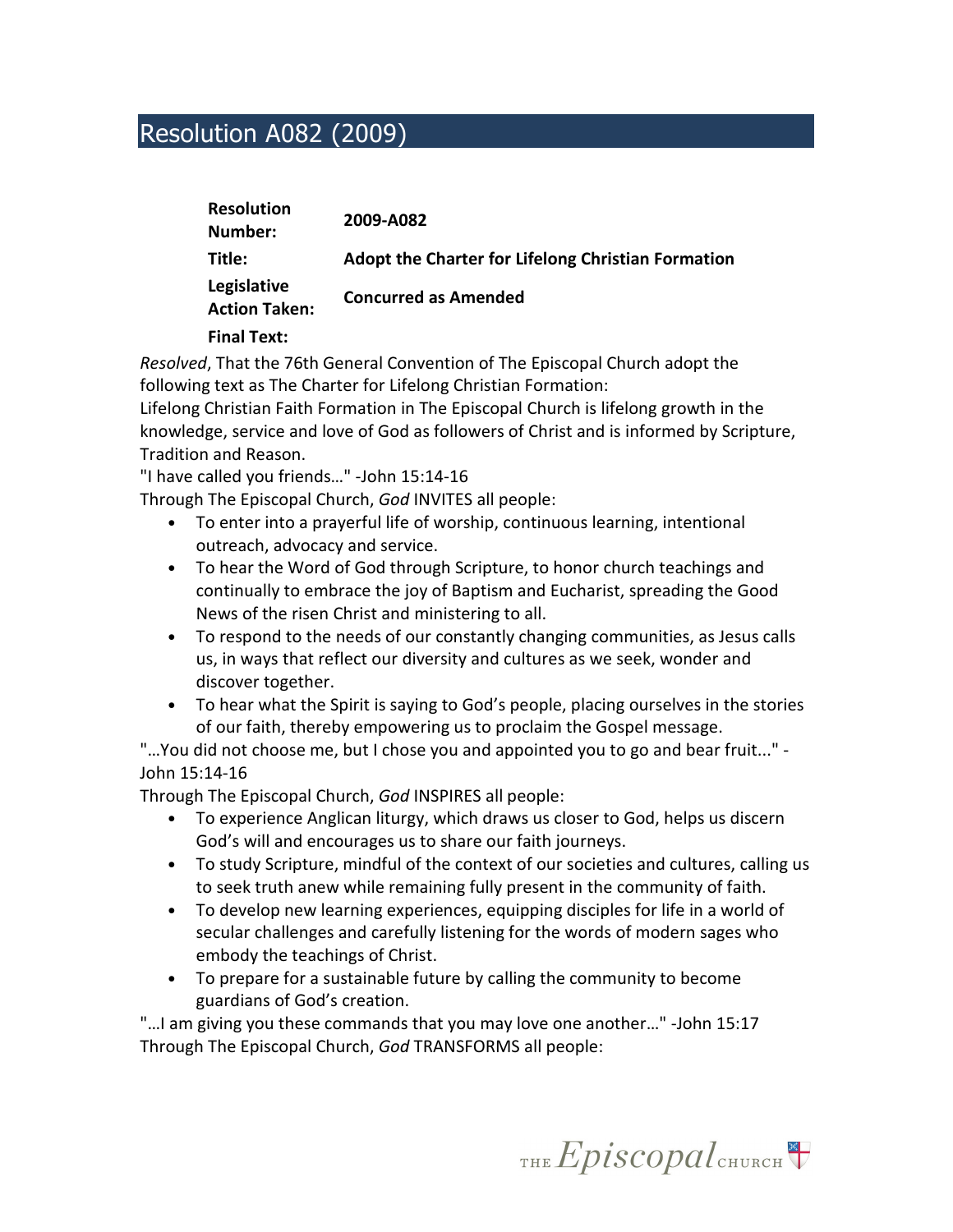# Resolution A082 (2009)

| | |
|---|---|
| **Resolution Number:** | **2009-A082** |
| **Title:** | **Adopt the Charter for Lifelong Christian Formation** |
| **Legislative Action Taken:** | **Concurred as Amended** |
| **Final Text:** | |

*Resolved*, That the 76th General Convention of The Episcopal Church adopt the following text as The Charter for Lifelong Christian Formation:

Lifelong Christian Faith Formation in The Episcopal Church is lifelong growth in the knowledge, service and love of God as followers of Christ and is informed by Scripture, Tradition and Reason.

"I have called you friends…" -John 15:14-16

Through The Episcopal Church, *God* INVITES all people:

- To enter into a prayerful life of worship, continuous learning, intentional outreach, advocacy and service.
- To hear the Word of God through Scripture, to honor church teachings and continually to embrace the joy of Baptism and Eucharist, spreading the Good News of the risen Christ and ministering to all.
- To respond to the needs of our constantly changing communities, as Jesus calls us, in ways that reflect our diversity and cultures as we seek, wonder and discover together.
- To hear what the Spirit is saying to God's people, placing ourselves in the stories of our faith, thereby empowering us to proclaim the Gospel message.

"…You did not choose me, but I chose you and appointed you to go and bear fruit..." -John 15:14-16

Through The Episcopal Church, *God* INSPIRES all people:

- To experience Anglican liturgy, which draws us closer to God, helps us discern God's will and encourages us to share our faith journeys.
- To study Scripture, mindful of the context of our societies and cultures, calling us to seek truth anew while remaining fully present in the community of faith.
- To develop new learning experiences, equipping disciples for life in a world of secular challenges and carefully listening for the words of modern sages who embody the teachings of Christ.
- To prepare for a sustainable future by calling the community to become guardians of God's creation.

"…I am giving you these commands that you may love one another…" -John 15:17

Through The Episcopal Church, *God* TRANSFORMS all people: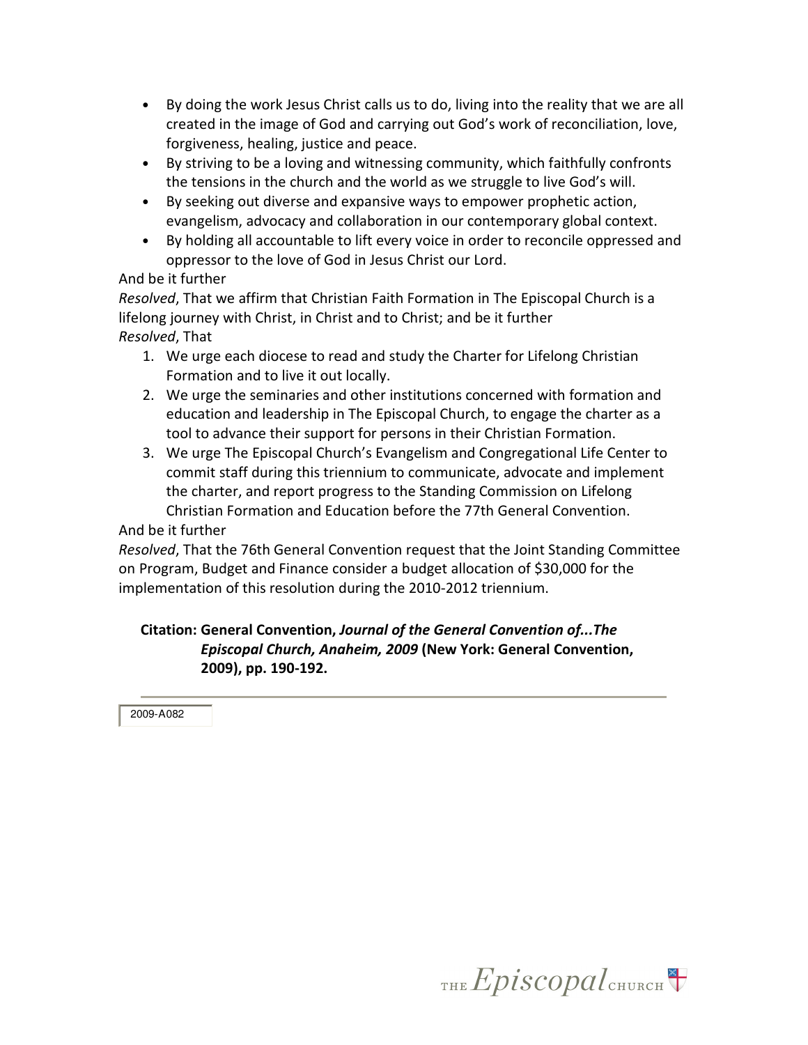- By doing the work Jesus Christ calls us to do, living into the reality that we are all created in the image of God and carrying out God's work of reconciliation, love, forgiveness, healing, justice and peace.
- By striving to be a loving and witnessing community, which faithfully confronts the tensions in the church and the world as we struggle to live God's will.
- By seeking out diverse and expansive ways to empower prophetic action, evangelism, advocacy and collaboration in our contemporary global context.
- By holding all accountable to lift every voice in order to reconcile oppressed and oppressor to the love of God in Jesus Christ our Lord.

And be it further

*Resolved*, That we affirm that Christian Faith Formation in The Episcopal Church is a lifelong journey with Christ, in Christ and to Christ; and be it further

*Resolved*, That

1. We urge each diocese to read and study the Charter for Lifelong Christian Formation and to live it out locally.
2. We urge the seminaries and other institutions concerned with formation and education and leadership in The Episcopal Church, to engage the charter as a tool to advance their support for persons in their Christian Formation.
3. We urge The Episcopal Church's Evangelism and Congregational Life Center to commit staff during this triennium to communicate, advocate and implement the charter, and report progress to the Standing Commission on Lifelong Christian Formation and Education before the 77th General Convention.

And be it further

*Resolved*, That the 76th General Convention request that the Joint Standing Committee on Program, Budget and Finance consider a budget allocation of $30,000 for the implementation of this resolution during the 2010-2012 triennium.

**Citation: General Convention, *Journal of the General Convention of...The Episcopal Church, Anaheim, 2009* (New York: General Convention, 2009), pp. 190-192.**

2009-A082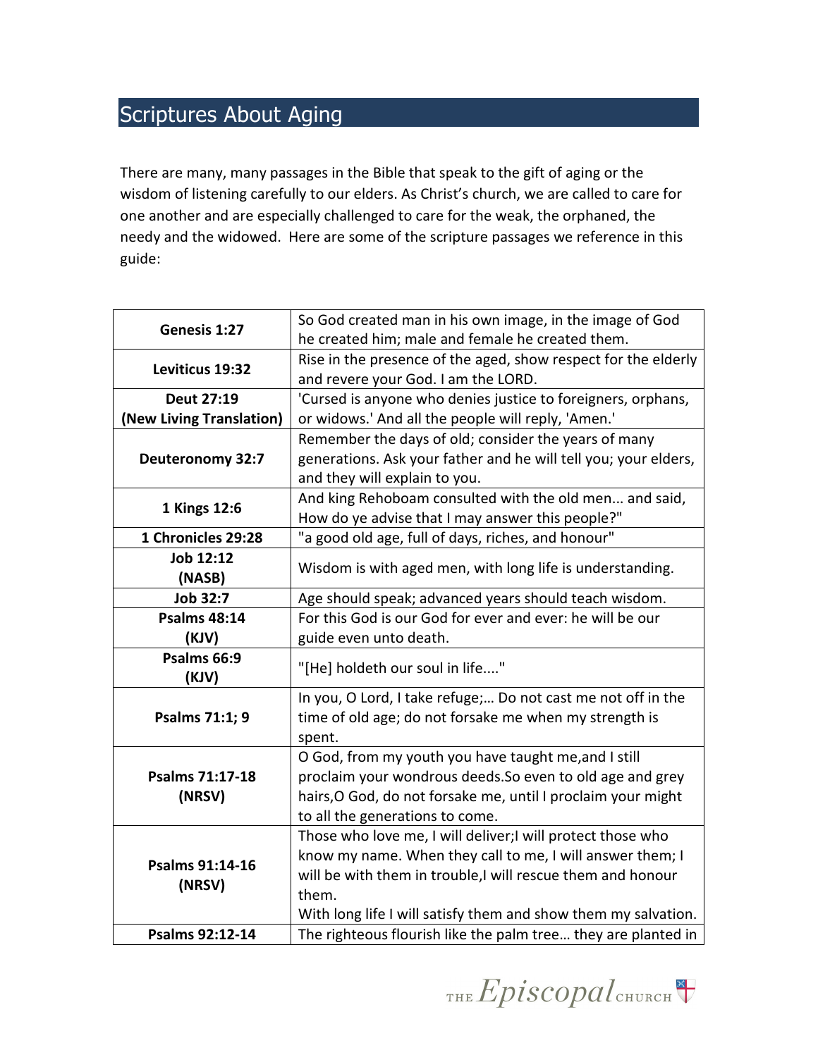## Scriptures About Aging

There are many, many passages in the Bible that speak to the gift of aging or the wisdom of listening carefully to our elders. As Christ's church, we are called to care for one another and are especially challenged to care for the weak, the orphaned, the needy and the widowed. Here are some of the scripture passages we reference in this guide:

| | |
|---|---|
| **Genesis 1:27** | So God created man in his own image, in the image of God he created him; male and female he created them. |
| **Leviticus 19:32** | Rise in the presence of the aged, show respect for the elderly and revere your God. I am the LORD. |
| **Deut 27:19 (New Living Translation)** | 'Cursed is anyone who denies justice to foreigners, orphans, or widows.' And all the people will reply, 'Amen.' |
| **Deuteronomy 32:7** | Remember the days of old; consider the years of many generations. Ask your father and he will tell you; your elders, and they will explain to you. |
| **1 Kings 12:6** | And king Rehoboam consulted with the old men... and said, How do ye advise that I may answer this people?" |
| **1 Chronicles 29:28** | "a good old age, full of days, riches, and honour" |
| **Job 12:12 (NASB)** | Wisdom is with aged men, with long life is understanding. |
| **Job 32:7** | Age should speak; advanced years should teach wisdom. |
| **Psalms 48:14 (KJV)** | For this God is our God for ever and ever: he will be our guide even unto death. |
| **Psalms 66:9 (KJV)** | "[He] holdeth our soul in life...." |
| **Psalms 71:1; 9** | In you, O Lord, I take refuge;… Do not cast me not off in the time of old age; do not forsake me when my strength is spent. |
| **Psalms 71:17-18 (NRSV)** | O God, from my youth you have taught me,and I still proclaim your wondrous deeds.So even to old age and grey hairs,O God, do not forsake me, until I proclaim your might to all the generations to come. |
| **Psalms 91:14-16 (NRSV)** | Those who love me, I will deliver;I will protect those who know my name. When they call to me, I will answer them; I will be with them in trouble,I will rescue them and honour them.<br>With long life I will satisfy them and show them my salvation. |
| **Psalms 92:12-14** | The righteous flourish like the palm tree… they are planted in |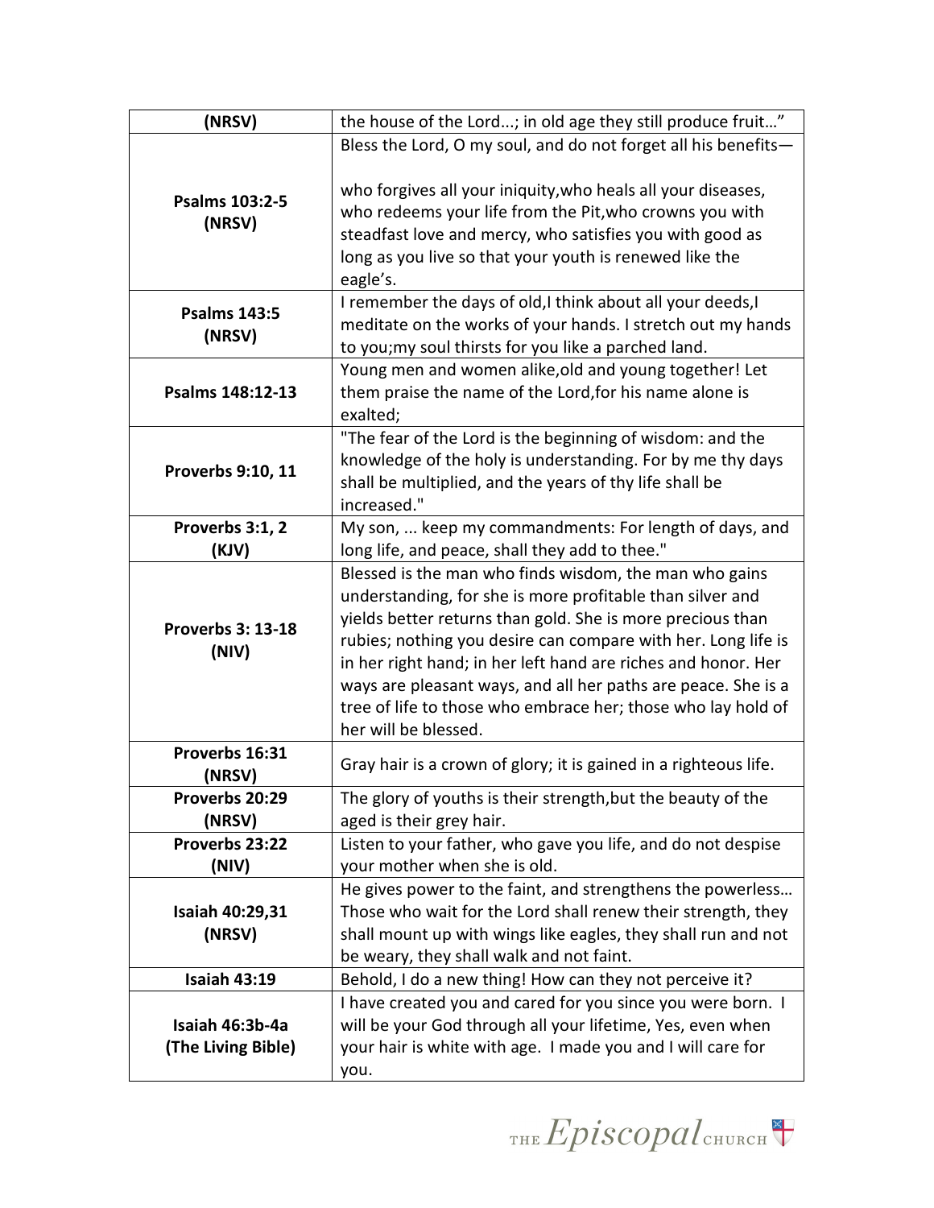| (NRSV) | the house of the Lord...; in old age they still produce fruit…" |
|---|---|
| **Psalms 103:2-5 (NRSV)** | Bless the Lord, O my soul, and do not forget all his benefits— who forgives all your iniquity,who heals all your diseases, who redeems your life from the Pit,who crowns you with steadfast love and mercy, who satisfies you with good as long as you live so that your youth is renewed like the eagle's. |
| **Psalms 143:5 (NRSV)** | I remember the days of old,I think about all your deeds,I meditate on the works of your hands. I stretch out my hands to you;my soul thirsts for you like a parched land. |
| **Psalms 148:12-13** | Young men and women alike,old and young together! Let them praise the name of the Lord,for his name alone is exalted; |
| **Proverbs 9:10, 11** | "The fear of the Lord is the beginning of wisdom: and the knowledge of the holy is understanding. For by me thy days shall be multiplied, and the years of thy life shall be increased." |
| **Proverbs 3:1, 2 (KJV)** | My son, ... keep my commandments: For length of days, and long life, and peace, shall they add to thee." |
| **Proverbs 3: 13-18 (NIV)** | Blessed is the man who finds wisdom, the man who gains understanding, for she is more profitable than silver and yields better returns than gold. She is more precious than rubies; nothing you desire can compare with her. Long life is in her right hand; in her left hand are riches and honor. Her ways are pleasant ways, and all her paths are peace. She is a tree of life to those who embrace her; those who lay hold of her will be blessed. |
| **Proverbs 16:31 (NRSV)** | Gray hair is a crown of glory; it is gained in a righteous life. |
| **Proverbs 20:29 (NRSV)** | The glory of youths is their strength,but the beauty of the aged is their grey hair. |
| **Proverbs 23:22 (NIV)** | Listen to your father, who gave you life, and do not despise your mother when she is old. |
| **Isaiah 40:29,31 (NRSV)** | He gives power to the faint, and strengthens the powerless… Those who wait for the Lord shall renew their strength, they shall mount up with wings like eagles, they shall run and not be weary, they shall walk and not faint. |
| **Isaiah 43:19** | Behold, I do a new thing! How can they not perceive it? |
| **Isaiah 46:3b-4a (The Living Bible)** | I have created you and cared for you since you were born. I will be your God through all your lifetime, Yes, even when your hair is white with age. I made you and I will care for you. |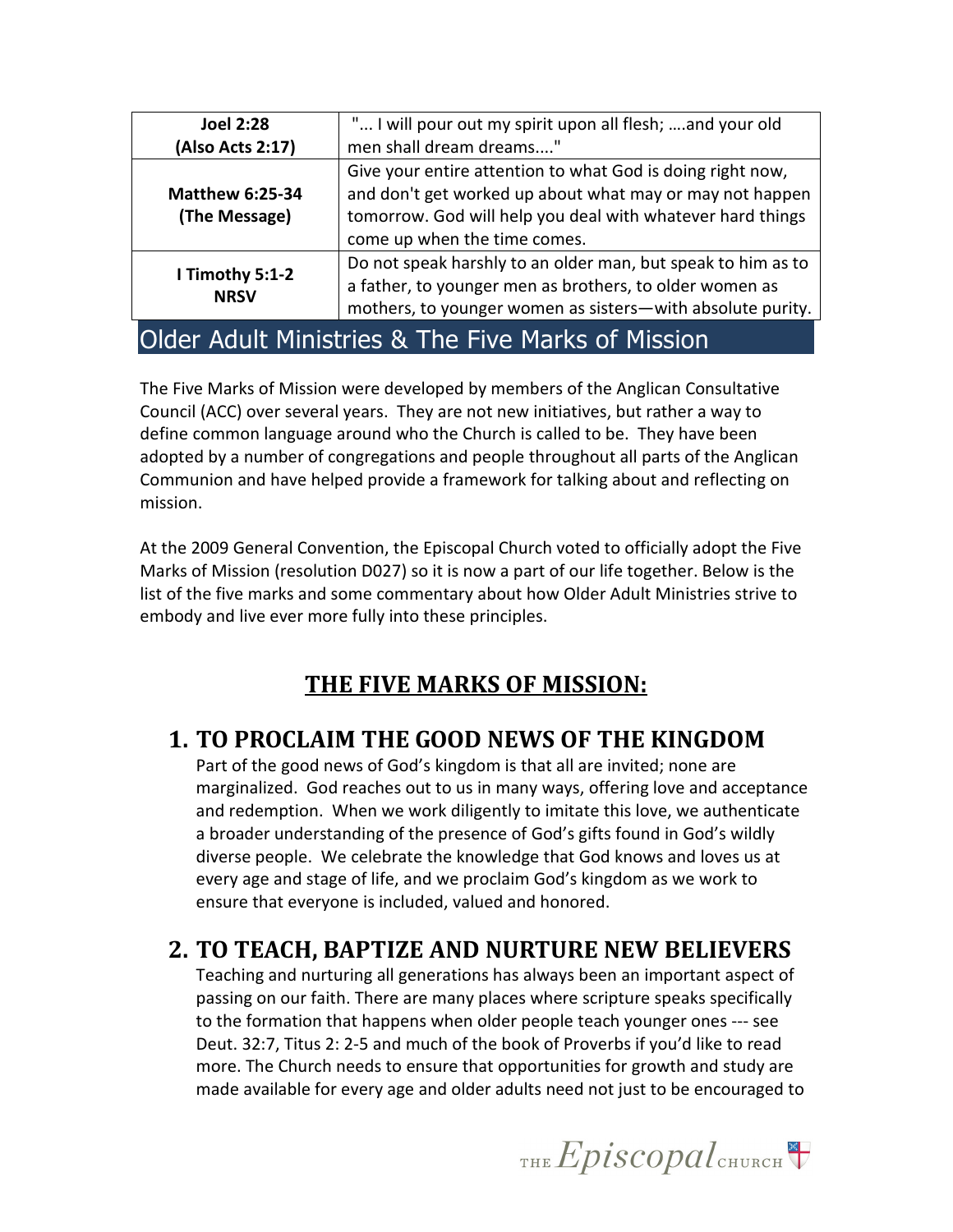| Joel 2:28 (Also Acts 2:17) | "... I will pour out my spirit upon all flesh; ….and your old men shall dream dreams...." |
|---|---|
| **Matthew 6:25-34 (The Message)** | Give your entire attention to what God is doing right now, and don't get worked up about what may or may not happen tomorrow. God will help you deal with whatever hard things come up when the time comes. |
| **I Timothy 5:1-2 NRSV** | Do not speak harshly to an older man, but speak to him as to a father, to younger men as brothers, to older women as mothers, to younger women as sisters—with absolute purity. |

## Older Adult Ministries & The Five Marks of Mission

The Five Marks of Mission were developed by members of the Anglican Consultative Council (ACC) over several years. They are not new initiatives, but rather a way to define common language around who the Church is called to be. They have been adopted by a number of congregations and people throughout all parts of the Anglican Communion and have helped provide a framework for talking about and reflecting on mission.

At the 2009 General Convention, the Episcopal Church voted to officially adopt the Five Marks of Mission (resolution D027) so it is now a part of our life together. Below is the list of the five marks and some commentary about how Older Adult Ministries strive to embody and live ever more fully into these principles.

## THE FIVE MARKS OF MISSION:

### 1. TO PROCLAIM THE GOOD NEWS OF THE KINGDOM

Part of the good news of God's kingdom is that all are invited; none are marginalized. God reaches out to us in many ways, offering love and acceptance and redemption. When we work diligently to imitate this love, we authenticate a broader understanding of the presence of God's gifts found in God's wildly diverse people. We celebrate the knowledge that God knows and loves us at every age and stage of life, and we proclaim God's kingdom as we work to ensure that everyone is included, valued and honored.

### 2. TO TEACH, BAPTIZE AND NURTURE NEW BELIEVERS

Teaching and nurturing all generations has always been an important aspect of passing on our faith. There are many places where scripture speaks specifically to the formation that happens when older people teach younger ones --- see Deut. 32:7, Titus 2: 2-5 and much of the book of Proverbs if you'd like to read more. The Church needs to ensure that opportunities for growth and study are made available for every age and older adults need not just to be encouraged to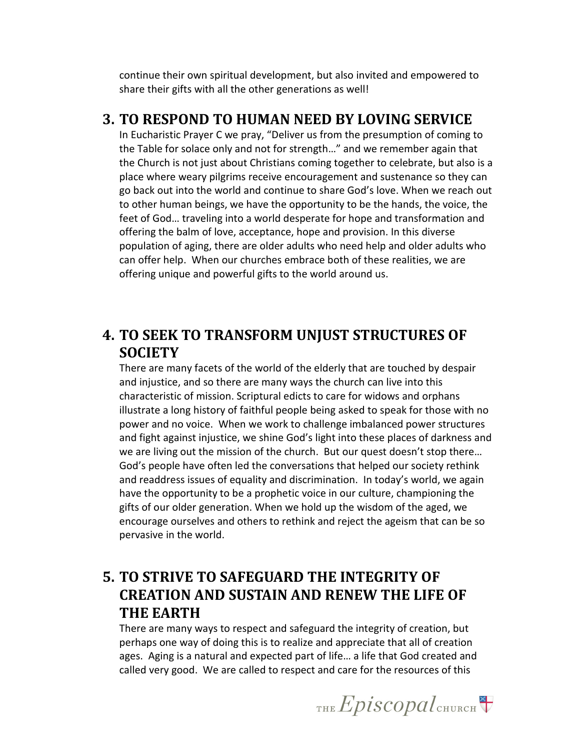continue their own spiritual development, but also invited and empowered to share their gifts with all the other generations as well!

## 3. TO RESPOND TO HUMAN NEED BY LOVING SERVICE

In Eucharistic Prayer C we pray, "Deliver us from the presumption of coming to the Table for solace only and not for strength…" and we remember again that the Church is not just about Christians coming together to celebrate, but also is a place where weary pilgrims receive encouragement and sustenance so they can go back out into the world and continue to share God's love. When we reach out to other human beings, we have the opportunity to be the hands, the voice, the feet of God… traveling into a world desperate for hope and transformation and offering the balm of love, acceptance, hope and provision. In this diverse population of aging, there are older adults who need help and older adults who can offer help. When our churches embrace both of these realities, we are offering unique and powerful gifts to the world around us.

## 4. TO SEEK TO TRANSFORM UNJUST STRUCTURES OF SOCIETY

There are many facets of the world of the elderly that are touched by despair and injustice, and so there are many ways the church can live into this characteristic of mission. Scriptural edicts to care for widows and orphans illustrate a long history of faithful people being asked to speak for those with no power and no voice. When we work to challenge imbalanced power structures and fight against injustice, we shine God's light into these places of darkness and we are living out the mission of the church. But our quest doesn't stop there… God's people have often led the conversations that helped our society rethink and readdress issues of equality and discrimination. In today's world, we again have the opportunity to be a prophetic voice in our culture, championing the gifts of our older generation. When we hold up the wisdom of the aged, we encourage ourselves and others to rethink and reject the ageism that can be so pervasive in the world.

## 5. TO STRIVE TO SAFEGUARD THE INTEGRITY OF CREATION AND SUSTAIN AND RENEW THE LIFE OF THE EARTH

There are many ways to respect and safeguard the integrity of creation, but perhaps one way of doing this is to realize and appreciate that all of creation ages. Aging is a natural and expected part of life… a life that God created and called very good. We are called to respect and care for the resources of this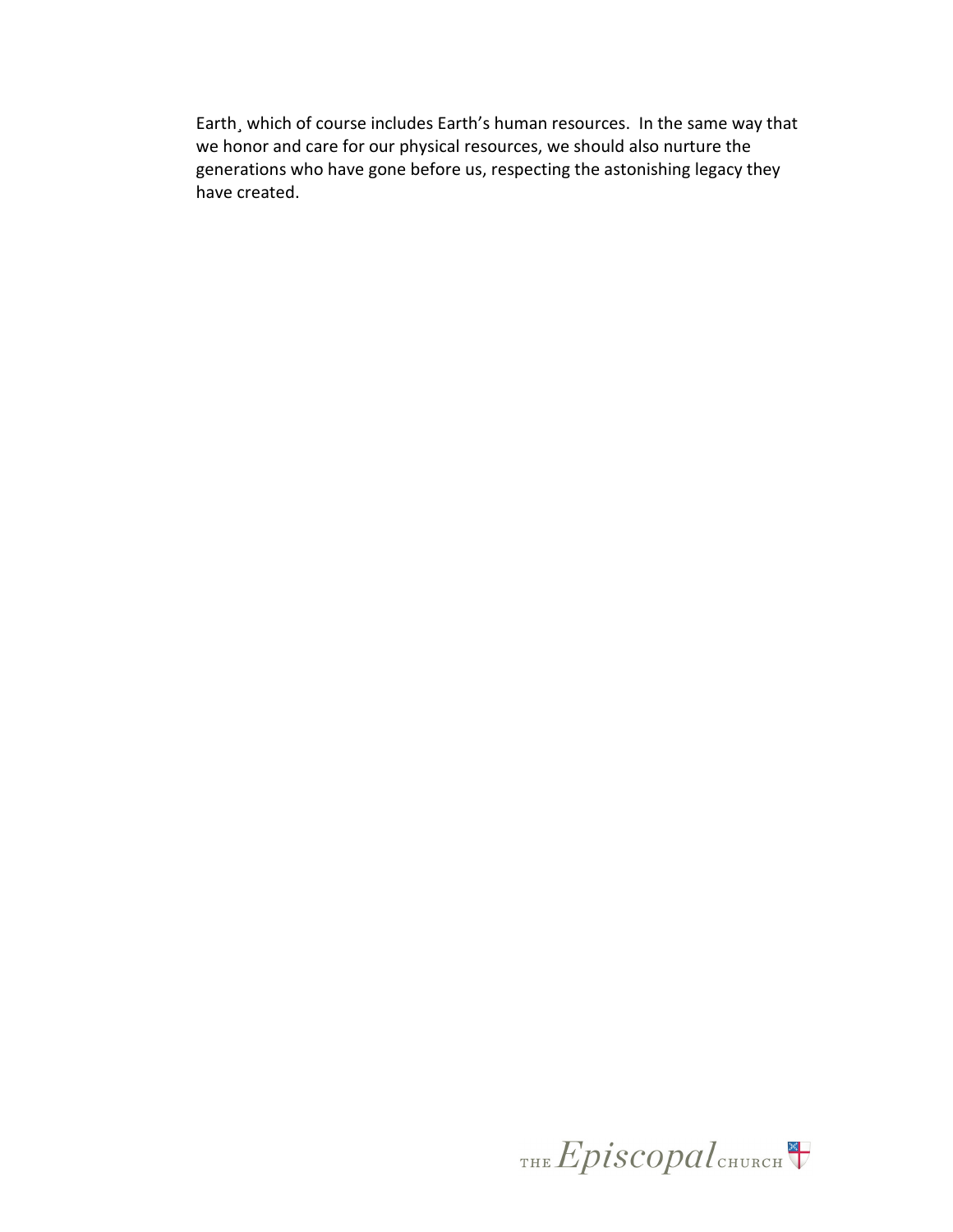Earth¸ which of course includes Earth's human resources. In the same way that we honor and care for our physical resources, we should also nurture the generations who have gone before us, respecting the astonishing legacy they have created.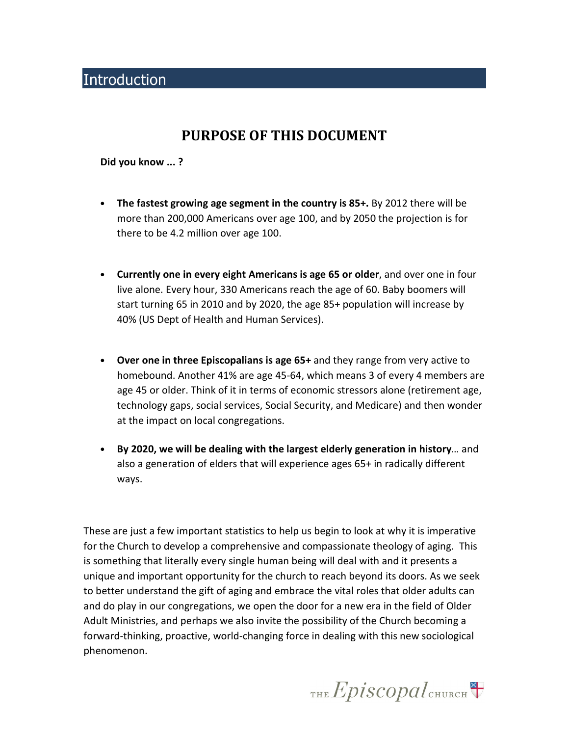# Introduction

## PURPOSE OF THIS DOCUMENT

**Did you know ... ?**

- **The fastest growing age segment in the country is 85+.** By 2012 there will be more than 200,000 Americans over age 100, and by 2050 the projection is for there to be 4.2 million over age 100.

- **Currently one in every eight Americans is age 65 or older**, and over one in four live alone. Every hour, 330 Americans reach the age of 60. Baby boomers will start turning 65 in 2010 and by 2020, the age 85+ population will increase by 40% (US Dept of Health and Human Services).

- **Over one in three Episcopalians is age 65+** and they range from very active to homebound. Another 41% are age 45-64, which means 3 of every 4 members are age 45 or older. Think of it in terms of economic stressors alone (retirement age, technology gaps, social services, Social Security, and Medicare) and then wonder at the impact on local congregations.

- **By 2020, we will be dealing with the largest elderly generation in history**… and also a generation of elders that will experience ages 65+ in radically different ways.

These are just a few important statistics to help us begin to look at why it is imperative for the Church to develop a comprehensive and compassionate theology of aging. This is something that literally every single human being will deal with and it presents a unique and important opportunity for the church to reach beyond its doors. As we seek to better understand the gift of aging and embrace the vital roles that older adults can and do play in our congregations, we open the door for a new era in the field of Older Adult Ministries, and perhaps we also invite the possibility of the Church becoming a forward-thinking, proactive, world-changing force in dealing with this new sociological phenomenon.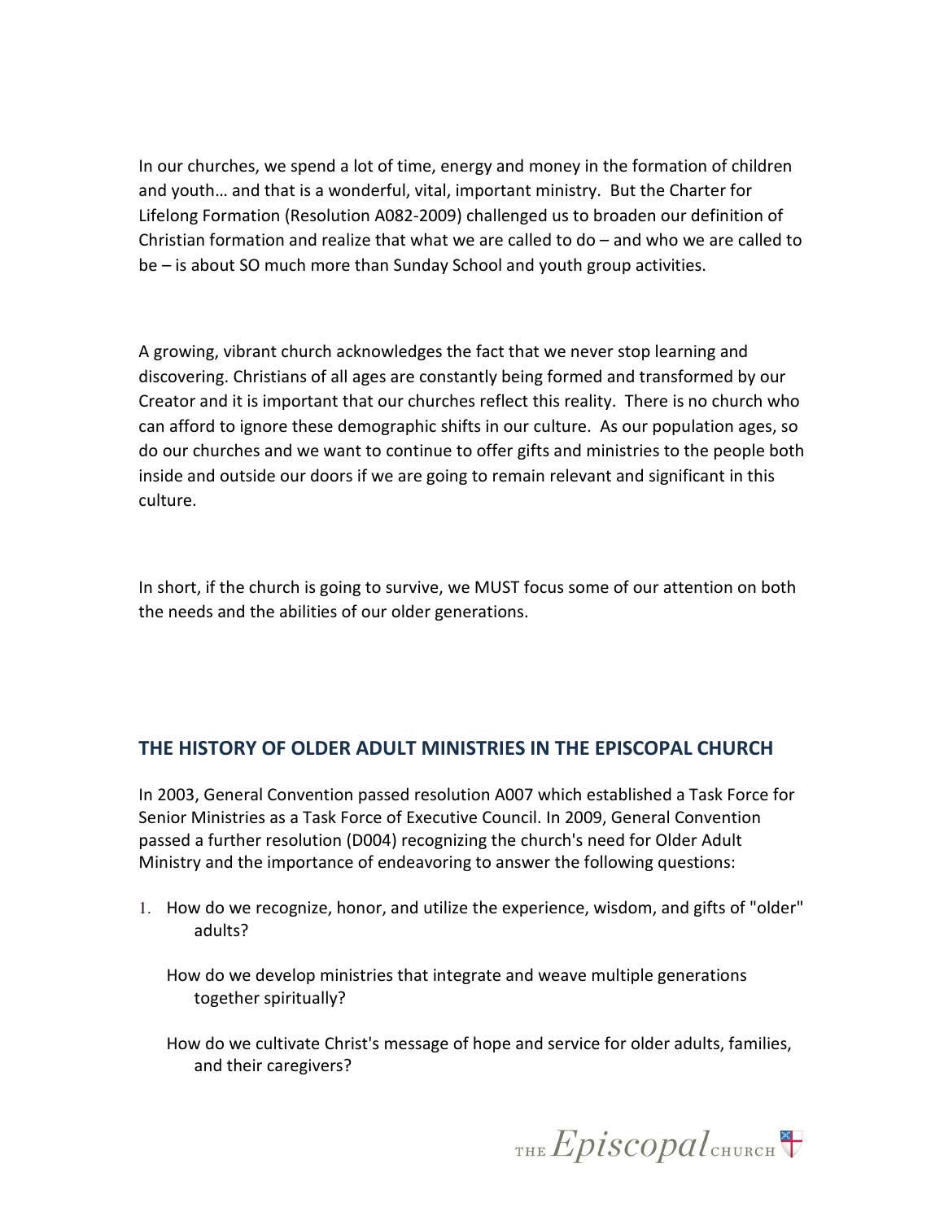In our churches, we spend a lot of time, energy and money in the formation of children and youth… and that is a wonderful, vital, important ministry. But the Charter for Lifelong Formation (Resolution A082-2009) challenged us to broaden our definition of Christian formation and realize that what we are called to do – and who we are called to be – is about SO much more than Sunday School and youth group activities.

A growing, vibrant church acknowledges the fact that we never stop learning and discovering. Christians of all ages are constantly being formed and transformed by our Creator and it is important that our churches reflect this reality. There is no church who can afford to ignore these demographic shifts in our culture. As our population ages, so do our churches and we want to continue to offer gifts and ministries to the people both inside and outside our doors if we are going to remain relevant and significant in this culture.

In short, if the church is going to survive, we MUST focus some of our attention on both the needs and the abilities of our older generations.

## THE HISTORY OF OLDER ADULT MINISTRIES IN THE EPISCOPAL CHURCH

In 2003, General Convention passed resolution A007 which established a Task Force for Senior Ministries as a Task Force of Executive Council. In 2009, General Convention passed a further resolution (D004) recognizing the church's need for Older Adult Ministry and the importance of endeavoring to answer the following questions:

1. How do we recognize, honor, and utilize the experience, wisdom, and gifts of "older" adults?

   How do we develop ministries that integrate and weave multiple generations together spiritually?

   How do we cultivate Christ's message of hope and service for older adults, families, and their caregivers?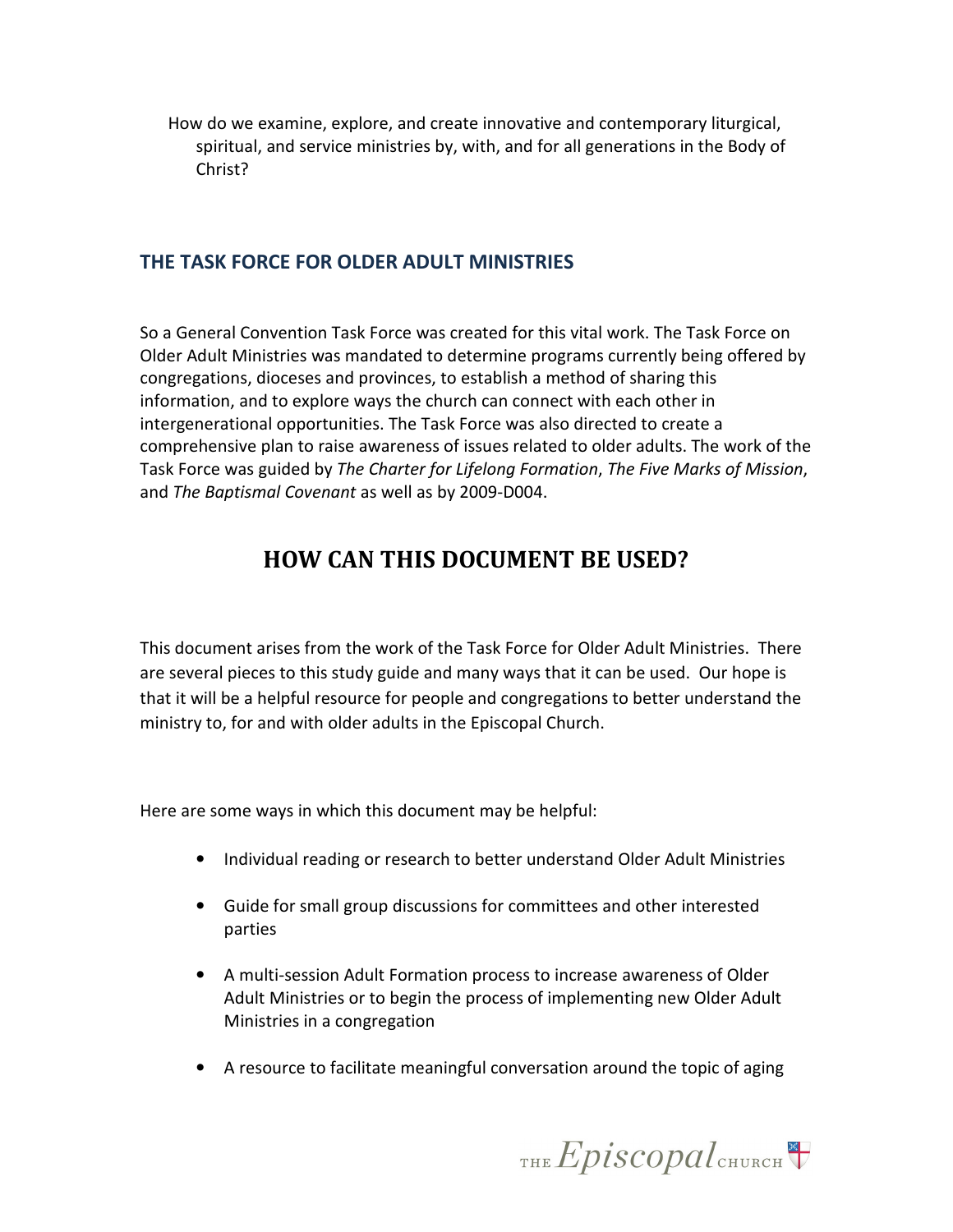How do we examine, explore, and create innovative and contemporary liturgical, spiritual, and service ministries by, with, and for all generations in the Body of Christ?

### THE TASK FORCE FOR OLDER ADULT MINISTRIES

So a General Convention Task Force was created for this vital work. The Task Force on Older Adult Ministries was mandated to determine programs currently being offered by congregations, dioceses and provinces, to establish a method of sharing this information, and to explore ways the church can connect with each other in intergenerational opportunities. The Task Force was also directed to create a comprehensive plan to raise awareness of issues related to older adults. The work of the Task Force was guided by *The Charter for Lifelong Formation*, *The Five Marks of Mission*, and *The Baptismal Covenant* as well as by 2009-D004.

## HOW CAN THIS DOCUMENT BE USED?

This document arises from the work of the Task Force for Older Adult Ministries. There are several pieces to this study guide and many ways that it can be used. Our hope is that it will be a helpful resource for people and congregations to better understand the ministry to, for and with older adults in the Episcopal Church.

Here are some ways in which this document may be helpful:

- Individual reading or research to better understand Older Adult Ministries
- Guide for small group discussions for committees and other interested parties
- A multi-session Adult Formation process to increase awareness of Older Adult Ministries or to begin the process of implementing new Older Adult Ministries in a congregation
- A resource to facilitate meaningful conversation around the topic of aging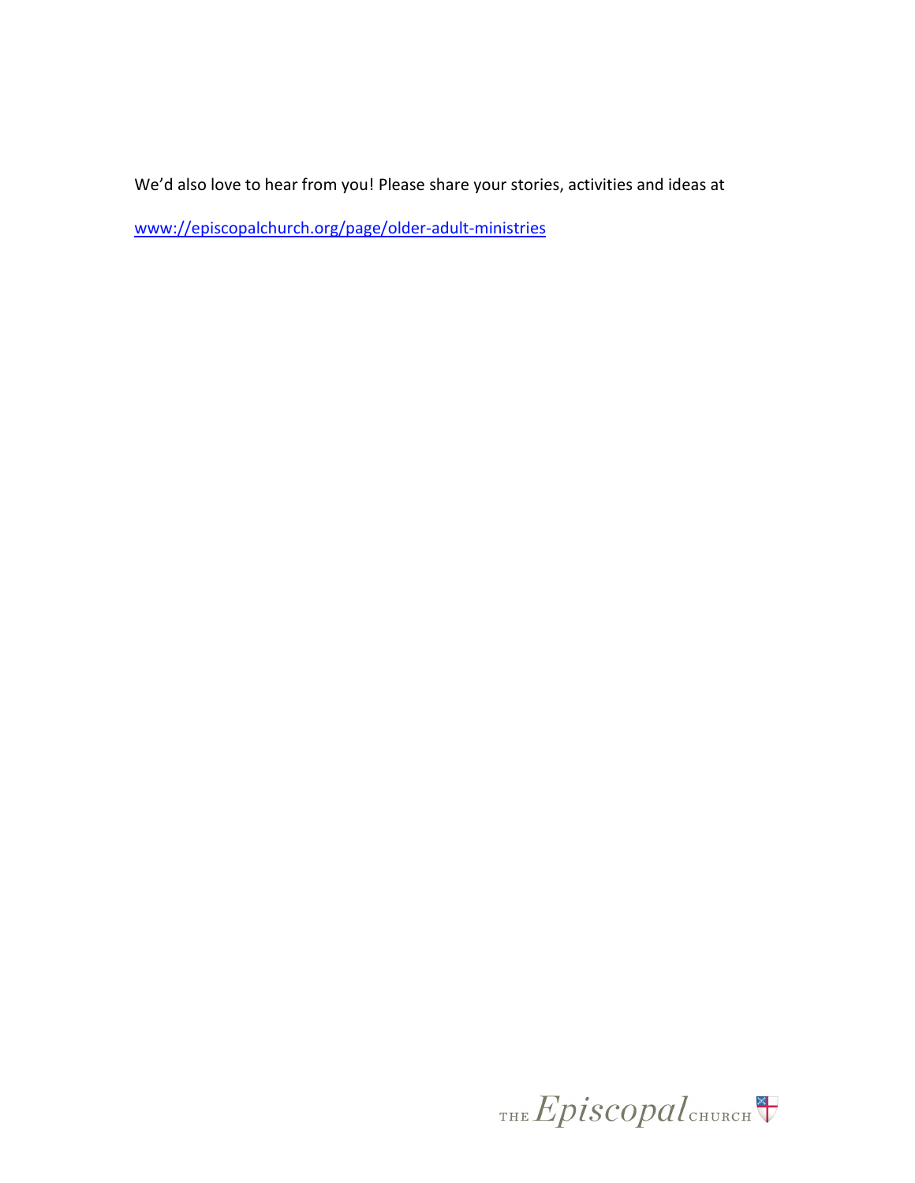We'd also love to hear from you! Please share your stories, activities and ideas at

[www://episcopalchurch.org/page/older-adult-ministries](www://episcopalchurch.org/page/older-adult-ministries)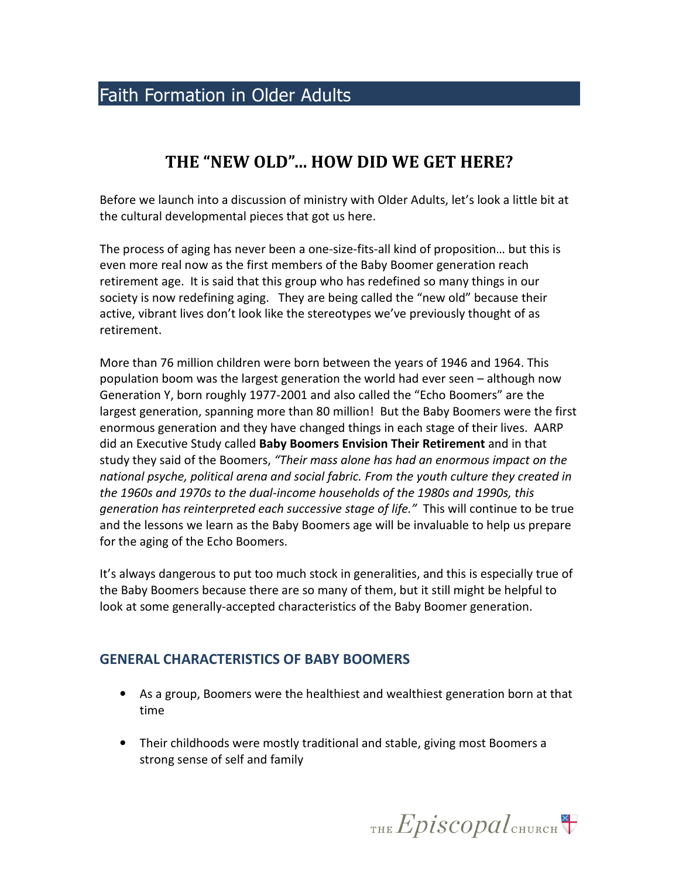# THE "NEW OLD"... HOW DID WE GET HERE?

Before we launch into a discussion of ministry with Older Adults, let's look a little bit at the cultural developmental pieces that got us here.

The process of aging has never been a one-size-fits-all kind of proposition… but this is even more real now as the first members of the Baby Boomer generation reach retirement age. It is said that this group who has redefined so many things in our society is now redefining aging. They are being called the "new old" because their active, vibrant lives don't look like the stereotypes we've previously thought of as retirement.

More than 76 million children were born between the years of 1946 and 1964. This population boom was the largest generation the world had ever seen – although now Generation Y, born roughly 1977-2001 and also called the "Echo Boomers" are the largest generation, spanning more than 80 million! But the Baby Boomers were the first enormous generation and they have changed things in each stage of their lives. AARP did an Executive Study called **Baby Boomers Envision Their Retirement** and in that study they said of the Boomers, *"Their mass alone has had an enormous impact on the national psyche, political arena and social fabric. From the youth culture they created in the 1960s and 1970s to the dual-income households of the 1980s and 1990s, this generation has reinterpreted each successive stage of life."* This will continue to be true and the lessons we learn as the Baby Boomers age will be invaluable to help us prepare for the aging of the Echo Boomers.

It's always dangerous to put too much stock in generalities, and this is especially true of the Baby Boomers because there are so many of them, but it still might be helpful to look at some generally-accepted characteristics of the Baby Boomer generation.

## GENERAL CHARACTERISTICS OF BABY BOOMERS

- As a group, Boomers were the healthiest and wealthiest generation born at that time
- Their childhoods were mostly traditional and stable, giving most Boomers a strong sense of self and family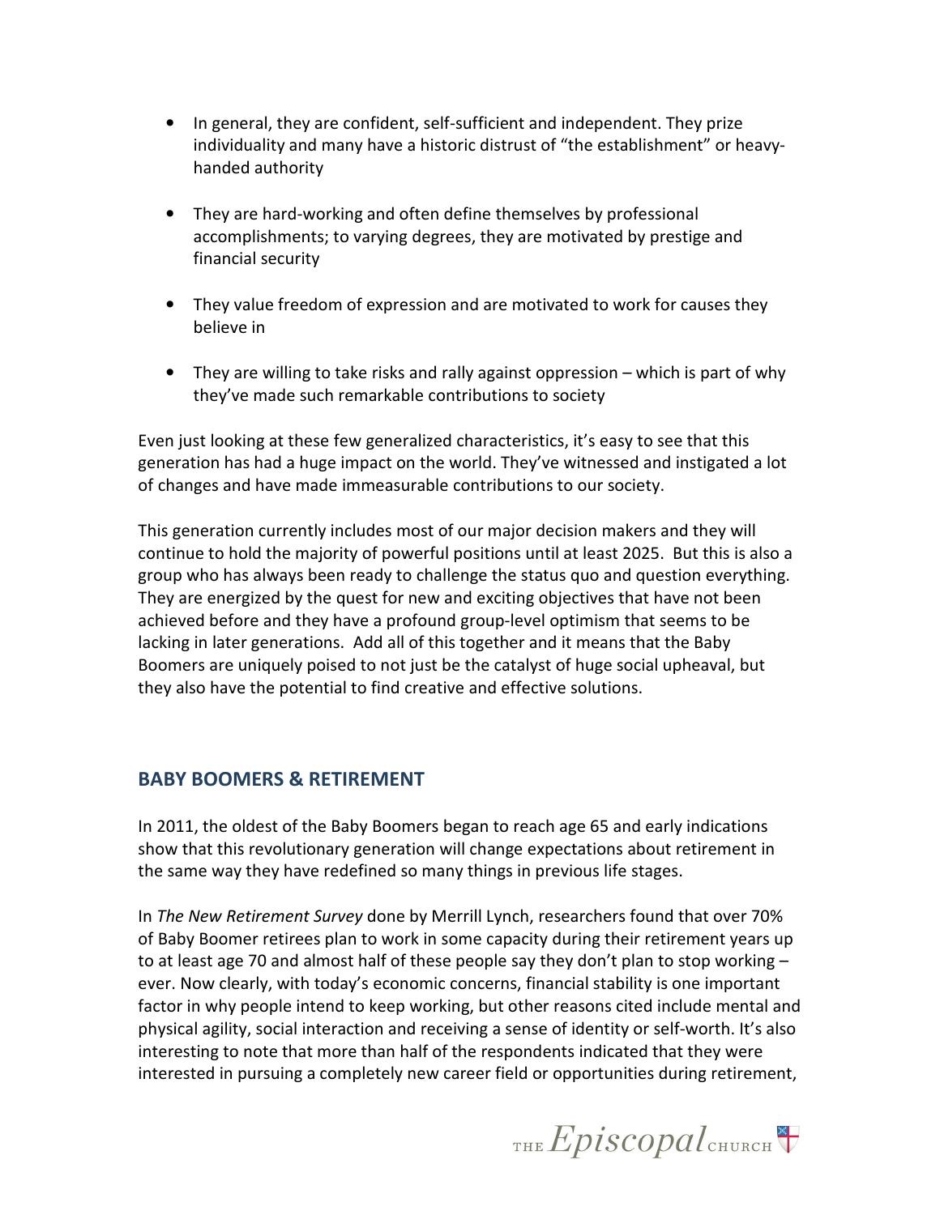- In general, they are confident, self-sufficient and independent. They prize individuality and many have a historic distrust of "the establishment" or heavy-handed authority

- They are hard-working and often define themselves by professional accomplishments; to varying degrees, they are motivated by prestige and financial security

- They value freedom of expression and are motivated to work for causes they believe in

- They are willing to take risks and rally against oppression – which is part of why they've made such remarkable contributions to society

Even just looking at these few generalized characteristics, it's easy to see that this generation has had a huge impact on the world. They've witnessed and instigated a lot of changes and have made immeasurable contributions to our society.

This generation currently includes most of our major decision makers and they will continue to hold the majority of powerful positions until at least 2025. But this is also a group who has always been ready to challenge the status quo and question everything. They are energized by the quest for new and exciting objectives that have not been achieved before and they have a profound group-level optimism that seems to be lacking in later generations. Add all of this together and it means that the Baby Boomers are uniquely poised to not just be the catalyst of huge social upheaval, but they also have the potential to find creative and effective solutions.

## BABY BOOMERS & RETIREMENT

In 2011, the oldest of the Baby Boomers began to reach age 65 and early indications show that this revolutionary generation will change expectations about retirement in the same way they have redefined so many things in previous life stages.

In *The New Retirement Survey* done by Merrill Lynch, researchers found that over 70% of Baby Boomer retirees plan to work in some capacity during their retirement years up to at least age 70 and almost half of these people say they don't plan to stop working – ever. Now clearly, with today's economic concerns, financial stability is one important factor in why people intend to keep working, but other reasons cited include mental and physical agility, social interaction and receiving a sense of identity or self-worth. It's also interesting to note that more than half of the respondents indicated that they were interested in pursuing a completely new career field or opportunities during retirement,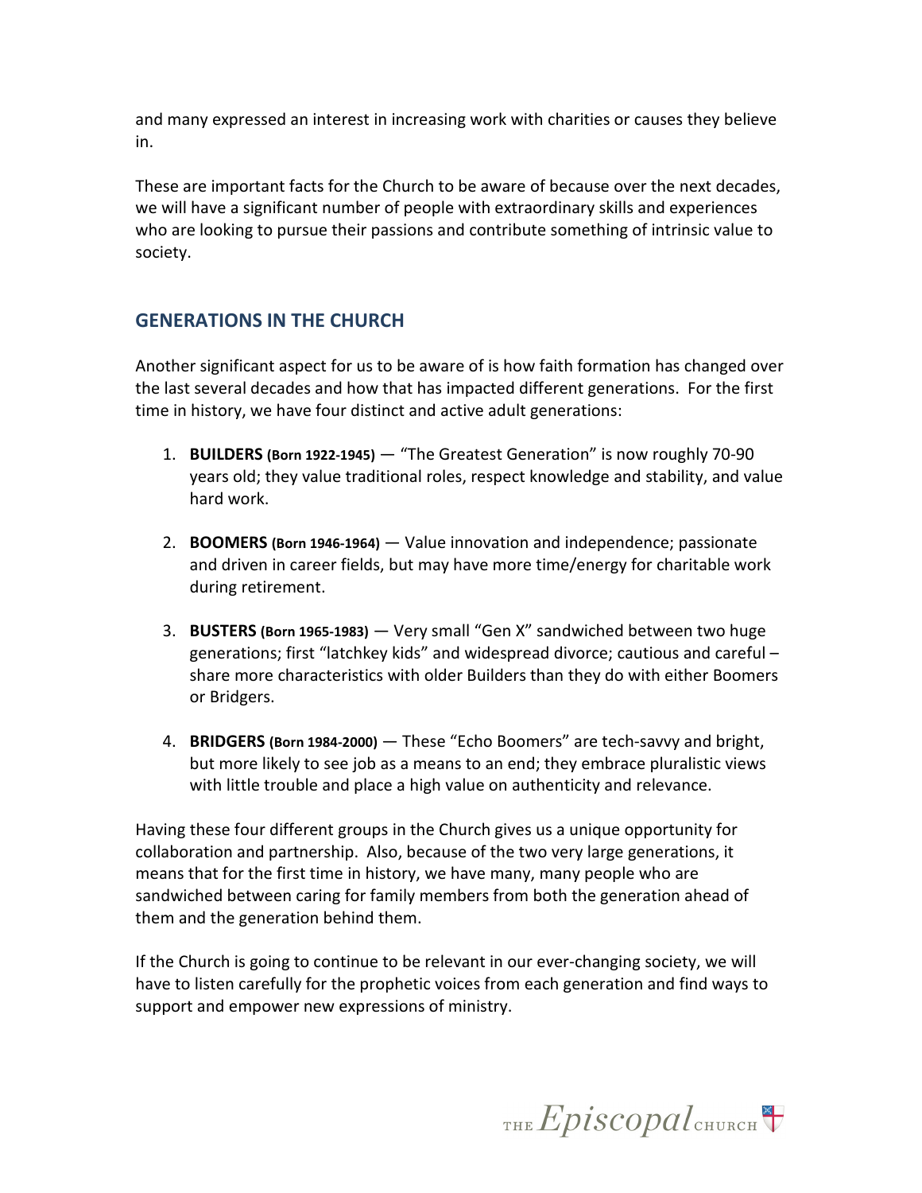and many expressed an interest in increasing work with charities or causes they believe in.

These are important facts for the Church to be aware of because over the next decades, we will have a significant number of people with extraordinary skills and experiences who are looking to pursue their passions and contribute something of intrinsic value to society.

## GENERATIONS IN THE CHURCH

Another significant aspect for us to be aware of is how faith formation has changed over the last several decades and how that has impacted different generations. For the first time in history, we have four distinct and active adult generations:

1. **BUILDERS (Born 1922-1945)** — "The Greatest Generation" is now roughly 70-90 years old; they value traditional roles, respect knowledge and stability, and value hard work.

2. **BOOMERS (Born 1946-1964)** — Value innovation and independence; passionate and driven in career fields, but may have more time/energy for charitable work during retirement.

3. **BUSTERS (Born 1965-1983)** — Very small "Gen X" sandwiched between two huge generations; first "latchkey kids" and widespread divorce; cautious and careful – share more characteristics with older Builders than they do with either Boomers or Bridgers.

4. **BRIDGERS (Born 1984-2000)** — These "Echo Boomers" are tech-savvy and bright, but more likely to see job as a means to an end; they embrace pluralistic views with little trouble and place a high value on authenticity and relevance.

Having these four different groups in the Church gives us a unique opportunity for collaboration and partnership. Also, because of the two very large generations, it means that for the first time in history, we have many, many people who are sandwiched between caring for family members from both the generation ahead of them and the generation behind them.

If the Church is going to continue to be relevant in our ever-changing society, we will have to listen carefully for the prophetic voices from each generation and find ways to support and empower new expressions of ministry.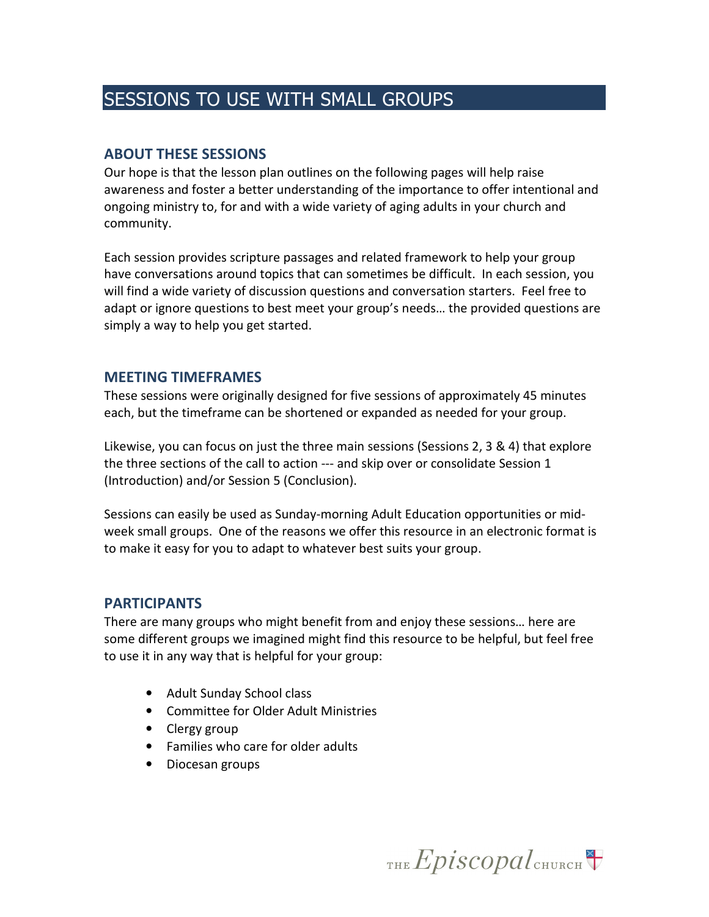# SESSIONS TO USE WITH SMALL GROUPS

## ABOUT THESE SESSIONS

Our hope is that the lesson plan outlines on the following pages will help raise awareness and foster a better understanding of the importance to offer intentional and ongoing ministry to, for and with a wide variety of aging adults in your church and community.

Each session provides scripture passages and related framework to help your group have conversations around topics that can sometimes be difficult. In each session, you will find a wide variety of discussion questions and conversation starters. Feel free to adapt or ignore questions to best meet your group's needs… the provided questions are simply a way to help you get started.

## MEETING TIMEFRAMES

These sessions were originally designed for five sessions of approximately 45 minutes each, but the timeframe can be shortened or expanded as needed for your group.

Likewise, you can focus on just the three main sessions (Sessions 2, 3 & 4) that explore the three sections of the call to action --- and skip over or consolidate Session 1 (Introduction) and/or Session 5 (Conclusion).

Sessions can easily be used as Sunday-morning Adult Education opportunities or mid-week small groups. One of the reasons we offer this resource in an electronic format is to make it easy for you to adapt to whatever best suits your group.

## PARTICIPANTS

There are many groups who might benefit from and enjoy these sessions… here are some different groups we imagined might find this resource to be helpful, but feel free to use it in any way that is helpful for your group:

- Adult Sunday School class
- Committee for Older Adult Ministries
- Clergy group
- Families who care for older adults
- Diocesan groups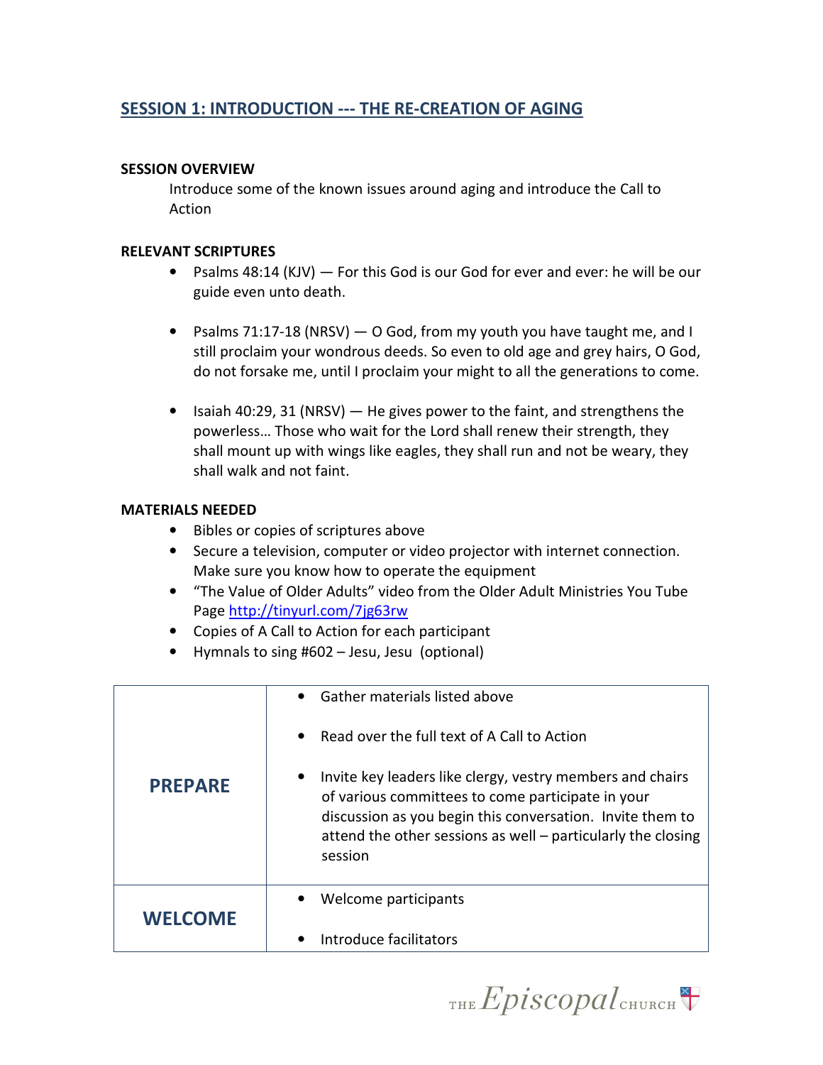## SESSION 1: INTRODUCTION --- THE RE-CREATION OF AGING

**SESSION OVERVIEW**

Introduce some of the known issues around aging and introduce the Call to Action

**RELEVANT SCRIPTURES**

- Psalms 48:14 (KJV) — For this God is our God for ever and ever: he will be our guide even unto death.

- Psalms 71:17-18 (NRSV) — O God, from my youth you have taught me, and I still proclaim your wondrous deeds. So even to old age and grey hairs, O God, do not forsake me, until I proclaim your might to all the generations to come.

- Isaiah 40:29, 31 (NRSV) — He gives power to the faint, and strengthens the powerless… Those who wait for the Lord shall renew their strength, they shall mount up with wings like eagles, they shall run and not be weary, they shall walk and not faint.

**MATERIALS NEEDED**

- Bibles or copies of scriptures above
- Secure a television, computer or video projector with internet connection. Make sure you know how to operate the equipment
- "The Value of Older Adults" video from the Older Adult Ministries You Tube Page http://tinyurl.com/7jg63rw
- Copies of A Call to Action for each participant
- Hymnals to sing #602 – Jesu, Jesu (optional)

| | |
|---|---|
| **PREPARE** | • Gather materials listed above<br><br>• Read over the full text of A Call to Action<br><br>• Invite key leaders like clergy, vestry members and chairs of various committees to come participate in your discussion as you begin this conversation. Invite them to attend the other sessions as well – particularly the closing session |
| **WELCOME** | • Welcome participants<br><br>• Introduce facilitators |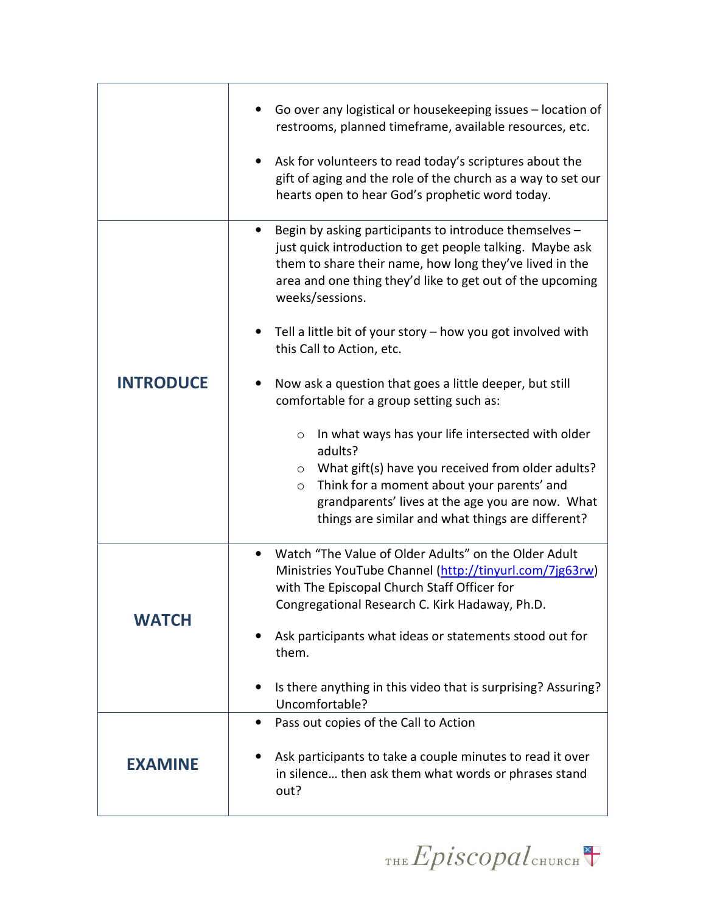| | |
|---|---|
| | • Go over any logistical or housekeeping issues – location of restrooms, planned timeframe, available resources, etc.<br><br>• Ask for volunteers to read today's scriptures about the gift of aging and the role of the church as a way to set our hearts open to hear God's prophetic word today. |
| **INTRODUCE** | • Begin by asking participants to introduce themselves – just quick introduction to get people talking. Maybe ask them to share their name, how long they've lived in the area and one thing they'd like to get out of the upcoming weeks/sessions.<br><br>• Tell a little bit of your story – how you got involved with this Call to Action, etc.<br><br>• Now ask a question that goes a little deeper, but still comfortable for a group setting such as:<br>&nbsp;&nbsp;&nbsp;&nbsp;○ In what ways has your life intersected with older adults?<br>&nbsp;&nbsp;&nbsp;&nbsp;○ What gift(s) have you received from older adults?<br>&nbsp;&nbsp;&nbsp;&nbsp;○ Think for a moment about your parents' and grandparents' lives at the age you are now. What things are similar and what things are different? |
| **WATCH** | • Watch "The Value of Older Adults" on the Older Adult Ministries YouTube Channel (http://tinyurl.com/7jg63rw) with The Episcopal Church Staff Officer for Congregational Research C. Kirk Hadaway, Ph.D.<br><br>• Ask participants what ideas or statements stood out for them.<br><br>• Is there anything in this video that is surprising? Assuring? Uncomfortable? |
| **EXAMINE** | • Pass out copies of the Call to Action<br><br>• Ask participants to take a couple minutes to read it over in silence… then ask them what words or phrases stand out? |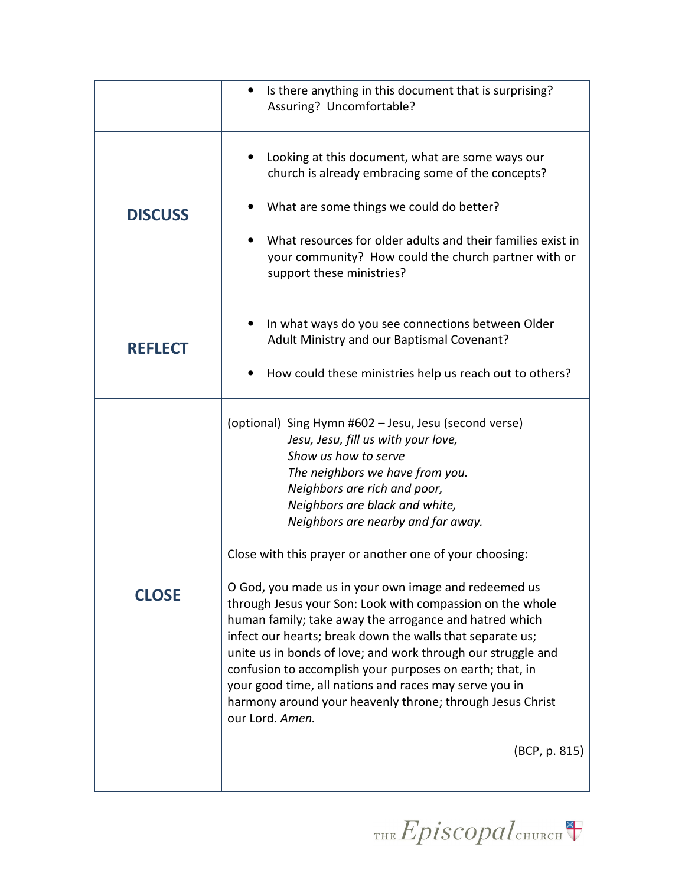| | |
|---|---|
| | • Is there anything in this document that is surprising? Assuring? Uncomfortable? |
| **DISCUSS** | • Looking at this document, what are some ways our church is already embracing some of the concepts?<br><br>• What are some things we could do better?<br><br>• What resources for older adults and their families exist in your community? How could the church partner with or support these ministries? |
| **REFLECT** | • In what ways do you see connections between Older Adult Ministry and our Baptismal Covenant?<br><br>• How could these ministries help us reach out to others? |
| **CLOSE** | (optional) Sing Hymn #602 – Jesu, Jesu (second verse)<br>*Jesu, Jesu, fill us with your love,*<br>*Show us how to serve*<br>*The neighbors we have from you.*<br>*Neighbors are rich and poor,*<br>*Neighbors are black and white,*<br>*Neighbors are nearby and far away.*<br><br>Close with this prayer or another one of your choosing:<br><br>O God, you made us in your own image and redeemed us through Jesus your Son: Look with compassion on the whole human family; take away the arrogance and hatred which infect our hearts; break down the walls that separate us; unite us in bonds of love; and work through our struggle and confusion to accomplish your purposes on earth; that, in your good time, all nations and races may serve you in harmony around your heavenly throne; through Jesus Christ our Lord. *Amen.*<br><br>(BCP, p. 815) |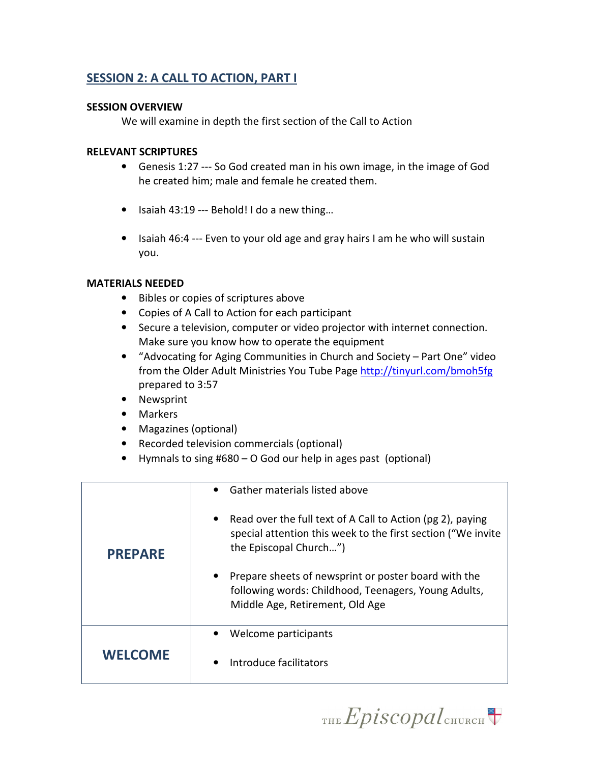## SESSION 2: A CALL TO ACTION, PART I

**SESSION OVERVIEW**

We will examine in depth the first section of the Call to Action

**RELEVANT SCRIPTURES**

- Genesis 1:27 --- So God created man in his own image, in the image of God he created him; male and female he created them.
- Isaiah 43:19 --- Behold! I do a new thing…
- Isaiah 46:4 --- Even to your old age and gray hairs I am he who will sustain you.

**MATERIALS NEEDED**

- Bibles or copies of scriptures above
- Copies of A Call to Action for each participant
- Secure a television, computer or video projector with internet connection. Make sure you know how to operate the equipment
- "Advocating for Aging Communities in Church and Society – Part One" video from the Older Adult Ministries You Tube Page http://tinyurl.com/bmoh5fg prepared to 3:57
- Newsprint
- Markers
- Magazines (optional)
- Recorded television commercials (optional)
- Hymnals to sing #680 – O God our help in ages past (optional)

| | |
|---|---|
| **PREPARE** | • Gather materials listed above<br><br>• Read over the full text of A Call to Action (pg 2), paying special attention this week to the first section ("We invite the Episcopal Church…")<br><br>• Prepare sheets of newsprint or poster board with the following words: Childhood, Teenagers, Young Adults, Middle Age, Retirement, Old Age |
| **WELCOME** | • Welcome participants<br><br>• Introduce facilitators |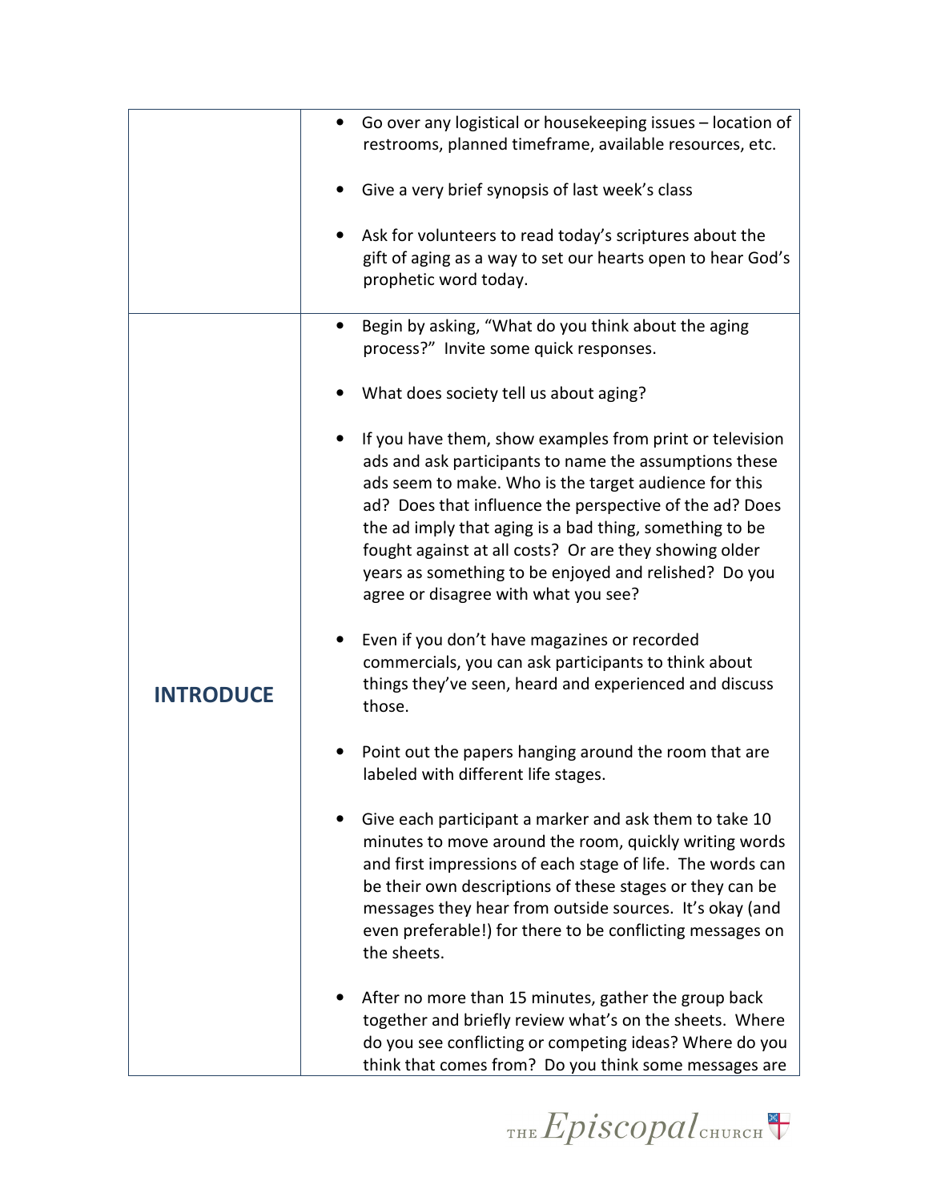| | |
|---|---|
| | • Go over any logistical or housekeeping issues – location of restrooms, planned timeframe, available resources, etc.<br><br>• Give a very brief synopsis of last week's class<br><br>• Ask for volunteers to read today's scriptures about the gift of aging as a way to set our hearts open to hear God's prophetic word today. |
| **INTRODUCE** | • Begin by asking, "What do you think about the aging process?" Invite some quick responses.<br><br>• What does society tell us about aging?<br><br>• If you have them, show examples from print or television ads and ask participants to name the assumptions these ads seem to make. Who is the target audience for this ad? Does that influence the perspective of the ad? Does the ad imply that aging is a bad thing, something to be fought against at all costs? Or are they showing older years as something to be enjoyed and relished? Do you agree or disagree with what you see?<br><br>• Even if you don't have magazines or recorded commercials, you can ask participants to think about things they've seen, heard and experienced and discuss those.<br><br>• Point out the papers hanging around the room that are labeled with different life stages.<br><br>• Give each participant a marker and ask them to take 10 minutes to move around the room, quickly writing words and first impressions of each stage of life. The words can be their own descriptions of these stages or they can be messages they hear from outside sources. It's okay (and even preferable!) for there to be conflicting messages on the sheets.<br><br>• After no more than 15 minutes, gather the group back together and briefly review what's on the sheets. Where do you see conflicting or competing ideas? Where do you think that comes from? Do you think some messages are |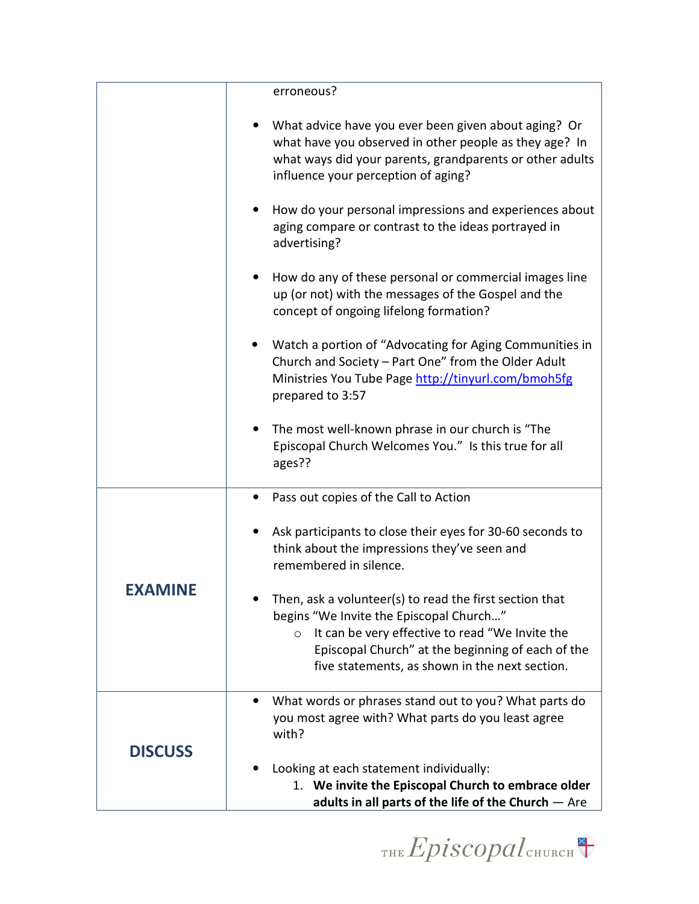| | |
|---|---|
| | erroneous?<br><br>• What advice have you ever been given about aging? Or what have you observed in other people as they age? In what ways did your parents, grandparents or other adults influence your perception of aging?<br><br>• How do your personal impressions and experiences about aging compare or contrast to the ideas portrayed in advertising?<br><br>• How do any of these personal or commercial images line up (or not) with the messages of the Gospel and the concept of ongoing lifelong formation?<br><br>• Watch a portion of "Advocating for Aging Communities in Church and Society – Part One" from the Older Adult Ministries You Tube Page [http://tinyurl.com/bmoh5fg](http://tinyurl.com/bmoh5fg) prepared to 3:57<br><br>• The most well-known phrase in our church is "The Episcopal Church Welcomes You." Is this true for all ages?? |
| **EXAMINE** | • Pass out copies of the Call to Action<br><br>• Ask participants to close their eyes for 30-60 seconds to think about the impressions they've seen and remembered in silence.<br><br>• Then, ask a volunteer(s) to read the first section that begins "We Invite the Episcopal Church…"<br>&nbsp;&nbsp;&nbsp;&nbsp;○ It can be very effective to read "We Invite the Episcopal Church" at the beginning of each of the five statements, as shown in the next section. |
| **DISCUSS** | • What words or phrases stand out to you? What parts do you most agree with? What parts do you least agree with?<br><br>• Looking at each statement individually:<br>&nbsp;&nbsp;&nbsp;&nbsp;1. **We invite the Episcopal Church to embrace older adults in all parts of the life of the Church** — Are |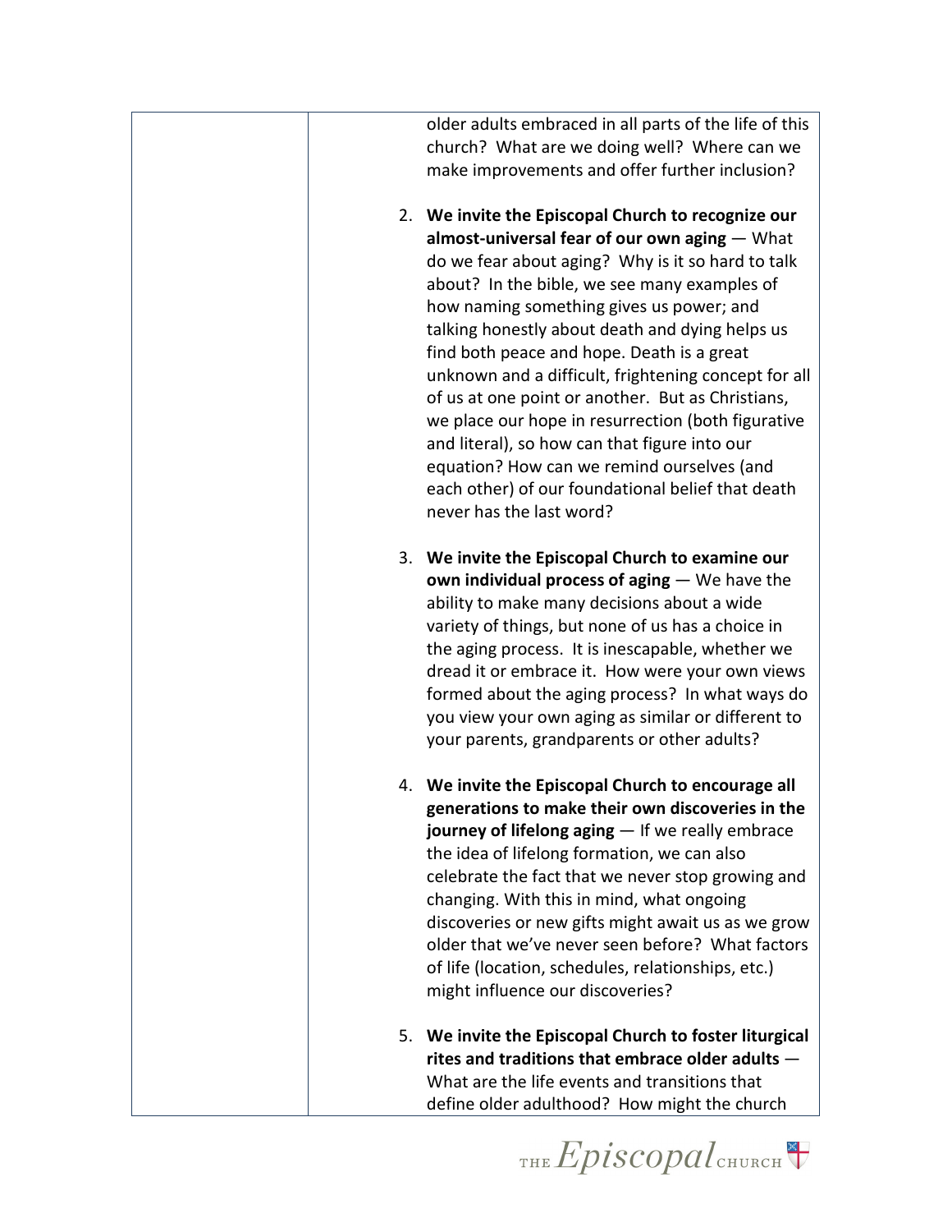| | |
|---|---|
| | older adults embraced in all parts of the life of this church? What are we doing well? Where can we make improvements and offer further inclusion?<br><br>2. **We invite the Episcopal Church to recognize our almost-universal fear of our own aging** — What do we fear about aging? Why is it so hard to talk about? In the bible, we see many examples of how naming something gives us power; and talking honestly about death and dying helps us find both peace and hope. Death is a great unknown and a difficult, frightening concept for all of us at one point or another. But as Christians, we place our hope in resurrection (both figurative and literal), so how can that figure into our equation? How can we remind ourselves (and each other) of our foundational belief that death never has the last word?<br><br>3. **We invite the Episcopal Church to examine our own individual process of aging** — We have the ability to make many decisions about a wide variety of things, but none of us has a choice in the aging process. It is inescapable, whether we dread it or embrace it. How were your own views formed about the aging process? In what ways do you view your own aging as similar or different to your parents, grandparents or other adults?<br><br>4. **We invite the Episcopal Church to encourage all generations to make their own discoveries in the journey of lifelong aging** — If we really embrace the idea of lifelong formation, we can also celebrate the fact that we never stop growing and changing. With this in mind, what ongoing discoveries or new gifts might await us as we grow older that we've never seen before? What factors of life (location, schedules, relationships, etc.) might influence our discoveries?<br><br>5. **We invite the Episcopal Church to foster liturgical rites and traditions that embrace older adults** — What are the life events and transitions that define older adulthood? How might the church |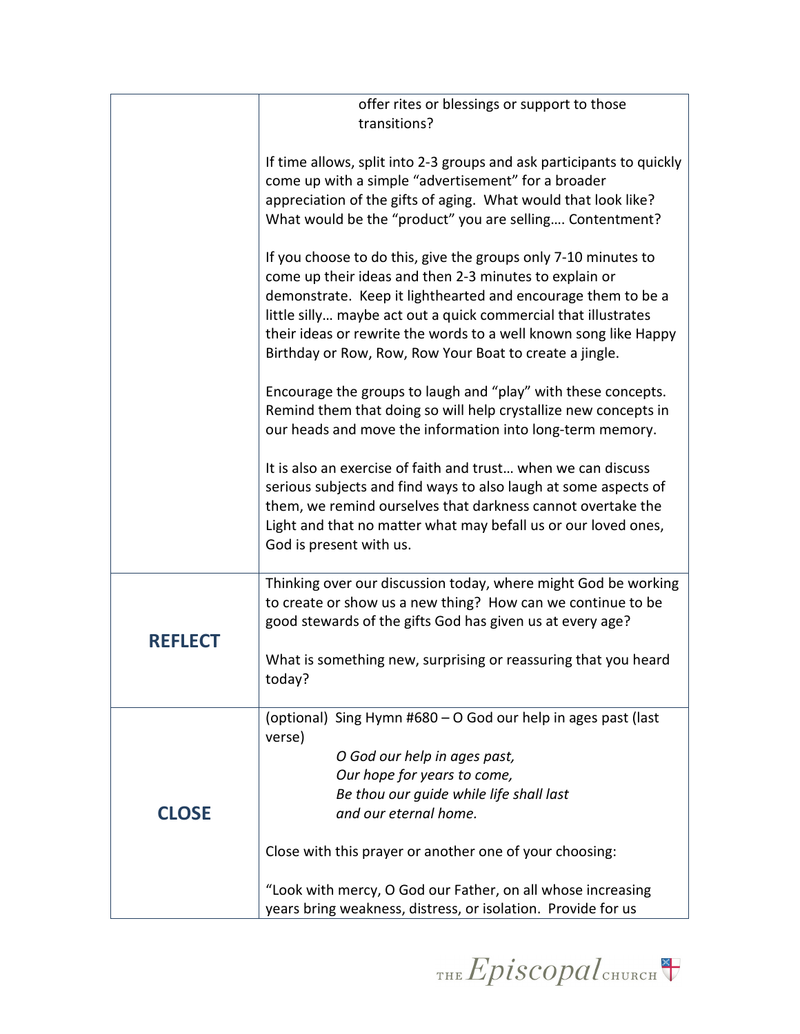| | |
|---|---|
| | offer rites or blessings or support to those transitions?<br><br>If time allows, split into 2-3 groups and ask participants to quickly come up with a simple "advertisement" for a broader appreciation of the gifts of aging. What would that look like? What would be the "product" you are selling…. Contentment?<br><br>If you choose to do this, give the groups only 7-10 minutes to come up their ideas and then 2-3 minutes to explain or demonstrate. Keep it lighthearted and encourage them to be a little silly… maybe act out a quick commercial that illustrates their ideas or rewrite the words to a well known song like Happy Birthday or Row, Row, Row Your Boat to create a jingle.<br><br>Encourage the groups to laugh and "play" with these concepts. Remind them that doing so will help crystallize new concepts in our heads and move the information into long-term memory.<br><br>It is also an exercise of faith and trust… when we can discuss serious subjects and find ways to also laugh at some aspects of them, we remind ourselves that darkness cannot overtake the Light and that no matter what may befall us or our loved ones, God is present with us. |
| **REFLECT** | Thinking over our discussion today, where might God be working to create or show us a new thing? How can we continue to be good stewards of the gifts God has given us at every age?<br><br>What is something new, surprising or reassuring that you heard today? |
| **CLOSE** | (optional) Sing Hymn #680 – O God our help in ages past (last verse)<br>*O God our help in ages past,*<br>*Our hope for years to come,*<br>*Be thou our guide while life shall last*<br>*and our eternal home.*<br><br>Close with this prayer or another one of your choosing:<br><br>"Look with mercy, O God our Father, on all whose increasing years bring weakness, distress, or isolation. Provide for us |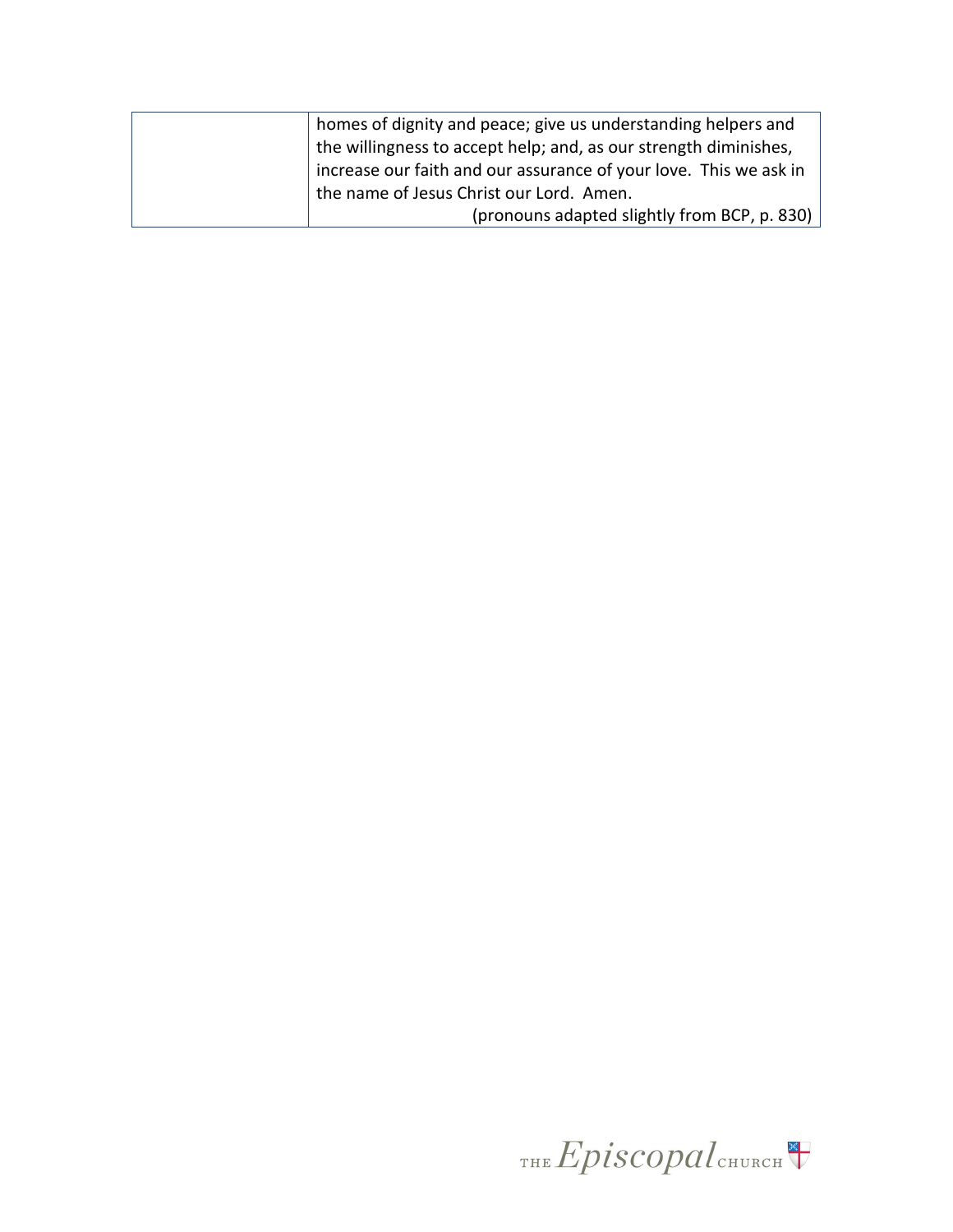|  |  |
|---|---|
|  | homes of dignity and peace; give us understanding helpers and the willingness to accept help; and, as our strength diminishes, increase our faith and our assurance of your love. This we ask in the name of Jesus Christ our Lord. Amen. (pronouns adapted slightly from BCP, p. 830) |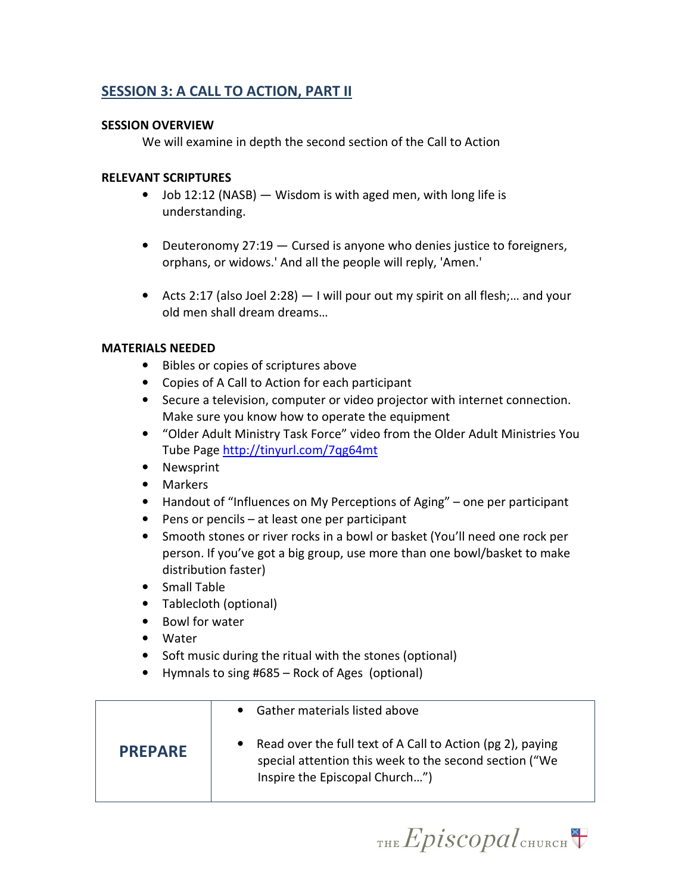## SESSION 3: A CALL TO ACTION, PART II

**SESSION OVERVIEW**

We will examine in depth the second section of the Call to Action

**RELEVANT SCRIPTURES**

- Job 12:12 (NASB) — Wisdom is with aged men, with long life is understanding.
- Deuteronomy 27:19 — Cursed is anyone who denies justice to foreigners, orphans, or widows.' And all the people will reply, 'Amen.'
- Acts 2:17 (also Joel 2:28) — I will pour out my spirit on all flesh;… and your old men shall dream dreams…

**MATERIALS NEEDED**

- Bibles or copies of scriptures above
- Copies of A Call to Action for each participant
- Secure a television, computer or video projector with internet connection. Make sure you know how to operate the equipment
- "Older Adult Ministry Task Force" video from the Older Adult Ministries You Tube Page http://tinyurl.com/7qg64mt
- Newsprint
- Markers
- Handout of "Influences on My Perceptions of Aging" – one per participant
- Pens or pencils – at least one per participant
- Smooth stones or river rocks in a bowl or basket (You'll need one rock per person. If you've got a big group, use more than one bowl/basket to make distribution faster)
- Small Table
- Tablecloth (optional)
- Bowl for water
- Water
- Soft music during the ritual with the stones (optional)
- Hymnals to sing #685 – Rock of Ages (optional)

| | |
|---|---|
| **PREPARE** | • Gather materials listed above<br>• Read over the full text of A Call to Action (pg 2), paying special attention this week to the second section ("We Inspire the Episcopal Church…") |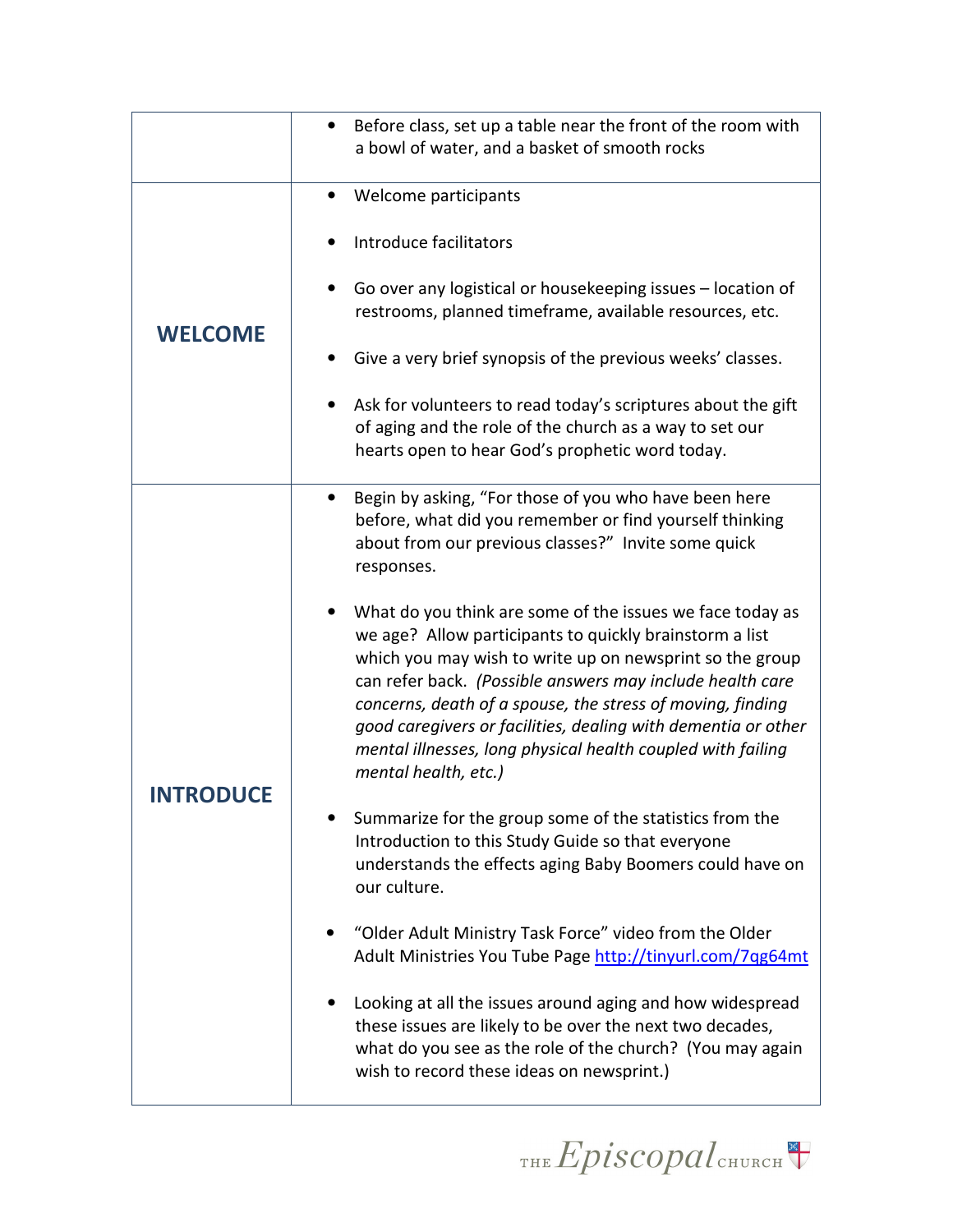| | |
|---|---|
| | • Before class, set up a table near the front of the room with a bowl of water, and a basket of smooth rocks |
| **WELCOME** | • Welcome participants<br><br>• Introduce facilitators<br><br>• Go over any logistical or housekeeping issues – location of restrooms, planned timeframe, available resources, etc.<br><br>• Give a very brief synopsis of the previous weeks' classes.<br><br>• Ask for volunteers to read today's scriptures about the gift of aging and the role of the church as a way to set our hearts open to hear God's prophetic word today. |
| **INTRODUCE** | • Begin by asking, "For those of you who have been here before, what did you remember or find yourself thinking about from our previous classes?" Invite some quick responses.<br><br>• What do you think are some of the issues we face today as we age? Allow participants to quickly brainstorm a list which you may wish to write up on newsprint so the group can refer back. *(Possible answers may include health care concerns, death of a spouse, the stress of moving, finding good caregivers or facilities, dealing with dementia or other mental illnesses, long physical health coupled with failing mental health, etc.)*<br><br>• Summarize for the group some of the statistics from the Introduction to this Study Guide so that everyone understands the effects aging Baby Boomers could have on our culture.<br><br>• "Older Adult Ministry Task Force" video from the Older Adult Ministries You Tube Page http://tinyurl.com/7qg64mt<br><br>• Looking at all the issues around aging and how widespread these issues are likely to be over the next two decades, what do you see as the role of the church? (You may again wish to record these ideas on newsprint.) |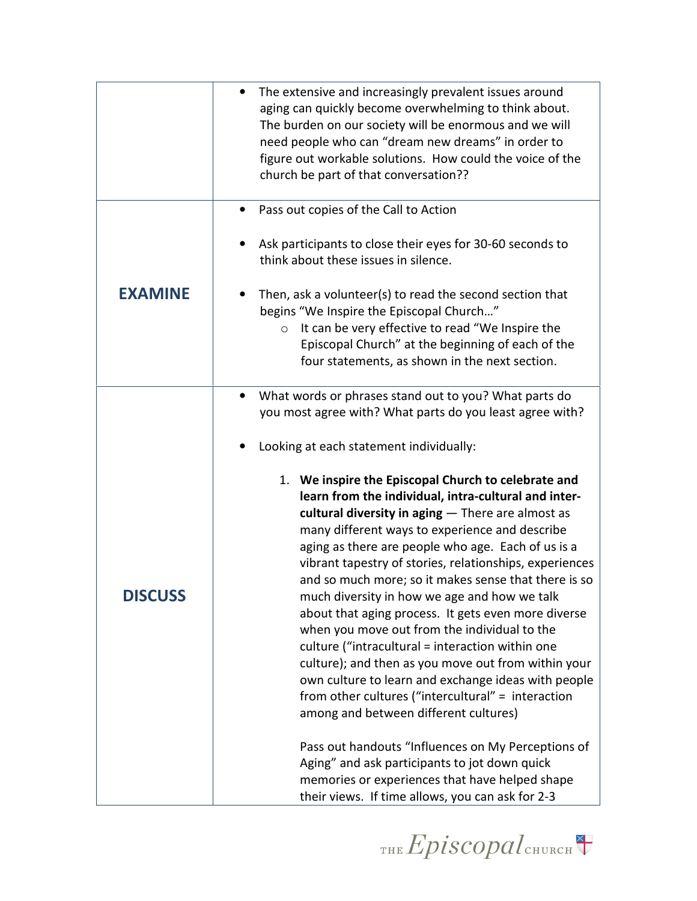| | |
|---|---|
| | • The extensive and increasingly prevalent issues around aging can quickly become overwhelming to think about. The burden on our society will be enormous and we will need people who can "dream new dreams" in order to figure out workable solutions. How could the voice of the church be part of that conversation?? |
| **EXAMINE** | • Pass out copies of the Call to Action<br><br>• Ask participants to close their eyes for 30-60 seconds to think about these issues in silence.<br><br>• Then, ask a volunteer(s) to read the second section that begins "We Inspire the Episcopal Church…"<br>&nbsp;&nbsp;&nbsp;&nbsp;○ It can be very effective to read "We Inspire the Episcopal Church" at the beginning of each of the four statements, as shown in the next section. |
| **DISCUSS** | • What words or phrases stand out to you? What parts do you most agree with? What parts do you least agree with?<br><br>• Looking at each statement individually:<br><br>1. **We inspire the Episcopal Church to celebrate and learn from the individual, intra-cultural and inter-cultural diversity in aging** — There are almost as many different ways to experience and describe aging as there are people who age. Each of us is a vibrant tapestry of stories, relationships, experiences and so much more; so it makes sense that there is so much diversity in how we age and how we talk about that aging process. It gets even more diverse when you move out from the individual to the culture ("intracultural = interaction within one culture); and then as you move out from within your own culture to learn and exchange ideas with people from other cultures ("intercultural" = interaction among and between different cultures)<br><br>Pass out handouts "Influences on My Perceptions of Aging" and ask participants to jot down quick memories or experiences that have helped shape their views. If time allows, you can ask for 2-3 |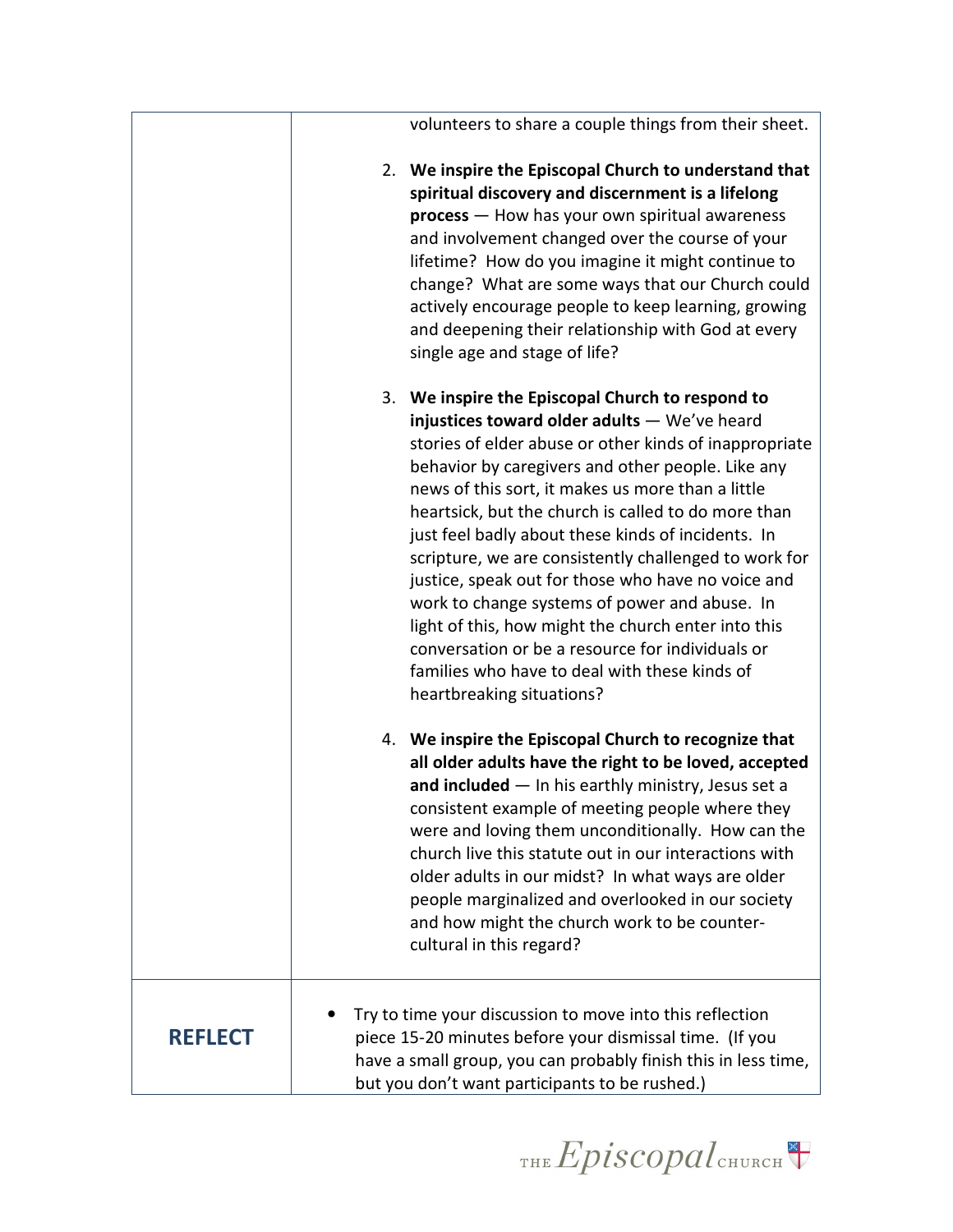| | |
|---|---|
| | volunteers to share a couple things from their sheet.<br><br>2. **We inspire the Episcopal Church to understand that spiritual discovery and discernment is a lifelong process** — How has your own spiritual awareness and involvement changed over the course of your lifetime? How do you imagine it might continue to change? What are some ways that our Church could actively encourage people to keep learning, growing and deepening their relationship with God at every single age and stage of life?<br><br>3. **We inspire the Episcopal Church to respond to injustices toward older adults** — We've heard stories of elder abuse or other kinds of inappropriate behavior by caregivers and other people. Like any news of this sort, it makes us more than a little heartsick, but the church is called to do more than just feel badly about these kinds of incidents. In scripture, we are consistently challenged to work for justice, speak out for those who have no voice and work to change systems of power and abuse. In light of this, how might the church enter into this conversation or be a resource for individuals or families who have to deal with these kinds of heartbreaking situations?<br><br>4. **We inspire the Episcopal Church to recognize that all older adults have the right to be loved, accepted and included** — In his earthly ministry, Jesus set a consistent example of meeting people where they were and loving them unconditionally. How can the church live this statute out in our interactions with older adults in our midst? In what ways are older people marginalized and overlooked in our society and how might the church work to be counter-cultural in this regard? |
| **REFLECT** | • Try to time your discussion to move into this reflection piece 15-20 minutes before your dismissal time. (If you have a small group, you can probably finish this in less time, but you don't want participants to be rushed.) |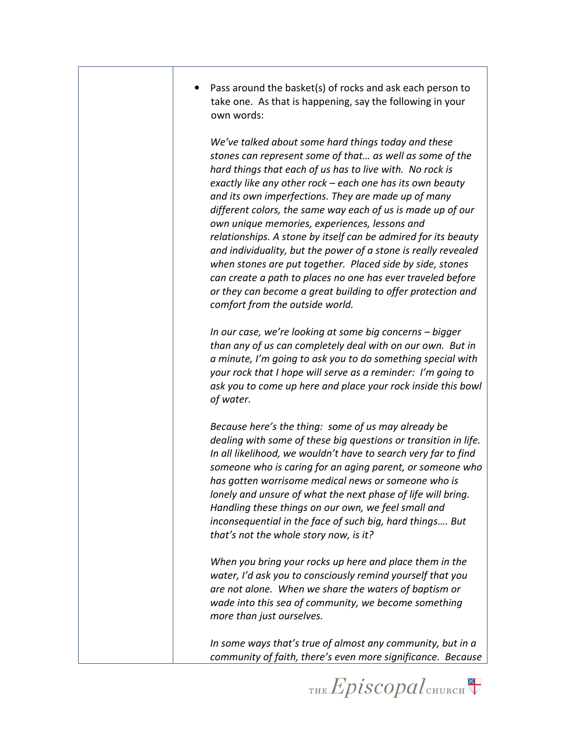- Pass around the basket(s) of rocks and ask each person to take one. As that is happening, say the following in your own words:

  *We've talked about some hard things today and these stones can represent some of that… as well as some of the hard things that each of us has to live with. No rock is exactly like any other rock – each one has its own beauty and its own imperfections. They are made up of many different colors, the same way each of us is made up of our own unique memories, experiences, lessons and relationships. A stone by itself can be admired for its beauty and individuality, but the power of a stone is really revealed when stones are put together. Placed side by side, stones can create a path to places no one has ever traveled before or they can become a great building to offer protection and comfort from the outside world.*

  *In our case, we're looking at some big concerns – bigger than any of us can completely deal with on our own. But in a minute, I'm going to ask you to do something special with your rock that I hope will serve as a reminder: I'm going to ask you to come up here and place your rock inside this bowl of water.*

  *Because here's the thing: some of us may already be dealing with some of these big questions or transition in life. In all likelihood, we wouldn't have to search very far to find someone who is caring for an aging parent, or someone who has gotten worrisome medical news or someone who is lonely and unsure of what the next phase of life will bring. Handling these things on our own, we feel small and inconsequential in the face of such big, hard things…. But that's not the whole story now, is it?*

  *When you bring your rocks up here and place them in the water, I'd ask you to consciously remind yourself that you are not alone. When we share the waters of baptism or wade into this sea of community, we become something more than just ourselves.*

  *In some ways that's true of almost any community, but in a community of faith, there's even more significance. Because*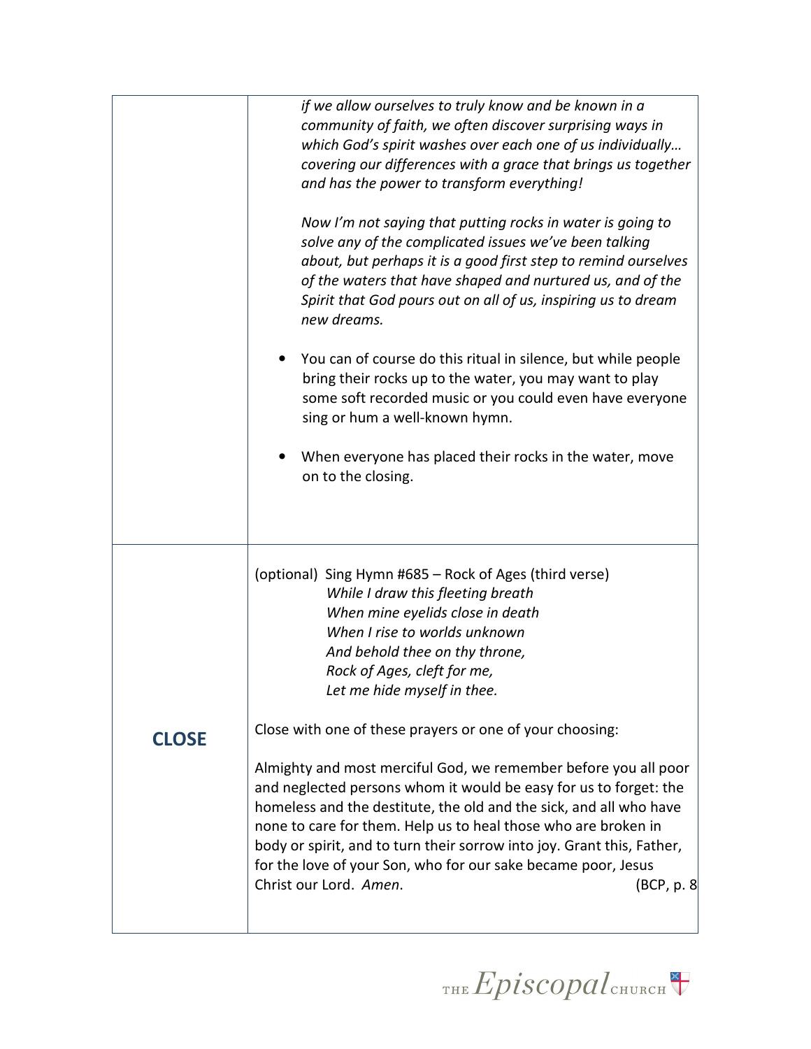|  |  |
|---|---|
|  | *if we allow ourselves to truly know and be known in a community of faith, we often discover surprising ways in which God's spirit washes over each one of us individually… covering our differences with a grace that brings us together and has the power to transform everything!*<br><br>*Now I'm not saying that putting rocks in water is going to solve any of the complicated issues we've been talking about, but perhaps it is a good first step to remind ourselves of the waters that have shaped and nurtured us, and of the Spirit that God pours out on all of us, inspiring us to dream new dreams.*<br><br>• You can of course do this ritual in silence, but while people bring their rocks up to the water, you may want to play some soft recorded music or you could even have everyone sing or hum a well-known hymn.<br><br>• When everyone has placed their rocks in the water, move on to the closing. |
| **CLOSE** | (optional) Sing Hymn #685 – Rock of Ages (third verse)<br>*While I draw this fleeting breath*<br>*When mine eyelids close in death*<br>*When I rise to worlds unknown*<br>*And behold thee on thy throne,*<br>*Rock of Ages, cleft for me,*<br>*Let me hide myself in thee.*<br><br>Close with one of these prayers or one of your choosing:<br><br>Almighty and most merciful God, we remember before you all poor and neglected persons whom it would be easy for us to forget: the homeless and the destitute, the old and the sick, and all who have none to care for them. Help us to heal those who are broken in body or spirit, and to turn their sorrow into joy. Grant this, Father, for the love of your Son, who for our sake became poor, Jesus Christ our Lord. *Amen*. (BCP, p. 8 |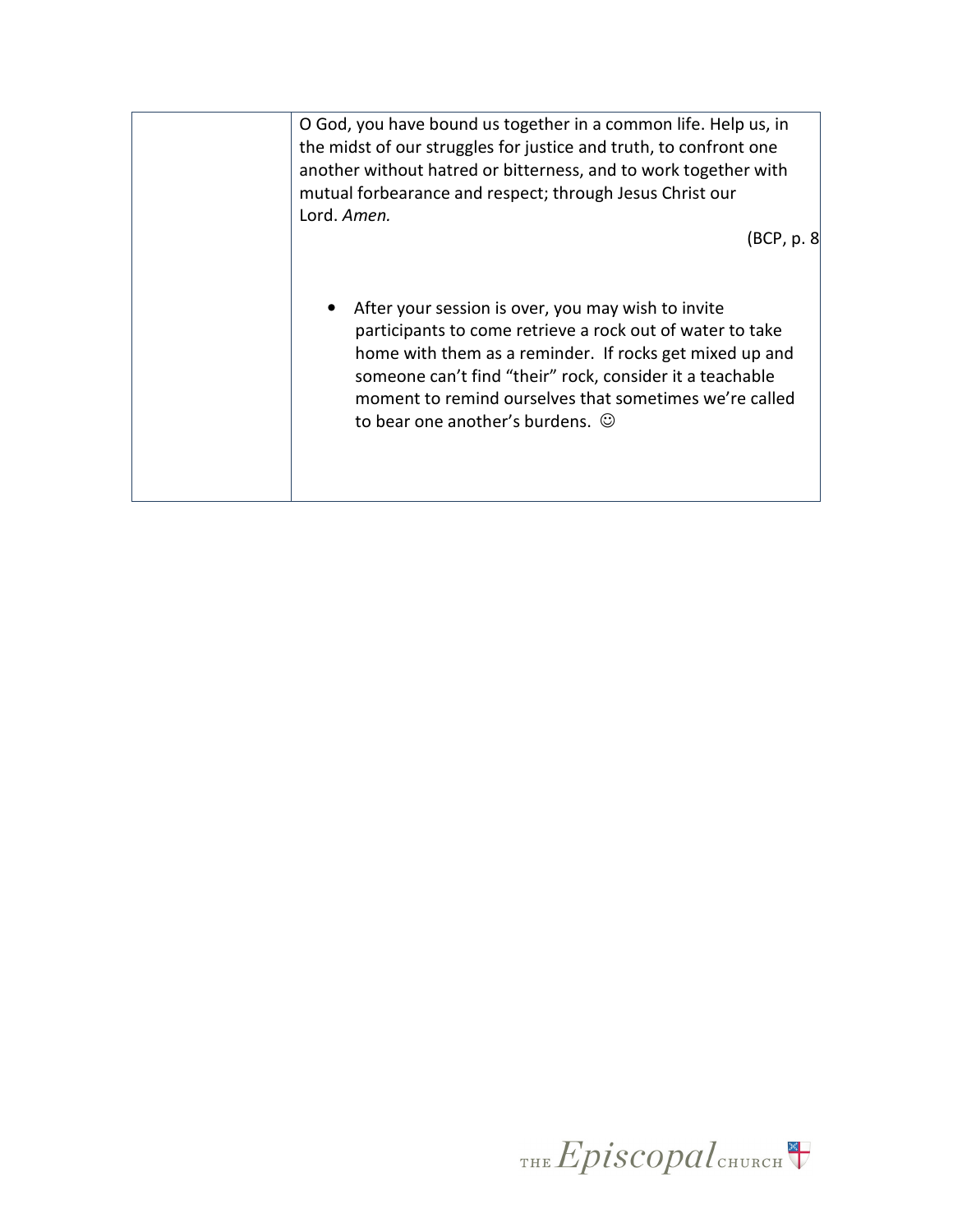| | |
|---|---|
| | O God, you have bound us together in a common life. Help us, in the midst of our struggles for justice and truth, to confront one another without hatred or bitterness, and to work together with mutual forbearance and respect; through Jesus Christ our Lord. *Amen.*<br><br>(BCP, p. 8<br><br>• After your session is over, you may wish to invite participants to come retrieve a rock out of water to take home with them as a reminder. If rocks get mixed up and someone can't find "their" rock, consider it a teachable moment to remind ourselves that sometimes we're called to bear one another's burdens. ☺ |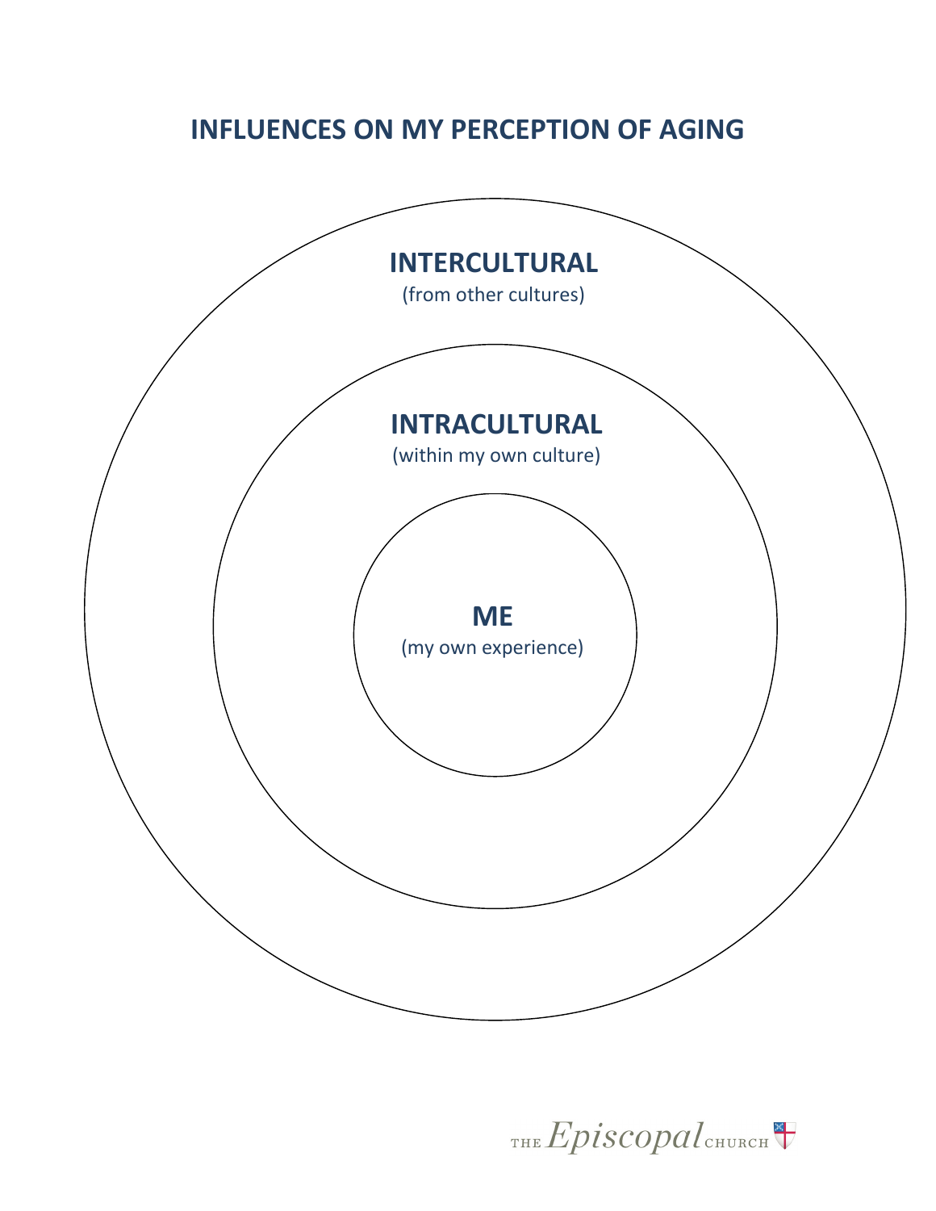# INFLUENCES ON MY PERCEPTION OF AGING

**INTERCULTURAL**
(from other cultures)

**INTRACULTURAL**
(within my own culture)

**ME**
(my own experience)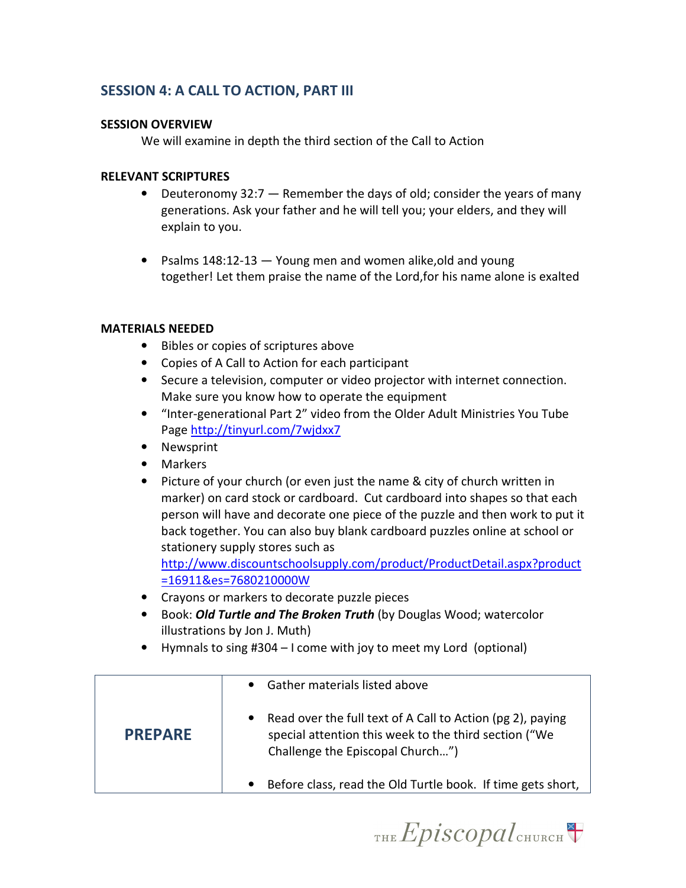## SESSION 4: A CALL TO ACTION, PART III

**SESSION OVERVIEW**

We will examine in depth the third section of the Call to Action

**RELEVANT SCRIPTURES**

- Deuteronomy 32:7 — Remember the days of old; consider the years of many generations. Ask your father and he will tell you; your elders, and they will explain to you.
- Psalms 148:12-13 — Young men and women alike,old and young together! Let them praise the name of the Lord,for his name alone is exalted

**MATERIALS NEEDED**

- Bibles or copies of scriptures above
- Copies of A Call to Action for each participant
- Secure a television, computer or video projector with internet connection. Make sure you know how to operate the equipment
- "Inter-generational Part 2" video from the Older Adult Ministries You Tube Page http://tinyurl.com/7wjdxx7
- Newsprint
- Markers
- Picture of your church (or even just the name & city of church written in marker) on card stock or cardboard. Cut cardboard into shapes so that each person will have and decorate one piece of the puzzle and then work to put it back together. You can also buy blank cardboard puzzles online at school or stationery supply stores such as http://www.discountschoolsupply.com/product/ProductDetail.aspx?product=16911&es=7680210000W
- Crayons or markers to decorate puzzle pieces
- Book: ***Old Turtle and The Broken Truth*** (by Douglas Wood; watercolor illustrations by Jon J. Muth)
- Hymnals to sing #304 – I come with joy to meet my Lord (optional)

| **PREPARE** | • Gather materials listed above<br><br>• Read over the full text of A Call to Action (pg 2), paying special attention this week to the third section ("We Challenge the Episcopal Church…")<br><br>• Before class, read the Old Turtle book. If time gets short, |
|---|---|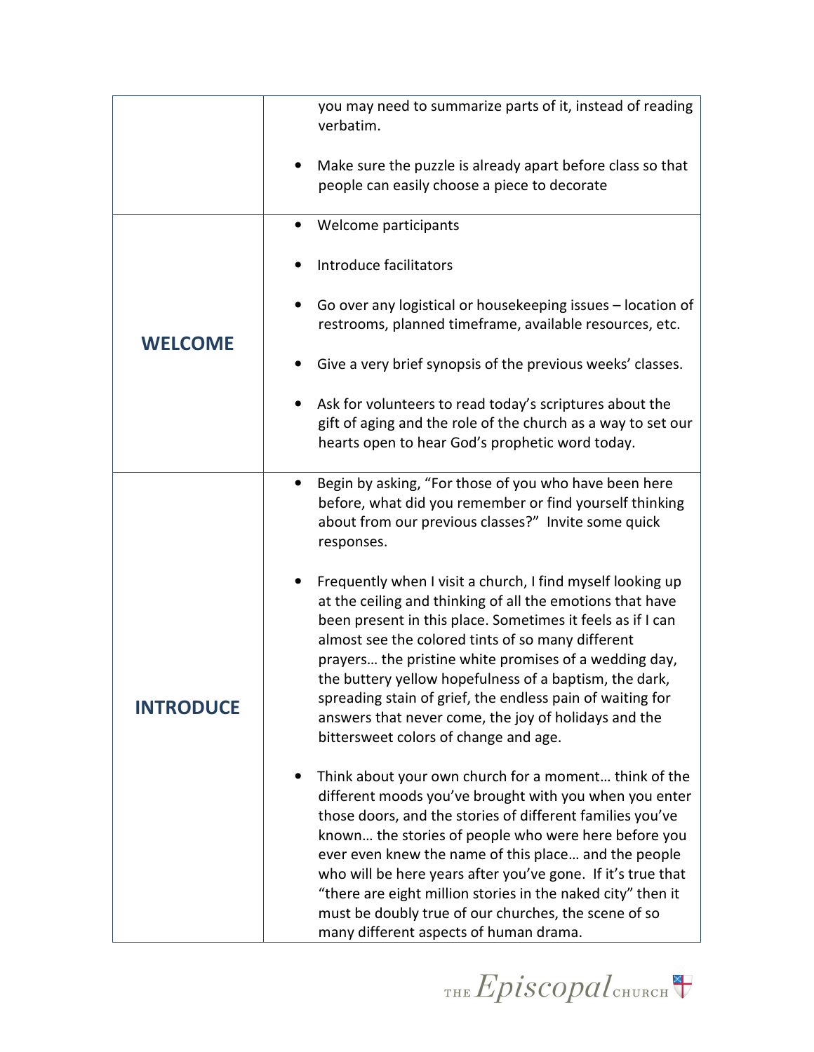| | |
|---|---|
| | you may need to summarize parts of it, instead of reading verbatim.<br><br>• Make sure the puzzle is already apart before class so that people can easily choose a piece to decorate |
| **WELCOME** | • Welcome participants<br><br>• Introduce facilitators<br><br>• Go over any logistical or housekeeping issues – location of restrooms, planned timeframe, available resources, etc.<br><br>• Give a very brief synopsis of the previous weeks' classes.<br><br>• Ask for volunteers to read today's scriptures about the gift of aging and the role of the church as a way to set our hearts open to hear God's prophetic word today. |
| **INTRODUCE** | • Begin by asking, "For those of you who have been here before, what did you remember or find yourself thinking about from our previous classes?" Invite some quick responses.<br><br>• Frequently when I visit a church, I find myself looking up at the ceiling and thinking of all the emotions that have been present in this place. Sometimes it feels as if I can almost see the colored tints of so many different prayers… the pristine white promises of a wedding day, the buttery yellow hopefulness of a baptism, the dark, spreading stain of grief, the endless pain of waiting for answers that never come, the joy of holidays and the bittersweet colors of change and age.<br><br>• Think about your own church for a moment… think of the different moods you've brought with you when you enter those doors, and the stories of different families you've known… the stories of people who were here before you ever even knew the name of this place… and the people who will be here years after you've gone. If it's true that "there are eight million stories in the naked city" then it must be doubly true of our churches, the scene of so many different aspects of human drama. |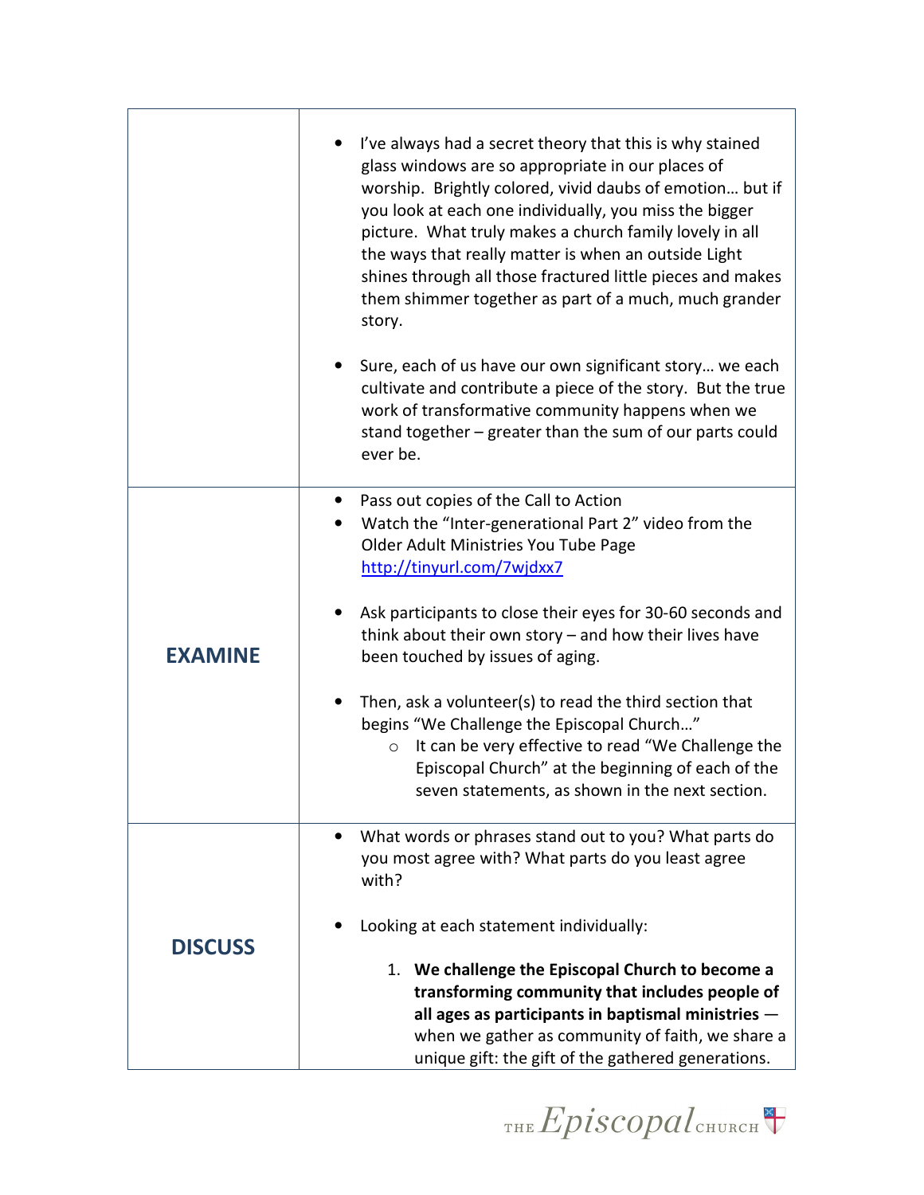| | |
|---|---|
| | • I've always had a secret theory that this is why stained glass windows are so appropriate in our places of worship. Brightly colored, vivid daubs of emotion… but if you look at each one individually, you miss the bigger picture. What truly makes a church family lovely in all the ways that really matter is when an outside Light shines through all those fractured little pieces and makes them shimmer together as part of a much, much grander story.<br><br>• Sure, each of us have our own significant story… we each cultivate and contribute a piece of the story. But the true work of transformative community happens when we stand together – greater than the sum of our parts could ever be. |
| **EXAMINE** | • Pass out copies of the Call to Action<br>• Watch the "Inter-generational Part 2" video from the Older Adult Ministries You Tube Page http://tinyurl.com/7wjdxx7<br><br>• Ask participants to close their eyes for 30-60 seconds and think about their own story – and how their lives have been touched by issues of aging.<br><br>• Then, ask a volunteer(s) to read the third section that begins "We Challenge the Episcopal Church…"<br>&nbsp;&nbsp;&nbsp;&nbsp;○ It can be very effective to read "We Challenge the Episcopal Church" at the beginning of each of the seven statements, as shown in the next section. |
| **DISCUSS** | • What words or phrases stand out to you? What parts do you most agree with? What parts do you least agree with?<br><br>• Looking at each statement individually:<br><br>&nbsp;&nbsp;&nbsp;&nbsp;1. **We challenge the Episcopal Church to become a transforming community that includes people of all ages as participants in baptismal ministries** — when we gather as community of faith, we share a unique gift: the gift of the gathered generations. |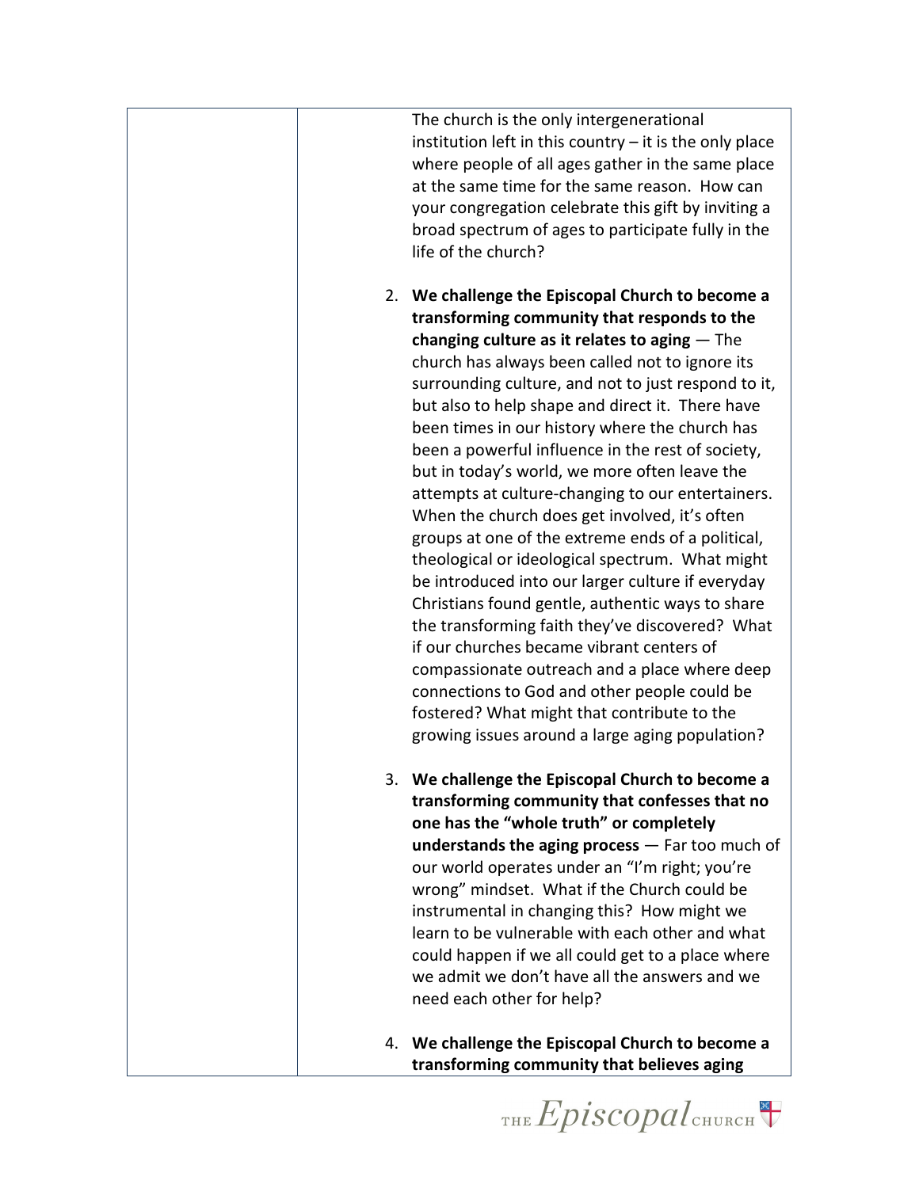The church is the only intergenerational institution left in this country – it is the only place where people of all ages gather in the same place at the same time for the same reason. How can your congregation celebrate this gift by inviting a broad spectrum of ages to participate fully in the life of the church?

2. **We challenge the Episcopal Church to become a transforming community that responds to the changing culture as it relates to aging** — The church has always been called not to ignore its surrounding culture, and not to just respond to it, but also to help shape and direct it. There have been times in our history where the church has been a powerful influence in the rest of society, but in today's world, we more often leave the attempts at culture-changing to our entertainers. When the church does get involved, it's often groups at one of the extreme ends of a political, theological or ideological spectrum. What might be introduced into our larger culture if everyday Christians found gentle, authentic ways to share the transforming faith they've discovered? What if our churches became vibrant centers of compassionate outreach and a place where deep connections to God and other people could be fostered? What might that contribute to the growing issues around a large aging population?

3. **We challenge the Episcopal Church to become a transforming community that confesses that no one has the "whole truth" or completely understands the aging process** — Far too much of our world operates under an "I'm right; you're wrong" mindset. What if the Church could be instrumental in changing this? How might we learn to be vulnerable with each other and what could happen if we all could get to a place where we admit we don't have all the answers and we need each other for help?

4. **We challenge the Episcopal Church to become a transforming community that believes aging**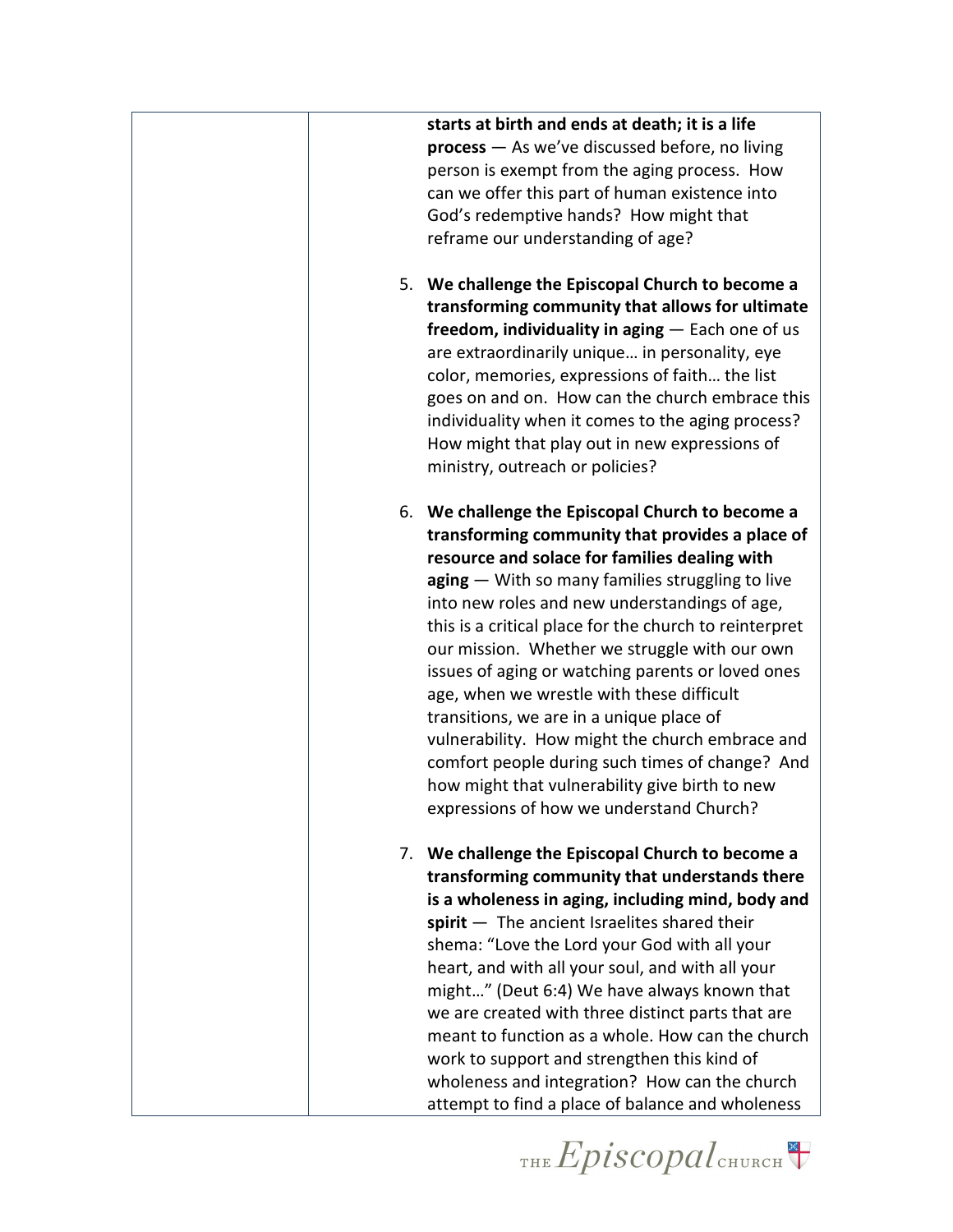| | |
|---|---|
| | **starts at birth and ends at death; it is a life process** — As we've discussed before, no living person is exempt from the aging process. How can we offer this part of human existence into God's redemptive hands? How might that reframe our understanding of age?<br><br>5. **We challenge the Episcopal Church to become a transforming community that allows for ultimate freedom, individuality in aging** — Each one of us are extraordinarily unique… in personality, eye color, memories, expressions of faith… the list goes on and on. How can the church embrace this individuality when it comes to the aging process? How might that play out in new expressions of ministry, outreach or policies?<br><br>6. **We challenge the Episcopal Church to become a transforming community that provides a place of resource and solace for families dealing with aging** — With so many families struggling to live into new roles and new understandings of age, this is a critical place for the church to reinterpret our mission. Whether we struggle with our own issues of aging or watching parents or loved ones age, when we wrestle with these difficult transitions, we are in a unique place of vulnerability. How might the church embrace and comfort people during such times of change? And how might that vulnerability give birth to new expressions of how we understand Church?<br><br>7. **We challenge the Episcopal Church to become a transforming community that understands there is a wholeness in aging, including mind, body and spirit** — The ancient Israelites shared their shema: "Love the Lord your God with all your heart, and with all your soul, and with all your might…" (Deut 6:4) We have always known that we are created with three distinct parts that are meant to function as a whole. How can the church work to support and strengthen this kind of wholeness and integration? How can the church attempt to find a place of balance and wholeness |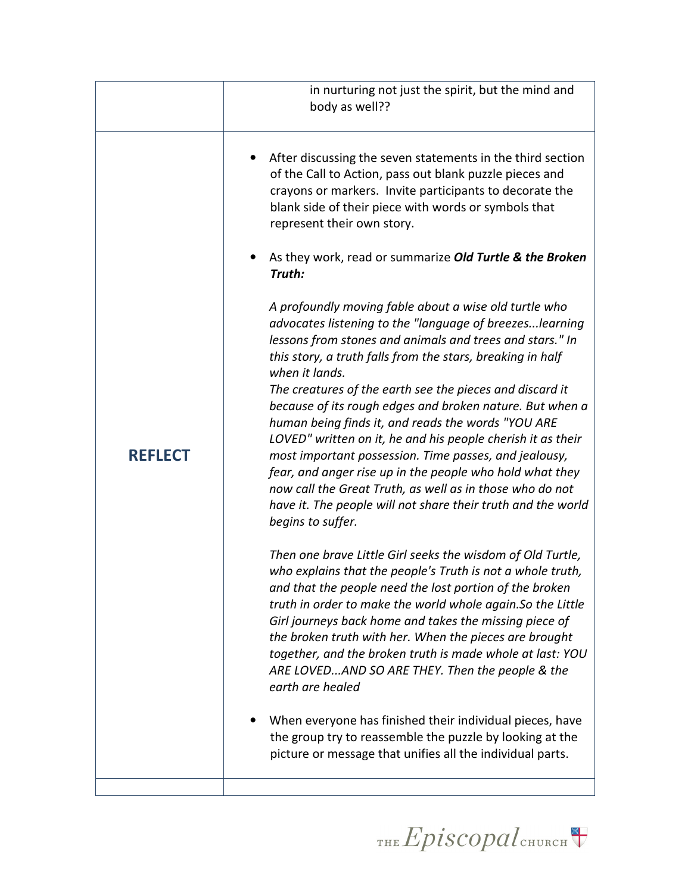| | |
|---|---|
| | in nurturing not just the spirit, but the mind and body as well?? |
| **REFLECT** | • After discussing the seven statements in the third section of the Call to Action, pass out blank puzzle pieces and crayons or markers. Invite participants to decorate the blank side of their piece with words or symbols that represent their own story.<br><br>• As they work, read or summarize ***Old Turtle & the Broken Truth:***<br><br>*A profoundly moving fable about a wise old turtle who advocates listening to the "language of breezes...learning lessons from stones and animals and trees and stars." In this story, a truth falls from the stars, breaking in half when it lands.*<br>*The creatures of the earth see the pieces and discard it because of its rough edges and broken nature. But when a human being finds it, and reads the words "YOU ARE LOVED" written on it, he and his people cherish it as their most important possession. Time passes, and jealousy, fear, and anger rise up in the people who hold what they now call the Great Truth, as well as in those who do not have it. The people will not share their truth and the world begins to suffer.*<br><br>*Then one brave Little Girl seeks the wisdom of Old Turtle, who explains that the people's Truth is not a whole truth, and that the people need the lost portion of the broken truth in order to make the world whole again.So the Little Girl journeys back home and takes the missing piece of the broken truth with her. When the pieces are brought together, and the broken truth is made whole at last: YOU ARE LOVED...AND SO ARE THEY. Then the people & the earth are healed*<br><br>• When everyone has finished their individual pieces, have the group try to reassemble the puzzle by looking at the picture or message that unifies all the individual parts. |
| | |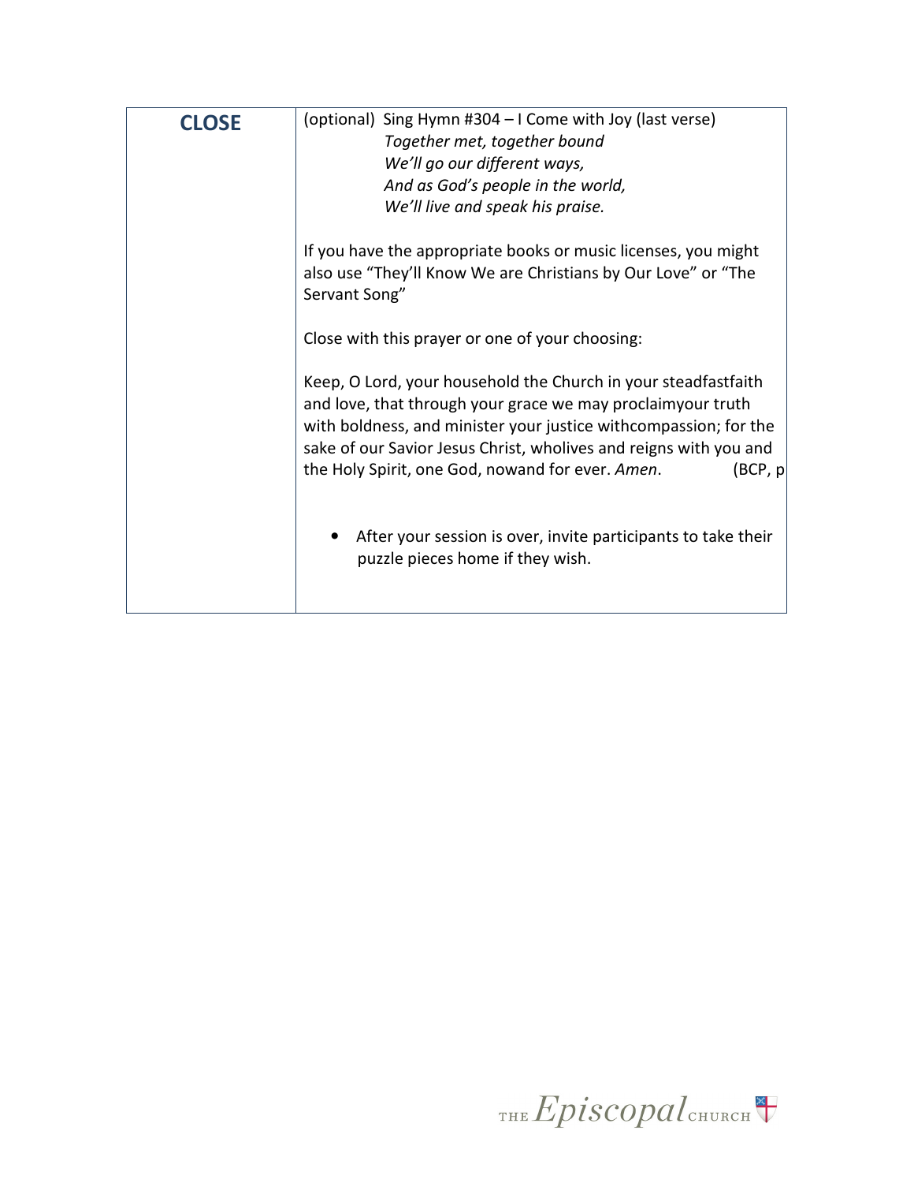| CLOSE | (optional) Sing Hymn #304 – I Come with Joy (last verse)<br>*Together met, together bound*<br>*We'll go our different ways,*<br>*And as God's people in the world,*<br>*We'll live and speak his praise.*<br><br>If you have the appropriate books or music licenses, you might also use "They'll Know We are Christians by Our Love" or "The Servant Song"<br><br>Close with this prayer or one of your choosing:<br><br>Keep, O Lord, your household the Church in your steadfastfaith and love, that through your grace we may proclaimyour truth with boldness, and minister your justice withcompassion; for the sake of our Savior Jesus Christ, wholives and reigns with you and the Holy Spirit, one God, nowand for ever. *Amen*. (BCP, p<br><br>• After your session is over, invite participants to take their puzzle pieces home if they wish. |
|---|---|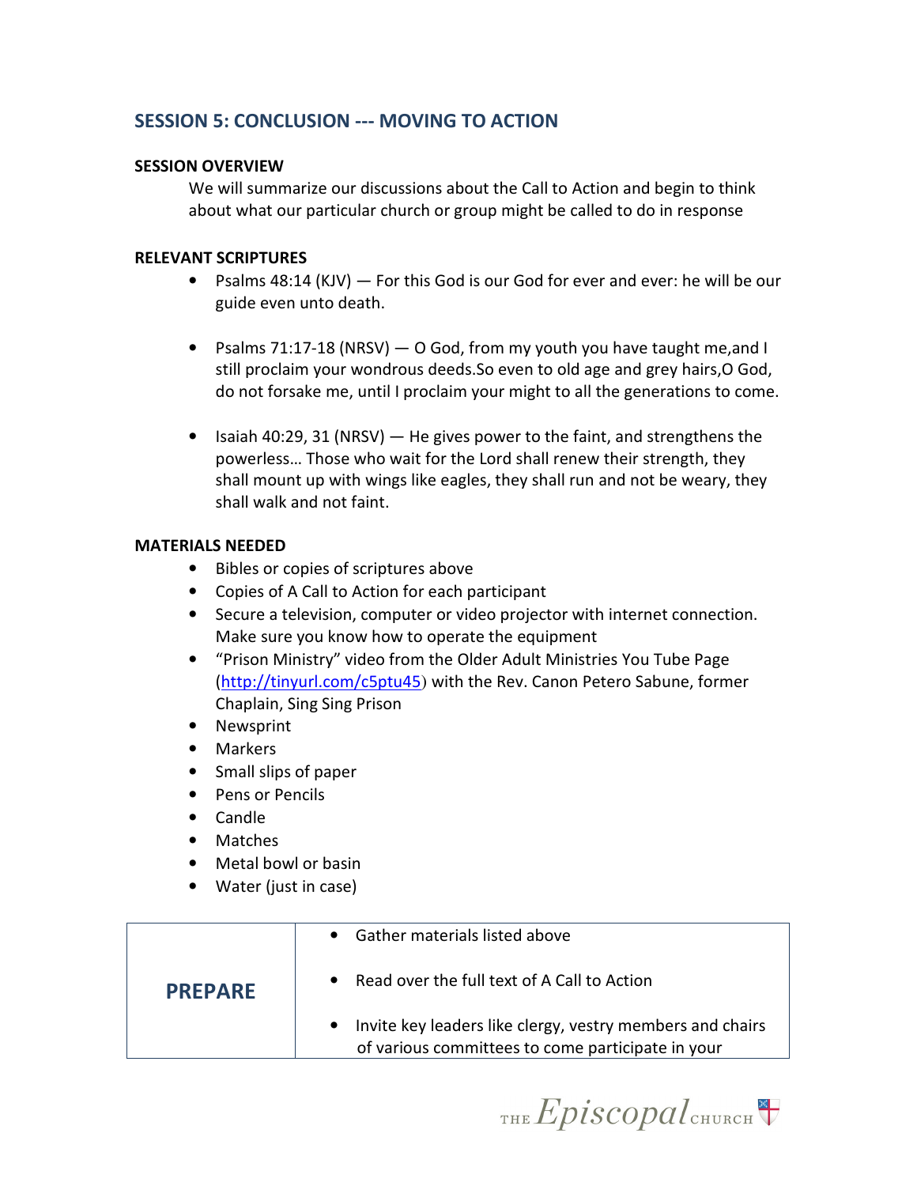## SESSION 5: CONCLUSION --- MOVING TO ACTION

**SESSION OVERVIEW**

We will summarize our discussions about the Call to Action and begin to think about what our particular church or group might be called to do in response

**RELEVANT SCRIPTURES**

- Psalms 48:14 (KJV) — For this God is our God for ever and ever: he will be our guide even unto death.
- Psalms 71:17-18 (NRSV) — O God, from my youth you have taught me,and I still proclaim your wondrous deeds.So even to old age and grey hairs,O God, do not forsake me, until I proclaim your might to all the generations to come.
- Isaiah 40:29, 31 (NRSV) — He gives power to the faint, and strengthens the powerless… Those who wait for the Lord shall renew their strength, they shall mount up with wings like eagles, they shall run and not be weary, they shall walk and not faint.

**MATERIALS NEEDED**

- Bibles or copies of scriptures above
- Copies of A Call to Action for each participant
- Secure a television, computer or video projector with internet connection. Make sure you know how to operate the equipment
- "Prison Ministry" video from the Older Adult Ministries You Tube Page (http://tinyurl.com/c5ptu45) with the Rev. Canon Petero Sabune, former Chaplain, Sing Sing Prison
- Newsprint
- Markers
- Small slips of paper
- Pens or Pencils
- Candle
- Matches
- Metal bowl or basin
- Water (just in case)

| | |
|---|---|
| **PREPARE** | • Gather materials listed above<br>• Read over the full text of A Call to Action<br>• Invite key leaders like clergy, vestry members and chairs of various committees to come participate in your |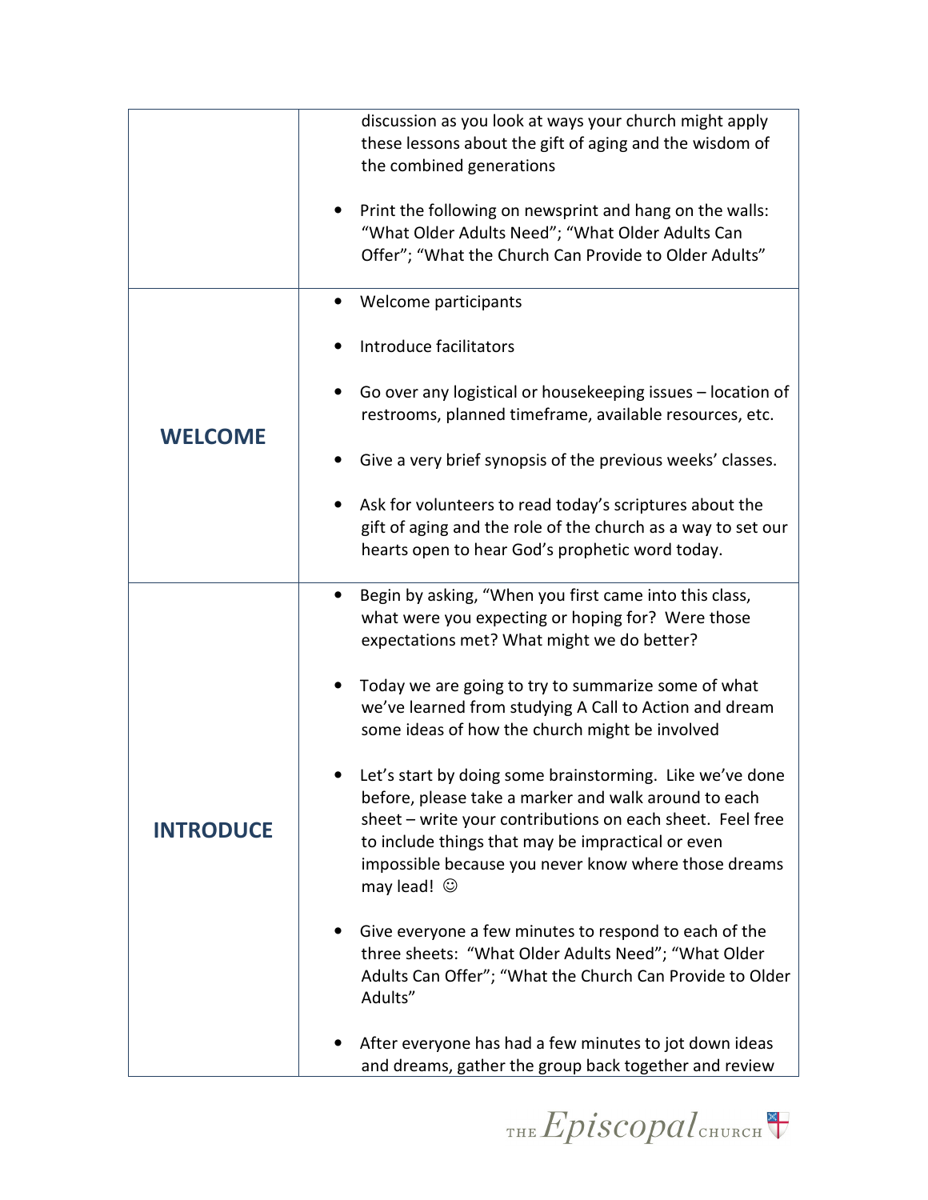| | |
|---|---|
| | discussion as you look at ways your church might apply these lessons about the gift of aging and the wisdom of the combined generations<br><br>• Print the following on newsprint and hang on the walls: "What Older Adults Need"; "What Older Adults Can Offer"; "What the Church Can Provide to Older Adults" |
| **WELCOME** | • Welcome participants<br><br>• Introduce facilitators<br><br>• Go over any logistical or housekeeping issues – location of restrooms, planned timeframe, available resources, etc.<br><br>• Give a very brief synopsis of the previous weeks' classes.<br><br>• Ask for volunteers to read today's scriptures about the gift of aging and the role of the church as a way to set our hearts open to hear God's prophetic word today. |
| **INTRODUCE** | • Begin by asking, "When you first came into this class, what were you expecting or hoping for? Were those expectations met? What might we do better?<br><br>• Today we are going to try to summarize some of what we've learned from studying A Call to Action and dream some ideas of how the church might be involved<br><br>• Let's start by doing some brainstorming. Like we've done before, please take a marker and walk around to each sheet – write your contributions on each sheet. Feel free to include things that may be impractical or even impossible because you never know where those dreams may lead! ☺<br><br>• Give everyone a few minutes to respond to each of the three sheets: "What Older Adults Need"; "What Older Adults Can Offer"; "What the Church Can Provide to Older Adults"<br><br>• After everyone has had a few minutes to jot down ideas and dreams, gather the group back together and review |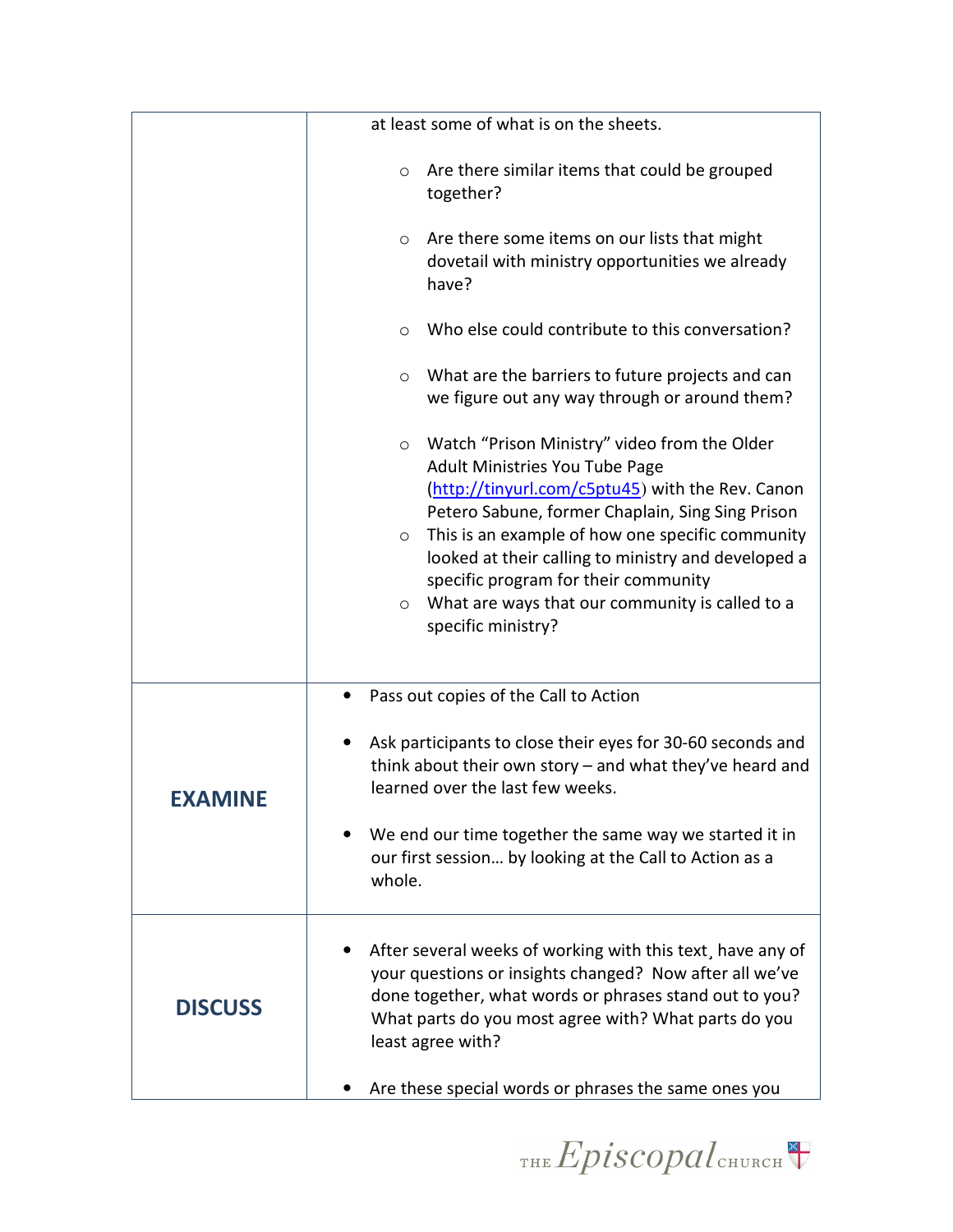| | |
|---|---|
| | at least some of what is on the sheets.<br><br>◦ Are there similar items that could be grouped together?<br><br>◦ Are there some items on our lists that might dovetail with ministry opportunities we already have?<br><br>◦ Who else could contribute to this conversation?<br><br>◦ What are the barriers to future projects and can we figure out any way through or around them?<br><br>◦ Watch "Prison Ministry" video from the Older Adult Ministries You Tube Page (http://tinyurl.com/c5ptu45) with the Rev. Canon Petero Sabune, former Chaplain, Sing Sing Prison<br>◦ This is an example of how one specific community looked at their calling to ministry and developed a specific program for their community<br>◦ What are ways that our community is called to a specific ministry? |
| **EXAMINE** | • Pass out copies of the Call to Action<br><br>• Ask participants to close their eyes for 30-60 seconds and think about their own story – and what they've heard and learned over the last few weeks.<br><br>• We end our time together the same way we started it in our first session… by looking at the Call to Action as a whole. |
| **DISCUSS** | • After several weeks of working with this text¸ have any of your questions or insights changed? Now after all we've done together, what words or phrases stand out to you? What parts do you most agree with? What parts do you least agree with?<br><br>• Are these special words or phrases the same ones you |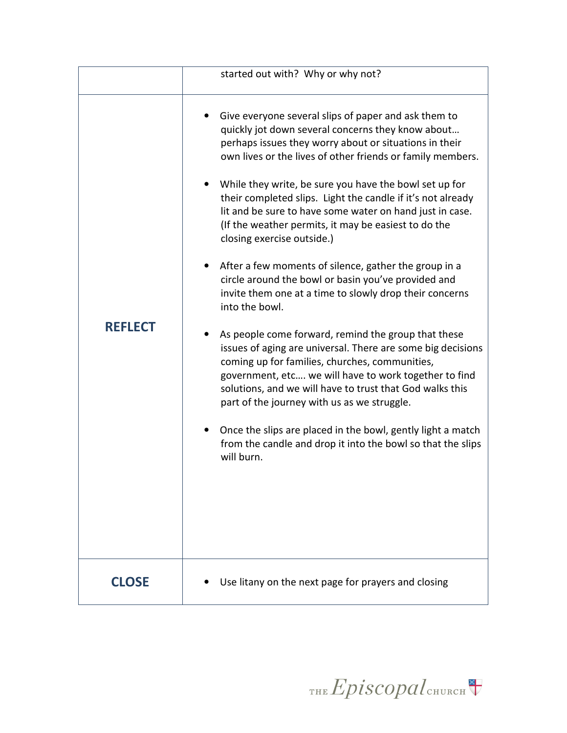| | |
|---|---|
| | started out with? Why or why not? |
| **REFLECT** | • Give everyone several slips of paper and ask them to quickly jot down several concerns they know about… perhaps issues they worry about or situations in their own lives or the lives of other friends or family members.<br><br>• While they write, be sure you have the bowl set up for their completed slips. Light the candle if it's not already lit and be sure to have some water on hand just in case. (If the weather permits, it may be easiest to do the closing exercise outside.)<br><br>• After a few moments of silence, gather the group in a circle around the bowl or basin you've provided and invite them one at a time to slowly drop their concerns into the bowl.<br><br>• As people come forward, remind the group that these issues of aging are universal. There are some big decisions coming up for families, churches, communities, government, etc…. we will have to work together to find solutions, and we will have to trust that God walks this part of the journey with us as we struggle.<br><br>• Once the slips are placed in the bowl, gently light a match from the candle and drop it into the bowl so that the slips will burn. |
| **CLOSE** | • Use litany on the next page for prayers and closing |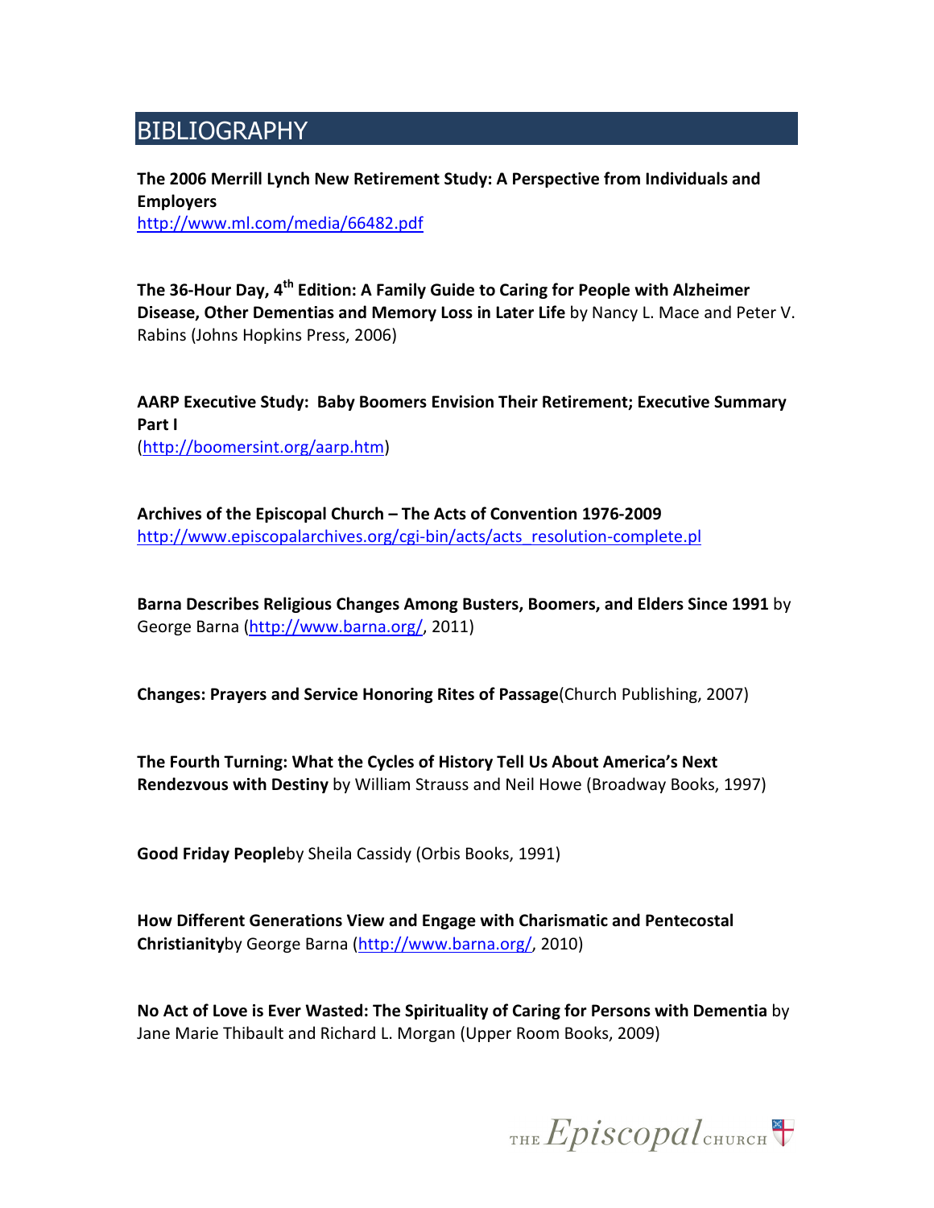# BIBLIOGRAPHY

**The 2006 Merrill Lynch New Retirement Study: A Perspective from Individuals and Employers**
http://www.ml.com/media/66482.pdf

**The 36-Hour Day, 4th Edition: A Family Guide to Caring for People with Alzheimer Disease, Other Dementias and Memory Loss in Later Life** by Nancy L. Mace and Peter V. Rabins (Johns Hopkins Press, 2006)

**AARP Executive Study: Baby Boomers Envision Their Retirement; Executive Summary Part I**
(http://boomersint.org/aarp.htm)

**Archives of the Episcopal Church – The Acts of Convention 1976-2009**
http://www.episcopalarchives.org/cgi-bin/acts/acts_resolution-complete.pl

**Barna Describes Religious Changes Among Busters, Boomers, and Elders Since 1991** by George Barna (http://www.barna.org/, 2011)

**Changes: Prayers and Service Honoring Rites of Passage**(Church Publishing, 2007)

**The Fourth Turning: What the Cycles of History Tell Us About America's Next Rendezvous with Destiny** by William Strauss and Neil Howe (Broadway Books, 1997)

**Good Friday People**by Sheila Cassidy (Orbis Books, 1991)

**How Different Generations View and Engage with Charismatic and Pentecostal Christianity**by George Barna (http://www.barna.org/, 2010)

**No Act of Love is Ever Wasted: The Spirituality of Caring for Persons with Dementia** by Jane Marie Thibault and Richard L. Morgan (Upper Room Books, 2009)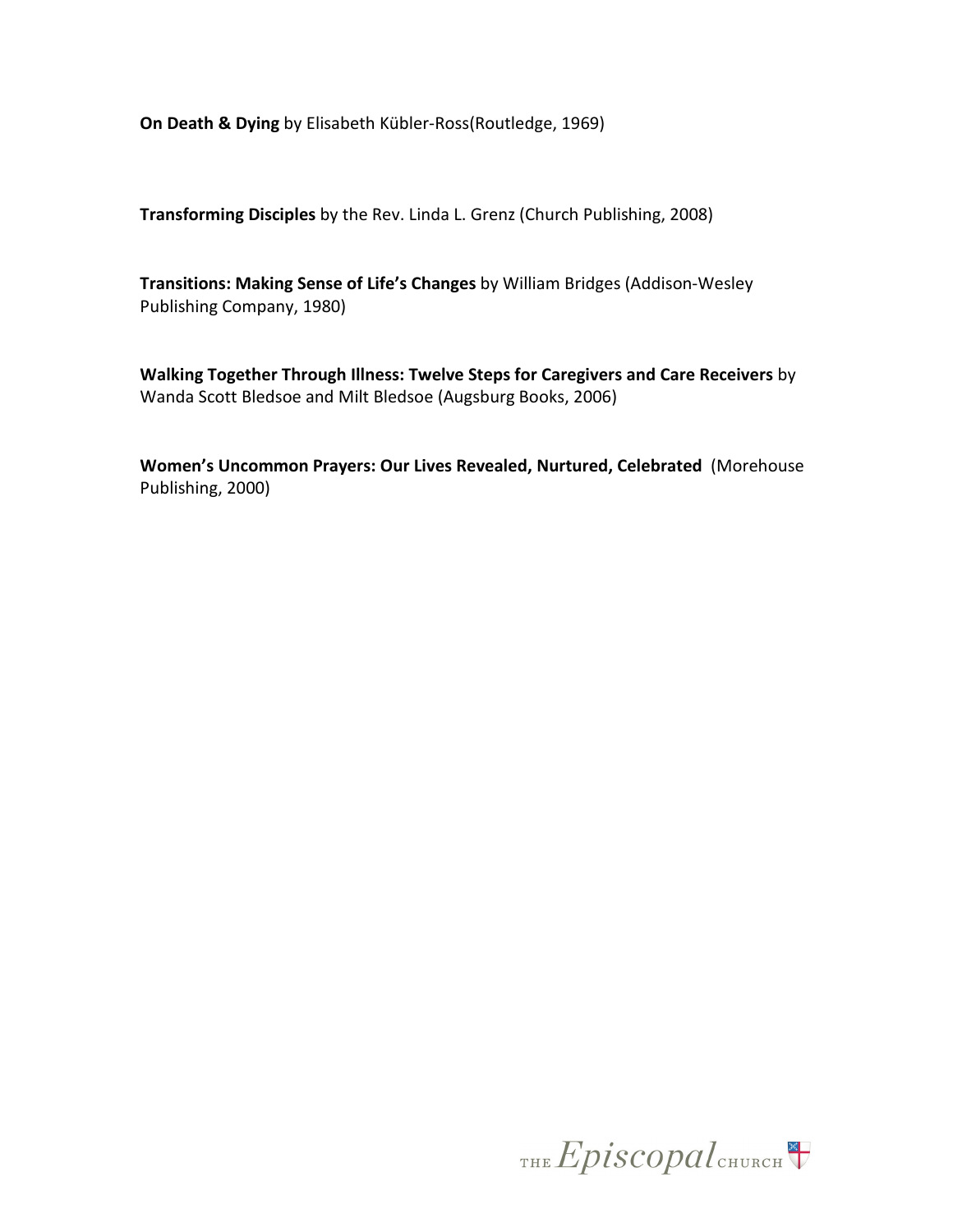**On Death & Dying** by Elisabeth Kübler-Ross(Routledge, 1969)

**Transforming Disciples** by the Rev. Linda L. Grenz (Church Publishing, 2008)

**Transitions: Making Sense of Life's Changes** by William Bridges (Addison-Wesley Publishing Company, 1980)

**Walking Together Through Illness: Twelve Steps for Caregivers and Care Receivers** by Wanda Scott Bledsoe and Milt Bledsoe (Augsburg Books, 2006)

**Women's Uncommon Prayers: Our Lives Revealed, Nurtured, Celebrated** (Morehouse Publishing, 2000)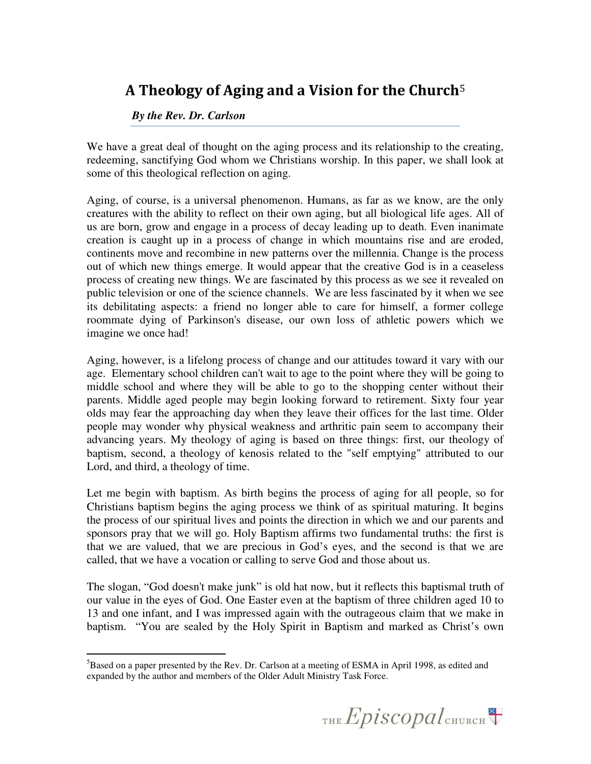## A Theology of Aging and a Vision for the Church[5]

***By the Rev. Dr. Carlson***

We have a great deal of thought on the aging process and its relationship to the creating, redeeming, sanctifying God whom we Christians worship. In this paper, we shall look at some of this theological reflection on aging.

Aging, of course, is a universal phenomenon. Humans, as far as we know, are the only creatures with the ability to reflect on their own aging, but all biological life ages. All of us are born, grow and engage in a process of decay leading up to death. Even inanimate creation is caught up in a process of change in which mountains rise and are eroded, continents move and recombine in new patterns over the millennia. Change is the process out of which new things emerge. It would appear that the creative God is in a ceaseless process of creating new things. We are fascinated by this process as we see it revealed on public television or one of the science channels. We are less fascinated by it when we see its debilitating aspects: a friend no longer able to care for himself, a former college roommate dying of Parkinson's disease, our own loss of athletic powers which we imagine we once had!

Aging, however, is a lifelong process of change and our attitudes toward it vary with our age. Elementary school children can't wait to age to the point where they will be going to middle school and where they will be able to go to the shopping center without their parents. Middle aged people may begin looking forward to retirement. Sixty four year olds may fear the approaching day when they leave their offices for the last time. Older people may wonder why physical weakness and arthritic pain seem to accompany their advancing years. My theology of aging is based on three things: first, our theology of baptism, second, a theology of kenosis related to the "self emptying" attributed to our Lord, and third, a theology of time.

Let me begin with baptism. As birth begins the process of aging for all people, so for Christians baptism begins the aging process we think of as spiritual maturing. It begins the process of our spiritual lives and points the direction in which we and our parents and sponsors pray that we will go. Holy Baptism affirms two fundamental truths: the first is that we are valued, that we are precious in God's eyes, and the second is that we are called, that we have a vocation or calling to serve God and those about us.

The slogan, "God doesn't make junk" is old hat now, but it reflects this baptismal truth of our value in the eyes of God. One Easter even at the baptism of three children aged 10 to 13 and one infant, and I was impressed again with the outrageous claim that we make in baptism. "You are sealed by the Holy Spirit in Baptism and marked as Christ's own

---

[5]Based on a paper presented by the Rev. Dr. Carlson at a meeting of ESMA in April 1998, as edited and expanded by the author and members of the Older Adult Ministry Task Force.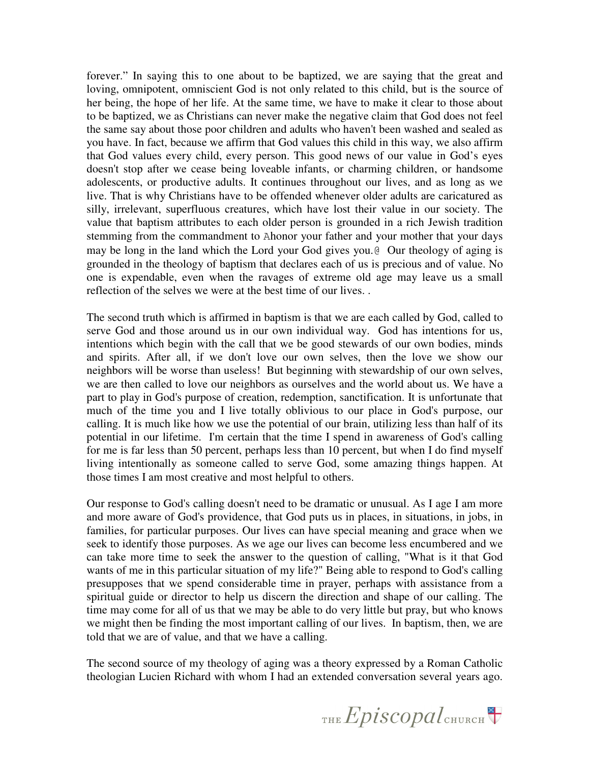forever." In saying this to one about to be baptized, we are saying that the great and loving, omnipotent, omniscient God is not only related to this child, but is the source of her being, the hope of her life. At the same time, we have to make it clear to those about to be baptized, we as Christians can never make the negative claim that God does not feel the same say about those poor children and adults who haven't been washed and sealed as you have. In fact, because we affirm that God values this child in this way, we also affirm that God values every child, every person. This good news of our value in God's eyes doesn't stop after we cease being loveable infants, or charming children, or handsome adolescents, or productive adults. It continues throughout our lives, and as long as we live. That is why Christians have to be offended whenever older adults are caricatured as silly, irrelevant, superfluous creatures, which have lost their value in our society. The value that baptism attributes to each older person is grounded in a rich Jewish tradition stemming from the commandment to Ahonor your father and your mother that your days may be long in the land which the Lord your God gives you.@ Our theology of aging is grounded in the theology of baptism that declares each of us is precious and of value. No one is expendable, even when the ravages of extreme old age may leave us a small reflection of the selves we were at the best time of our lives. .

The second truth which is affirmed in baptism is that we are each called by God, called to serve God and those around us in our own individual way. God has intentions for us, intentions which begin with the call that we be good stewards of our own bodies, minds and spirits. After all, if we don't love our own selves, then the love we show our neighbors will be worse than useless! But beginning with stewardship of our own selves, we are then called to love our neighbors as ourselves and the world about us. We have a part to play in God's purpose of creation, redemption, sanctification. It is unfortunate that much of the time you and I live totally oblivious to our place in God's purpose, our calling. It is much like how we use the potential of our brain, utilizing less than half of its potential in our lifetime. I'm certain that the time I spend in awareness of God's calling for me is far less than 50 percent, perhaps less than 10 percent, but when I do find myself living intentionally as someone called to serve God, some amazing things happen. At those times I am most creative and most helpful to others.

Our response to God's calling doesn't need to be dramatic or unusual. As I age I am more and more aware of God's providence, that God puts us in places, in situations, in jobs, in families, for particular purposes. Our lives can have special meaning and grace when we seek to identify those purposes. As we age our lives can become less encumbered and we can take more time to seek the answer to the question of calling, "What is it that God wants of me in this particular situation of my life?" Being able to respond to God's calling presupposes that we spend considerable time in prayer, perhaps with assistance from a spiritual guide or director to help us discern the direction and shape of our calling. The time may come for all of us that we may be able to do very little but pray, but who knows we might then be finding the most important calling of our lives. In baptism, then, we are told that we are of value, and that we have a calling.

The second source of my theology of aging was a theory expressed by a Roman Catholic theologian Lucien Richard with whom I had an extended conversation several years ago.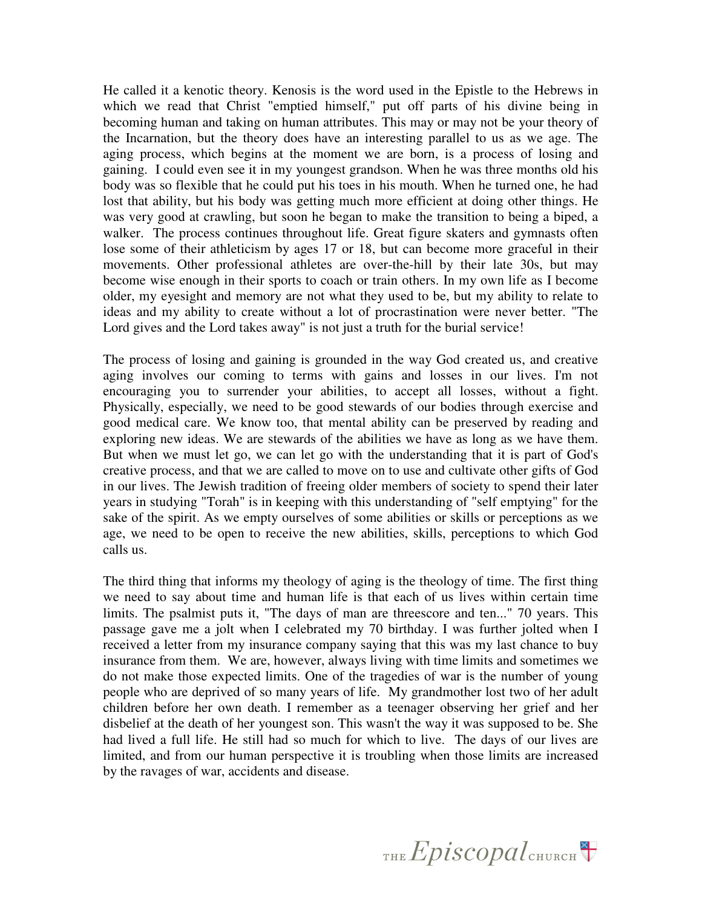He called it a kenotic theory. Kenosis is the word used in the Epistle to the Hebrews in which we read that Christ "emptied himself," put off parts of his divine being in becoming human and taking on human attributes. This may or may not be your theory of the Incarnation, but the theory does have an interesting parallel to us as we age. The aging process, which begins at the moment we are born, is a process of losing and gaining. I could even see it in my youngest grandson. When he was three months old his body was so flexible that he could put his toes in his mouth. When he turned one, he had lost that ability, but his body was getting much more efficient at doing other things. He was very good at crawling, but soon he began to make the transition to being a biped, a walker. The process continues throughout life. Great figure skaters and gymnasts often lose some of their athleticism by ages 17 or 18, but can become more graceful in their movements. Other professional athletes are over-the-hill by their late 30s, but may become wise enough in their sports to coach or train others. In my own life as I become older, my eyesight and memory are not what they used to be, but my ability to relate to ideas and my ability to create without a lot of procrastination were never better. "The Lord gives and the Lord takes away" is not just a truth for the burial service!

The process of losing and gaining is grounded in the way God created us, and creative aging involves our coming to terms with gains and losses in our lives. I'm not encouraging you to surrender your abilities, to accept all losses, without a fight. Physically, especially, we need to be good stewards of our bodies through exercise and good medical care. We know too, that mental ability can be preserved by reading and exploring new ideas. We are stewards of the abilities we have as long as we have them. But when we must let go, we can let go with the understanding that it is part of God's creative process, and that we are called to move on to use and cultivate other gifts of God in our lives. The Jewish tradition of freeing older members of society to spend their later years in studying "Torah" is in keeping with this understanding of "self emptying" for the sake of the spirit. As we empty ourselves of some abilities or skills or perceptions as we age, we need to be open to receive the new abilities, skills, perceptions to which God calls us.

The third thing that informs my theology of aging is the theology of time. The first thing we need to say about time and human life is that each of us lives within certain time limits. The psalmist puts it, "The days of man are threescore and ten..." 70 years. This passage gave me a jolt when I celebrated my 70 birthday. I was further jolted when I received a letter from my insurance company saying that this was my last chance to buy insurance from them. We are, however, always living with time limits and sometimes we do not make those expected limits. One of the tragedies of war is the number of young people who are deprived of so many years of life. My grandmother lost two of her adult children before her own death. I remember as a teenager observing her grief and her disbelief at the death of her youngest son. This wasn't the way it was supposed to be. She had lived a full life. He still had so much for which to live. The days of our lives are limited, and from our human perspective it is troubling when those limits are increased by the ravages of war, accidents and disease.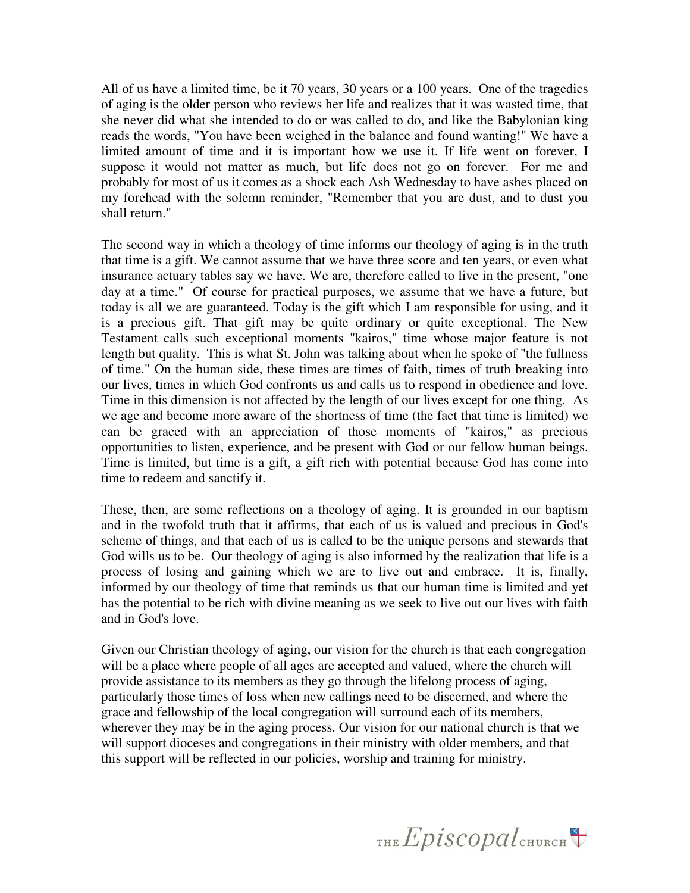All of us have a limited time, be it 70 years, 30 years or a 100 years. One of the tragedies of aging is the older person who reviews her life and realizes that it was wasted time, that she never did what she intended to do or was called to do, and like the Babylonian king reads the words, "You have been weighed in the balance and found wanting!" We have a limited amount of time and it is important how we use it. If life went on forever, I suppose it would not matter as much, but life does not go on forever. For me and probably for most of us it comes as a shock each Ash Wednesday to have ashes placed on my forehead with the solemn reminder, "Remember that you are dust, and to dust you shall return."

The second way in which a theology of time informs our theology of aging is in the truth that time is a gift. We cannot assume that we have three score and ten years, or even what insurance actuary tables say we have. We are, therefore called to live in the present, "one day at a time." Of course for practical purposes, we assume that we have a future, but today is all we are guaranteed. Today is the gift which I am responsible for using, and it is a precious gift. That gift may be quite ordinary or quite exceptional. The New Testament calls such exceptional moments "kairos," time whose major feature is not length but quality. This is what St. John was talking about when he spoke of "the fullness of time." On the human side, these times are times of faith, times of truth breaking into our lives, times in which God confronts us and calls us to respond in obedience and love. Time in this dimension is not affected by the length of our lives except for one thing. As we age and become more aware of the shortness of time (the fact that time is limited) we can be graced with an appreciation of those moments of "kairos," as precious opportunities to listen, experience, and be present with God or our fellow human beings. Time is limited, but time is a gift, a gift rich with potential because God has come into time to redeem and sanctify it.

These, then, are some reflections on a theology of aging. It is grounded in our baptism and in the twofold truth that it affirms, that each of us is valued and precious in God's scheme of things, and that each of us is called to be the unique persons and stewards that God wills us to be. Our theology of aging is also informed by the realization that life is a process of losing and gaining which we are to live out and embrace. It is, finally, informed by our theology of time that reminds us that our human time is limited and yet has the potential to be rich with divine meaning as we seek to live out our lives with faith and in God's love.

Given our Christian theology of aging, our vision for the church is that each congregation will be a place where people of all ages are accepted and valued, where the church will provide assistance to its members as they go through the lifelong process of aging, particularly those times of loss when new callings need to be discerned, and where the grace and fellowship of the local congregation will surround each of its members, wherever they may be in the aging process. Our vision for our national church is that we will support dioceses and congregations in their ministry with older members, and that this support will be reflected in our policies, worship and training for ministry.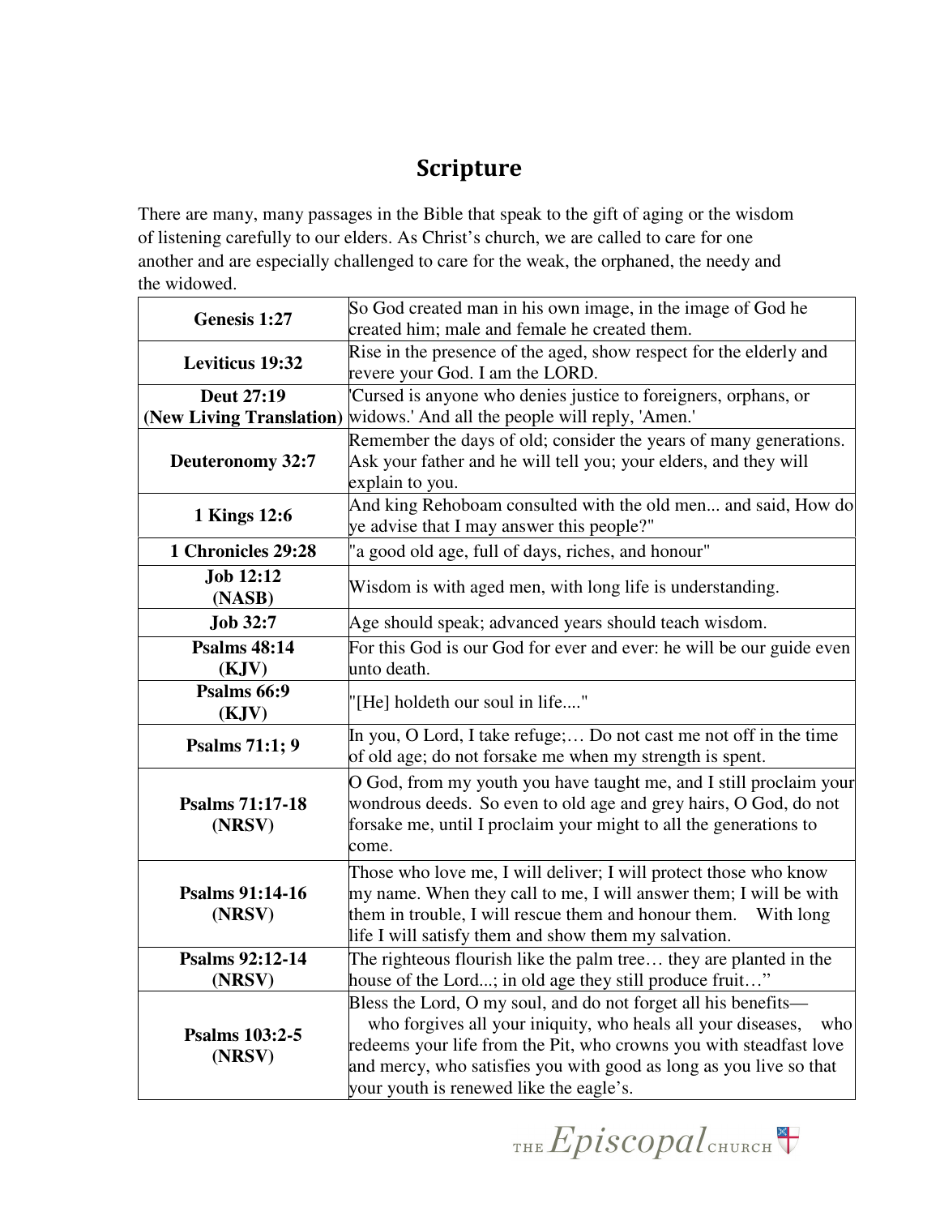# Scripture

There are many, many passages in the Bible that speak to the gift of aging or the wisdom of listening carefully to our elders. As Christ's church, we are called to care for one another and are especially challenged to care for the weak, the orphaned, the needy and the widowed.

| | |
|---|---|
| **Genesis 1:27** | So God created man in his own image, in the image of God he created him; male and female he created them. |
| **Leviticus 19:32** | Rise in the presence of the aged, show respect for the elderly and revere your God. I am the LORD. |
| **Deut 27:19 (New Living Translation)** | 'Cursed is anyone who denies justice to foreigners, orphans, or widows.' And all the people will reply, 'Amen.' |
| **Deuteronomy 32:7** | Remember the days of old; consider the years of many generations. Ask your father and he will tell you; your elders, and they will explain to you. |
| **1 Kings 12:6** | And king Rehoboam consulted with the old men... and said, How do ye advise that I may answer this people?" |
| **1 Chronicles 29:28** | "a good old age, full of days, riches, and honour" |
| **Job 12:12 (NASB)** | Wisdom is with aged men, with long life is understanding. |
| **Job 32:7** | Age should speak; advanced years should teach wisdom. |
| **Psalms 48:14 (KJV)** | For this God is our God for ever and ever: he will be our guide even unto death. |
| **Psalms 66:9 (KJV)** | "[He] holdeth our soul in life...." |
| **Psalms 71:1; 9** | In you, O Lord, I take refuge;… Do not cast me not off in the time of old age; do not forsake me when my strength is spent. |
| **Psalms 71:17-18 (NRSV)** | O God, from my youth you have taught me, and I still proclaim your wondrous deeds. So even to old age and grey hairs, O God, do not forsake me, until I proclaim your might to all the generations to come. |
| **Psalms 91:14-16 (NRSV)** | Those who love me, I will deliver; I will protect those who know my name. When they call to me, I will answer them; I will be with them in trouble, I will rescue them and honour them. With long life I will satisfy them and show them my salvation. |
| **Psalms 92:12-14 (NRSV)** | The righteous flourish like the palm tree… they are planted in the house of the Lord...; in old age they still produce fruit…" |
| **Psalms 103:2-5 (NRSV)** | Bless the Lord, O my soul, and do not forget all his benefits— who forgives all your iniquity, who heals all your diseases, who redeems your life from the Pit, who crowns you with steadfast love and mercy, who satisfies you with good as long as you live so that your youth is renewed like the eagle's. |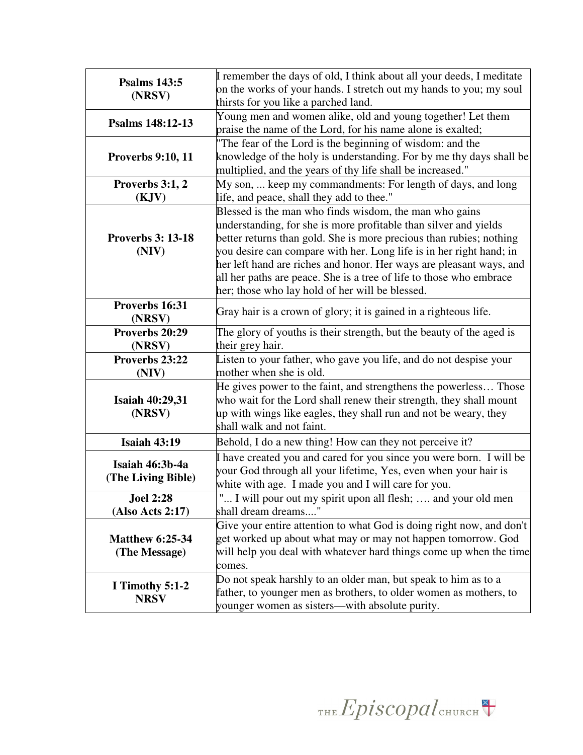| | |
|---|---|
| **Psalms 143:5 (NRSV)** | I remember the days of old, I think about all your deeds, I meditate on the works of your hands. I stretch out my hands to you; my soul thirsts for you like a parched land. |
| **Psalms 148:12-13** | Young men and women alike, old and young together! Let them praise the name of the Lord, for his name alone is exalted; |
| **Proverbs 9:10, 11** | "The fear of the Lord is the beginning of wisdom: and the knowledge of the holy is understanding. For by me thy days shall be multiplied, and the years of thy life shall be increased." |
| **Proverbs 3:1, 2 (KJV)** | My son, ... keep my commandments: For length of days, and long life, and peace, shall they add to thee." |
| **Proverbs 3: 13-18 (NIV)** | Blessed is the man who finds wisdom, the man who gains understanding, for she is more profitable than silver and yields better returns than gold. She is more precious than rubies; nothing you desire can compare with her. Long life is in her right hand; in her left hand are riches and honor. Her ways are pleasant ways, and all her paths are peace. She is a tree of life to those who embrace her; those who lay hold of her will be blessed. |
| **Proverbs 16:31 (NRSV)** | Gray hair is a crown of glory; it is gained in a righteous life. |
| **Proverbs 20:29 (NRSV)** | The glory of youths is their strength, but the beauty of the aged is their grey hair. |
| **Proverbs 23:22 (NIV)** | Listen to your father, who gave you life, and do not despise your mother when she is old. |
| **Isaiah 40:29,31 (NRSV)** | He gives power to the faint, and strengthens the powerless… Those who wait for the Lord shall renew their strength, they shall mount up with wings like eagles, they shall run and not be weary, they shall walk and not faint. |
| **Isaiah 43:19** | Behold, I do a new thing! How can they not perceive it? |
| **Isaiah 46:3b-4a (The Living Bible)** | I have created you and cared for you since you were born. I will be your God through all your lifetime, Yes, even when your hair is white with age. I made you and I will care for you. |
| **Joel 2:28 (Also Acts 2:17)** | "... I will pour out my spirit upon all flesh; …. and your old men shall dream dreams...." |
| **Matthew 6:25-34 (The Message)** | Give your entire attention to what God is doing right now, and don't get worked up about what may or may not happen tomorrow. God will help you deal with whatever hard things come up when the time comes. |
| **I Timothy 5:1-2 NRSV** | Do not speak harshly to an older man, but speak to him as to a father, to younger men as brothers, to older women as mothers, to younger women as sisters—with absolute purity. |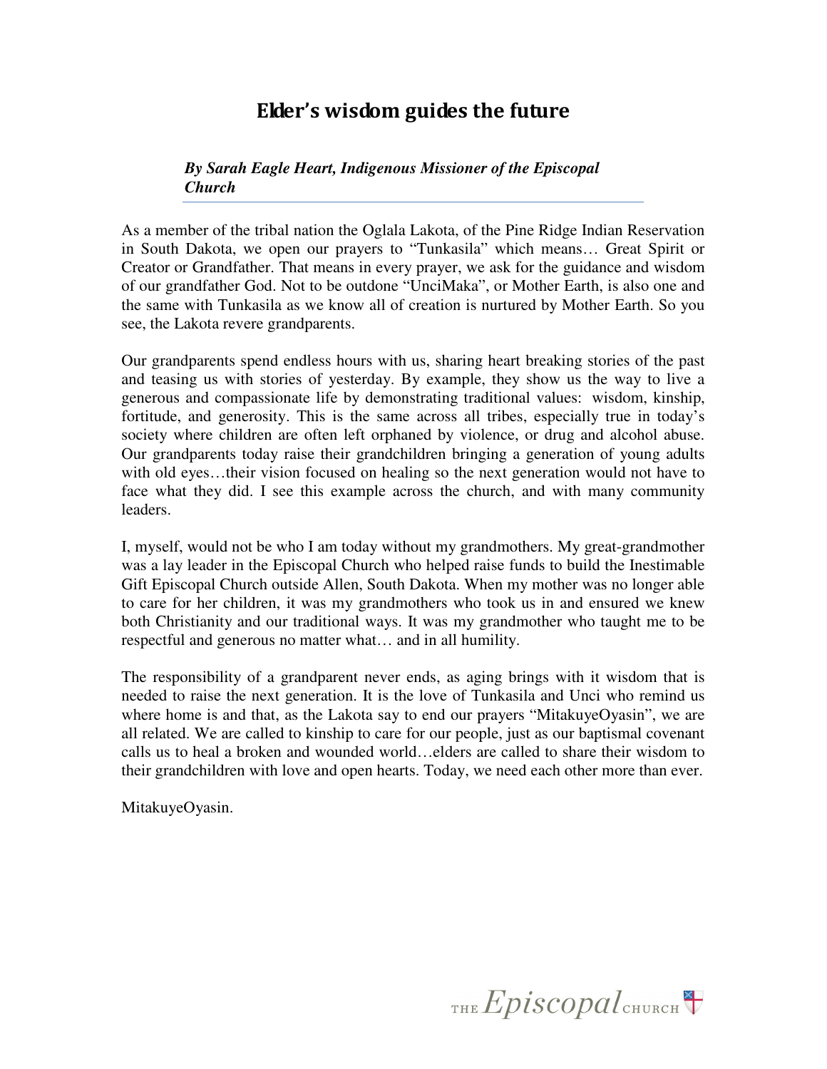# Elder's wisdom guides the future

***By Sarah Eagle Heart, Indigenous Missioner of the Episcopal Church***

As a member of the tribal nation the Oglala Lakota, of the Pine Ridge Indian Reservation in South Dakota, we open our prayers to "Tunkasila" which means… Great Spirit or Creator or Grandfather. That means in every prayer, we ask for the guidance and wisdom of our grandfather God. Not to be outdone "UnciMaka", or Mother Earth, is also one and the same with Tunkasila as we know all of creation is nurtured by Mother Earth. So you see, the Lakota revere grandparents.

Our grandparents spend endless hours with us, sharing heart breaking stories of the past and teasing us with stories of yesterday. By example, they show us the way to live a generous and compassionate life by demonstrating traditional values: wisdom, kinship, fortitude, and generosity. This is the same across all tribes, especially true in today's society where children are often left orphaned by violence, or drug and alcohol abuse. Our grandparents today raise their grandchildren bringing a generation of young adults with old eyes…their vision focused on healing so the next generation would not have to face what they did. I see this example across the church, and with many community leaders.

I, myself, would not be who I am today without my grandmothers. My great-grandmother was a lay leader in the Episcopal Church who helped raise funds to build the Inestimable Gift Episcopal Church outside Allen, South Dakota. When my mother was no longer able to care for her children, it was my grandmothers who took us in and ensured we knew both Christianity and our traditional ways. It was my grandmother who taught me to be respectful and generous no matter what… and in all humility.

The responsibility of a grandparent never ends, as aging brings with it wisdom that is needed to raise the next generation. It is the love of Tunkasila and Unci who remind us where home is and that, as the Lakota say to end our prayers "MitakuyeOyasin", we are all related. We are called to kinship to care for our people, just as our baptismal covenant calls us to heal a broken and wounded world…elders are called to share their wisdom to their grandchildren with love and open hearts. Today, we need each other more than ever.

MitakuyeOyasin.